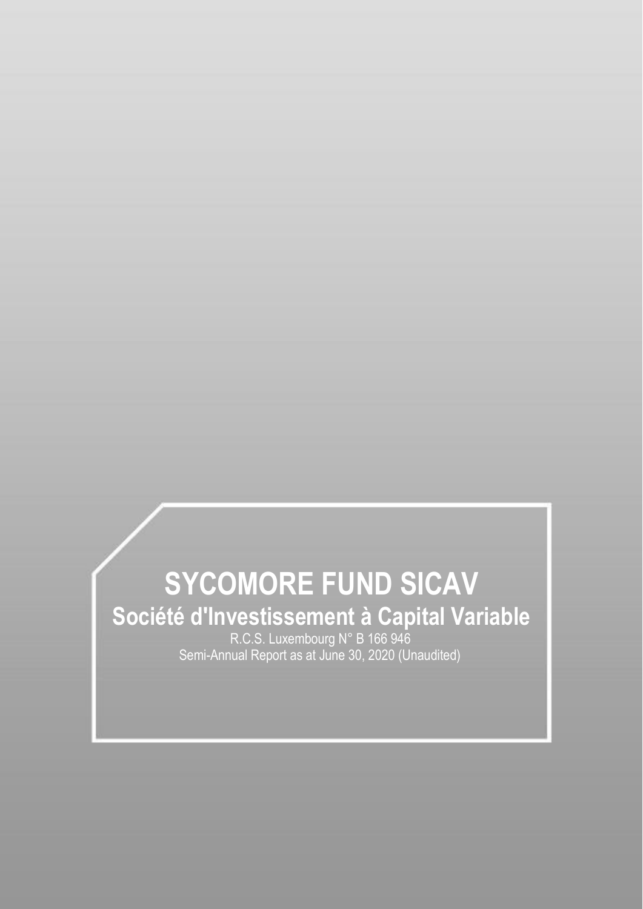# SYCOMORE FUND SICAV

## Société d'Investissement à Capital Variable

R.C.S. Luxembourg N° B 166 946

Semi-Annual Report as at June 30, 2020 (Unaudited)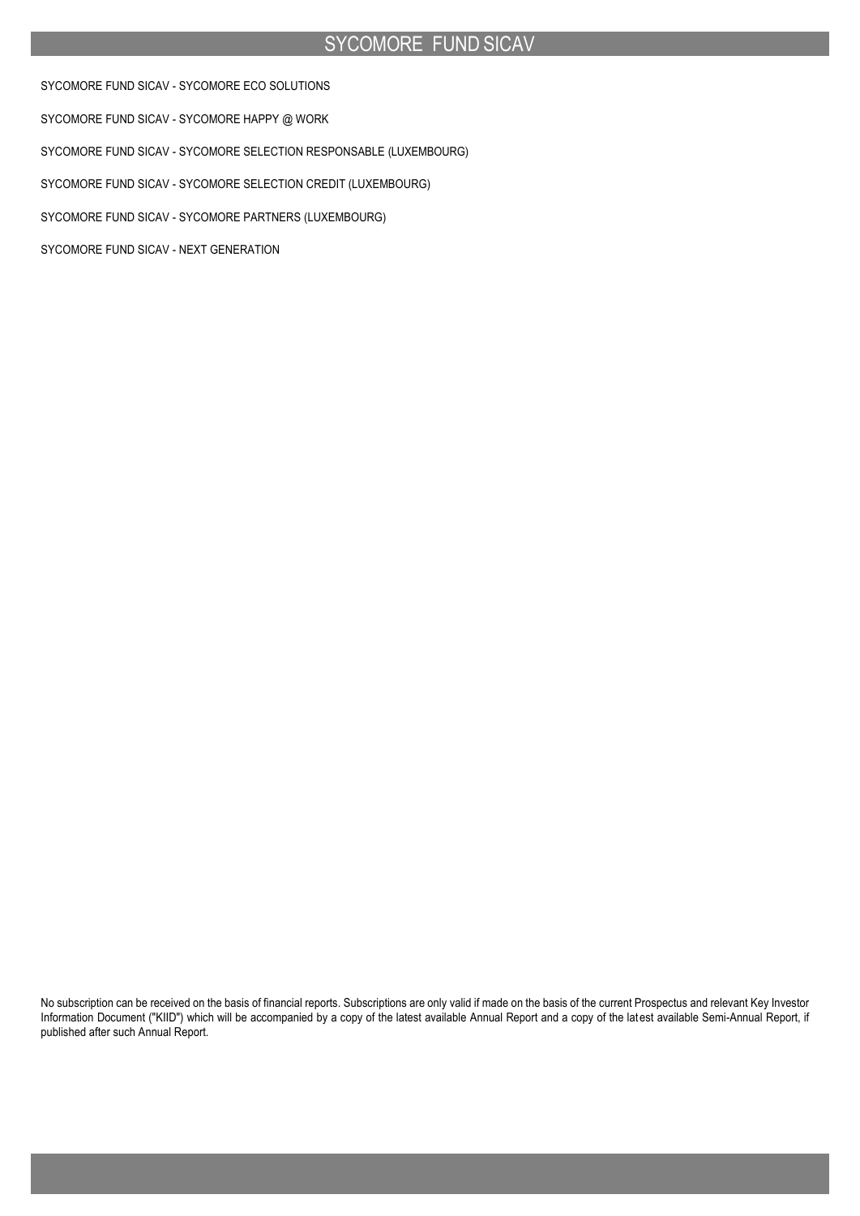# SYCOMORE FUND SICAV

SYCOMORE FUND SICAV - SYCOMORE ECO SOLUTIONS

SYCOMORE FUND SICAV - SYCOMORE HAPPY @ WORK

SYCOMORE FUND SICAV - SYCOMORE SELECTION RESPONSABLE (LUXEMBOURG)

SYCOMORE FUND SICAV - SYCOMORE SELECTION CREDIT (LUXEMBOURG)

SYCOMORE FUND SICAV - SYCOMORE PARTNERS (LUXEMBOURG)

SYCOMORE FUND SICAV - NEXT GENERATION

No subscription can be received on the basis of financial reports. Subscriptions are only valid if made on the basis of the current Prospectus and relevant Key Investor Information Document ("KIID") which will be accompanied by a copy of the latest available Annual Report and a copy of the latest available Semi-Annual Report, if published after such Annual Report.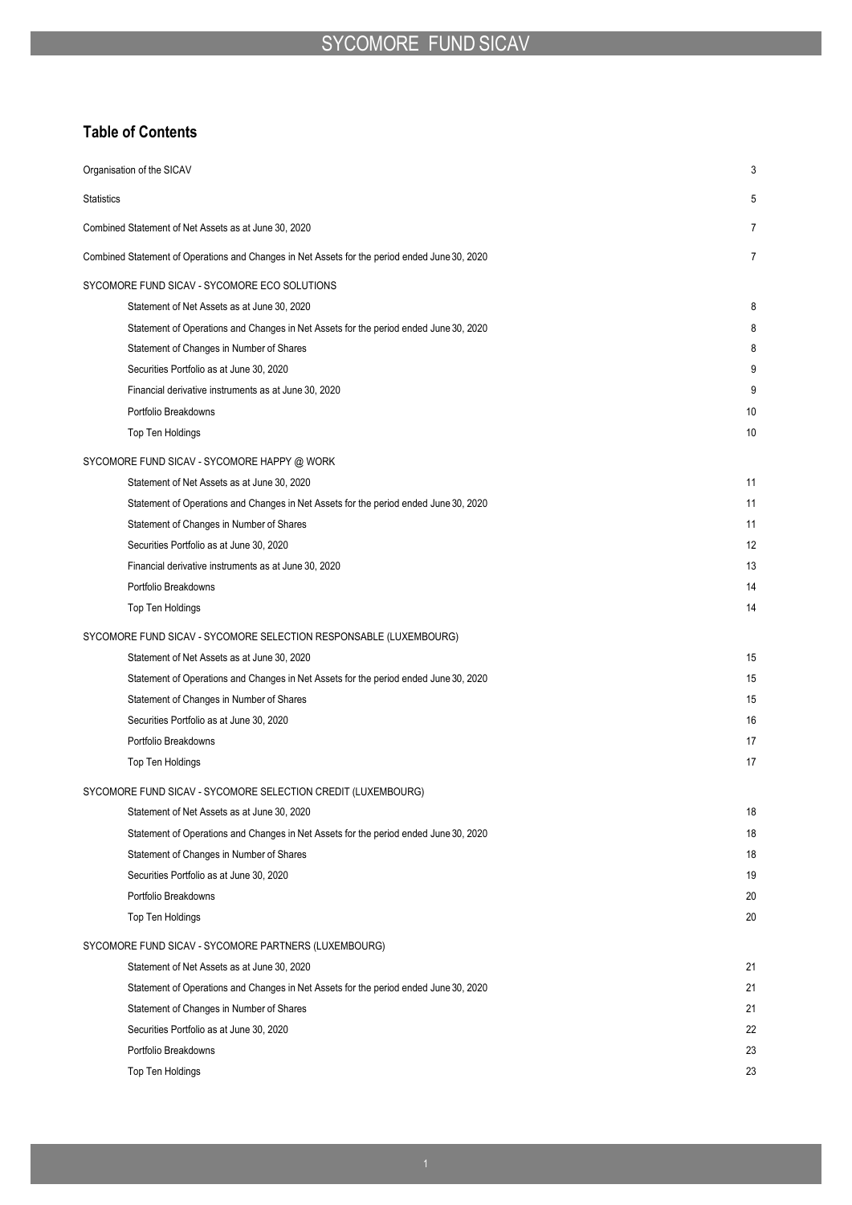## Table of Contents

| | |
|---|---|
| Organisation of the SICAV | 3 |
| Statistics | 5 |
| Combined Statement of Net Assets as at June 30, 2020 | 7 |
| Combined Statement of Operations and Changes in Net Assets for the period ended June 30, 2020 | 7 |
| **SYCOMORE FUND SICAV - SYCOMORE ECO SOLUTIONS** | |
| Statement of Net Assets as at June 30, 2020 | 8 |
| Statement of Operations and Changes in Net Assets for the period ended June 30, 2020 | 8 |
| Statement of Changes in Number of Shares | 8 |
| Securities Portfolio as at June 30, 2020 | 9 |
| Financial derivative instruments as at June 30, 2020 | 9 |
| Portfolio Breakdowns | 10 |
| Top Ten Holdings | 10 |
| **SYCOMORE FUND SICAV - SYCOMORE HAPPY @ WORK** | |
| Statement of Net Assets as at June 30, 2020 | 11 |
| Statement of Operations and Changes in Net Assets for the period ended June 30, 2020 | 11 |
| Statement of Changes in Number of Shares | 11 |
| Securities Portfolio as at June 30, 2020 | 12 |
| Financial derivative instruments as at June 30, 2020 | 13 |
| Portfolio Breakdowns | 14 |
| Top Ten Holdings | 14 |
| **SYCOMORE FUND SICAV - SYCOMORE SELECTION RESPONSABLE (LUXEMBOURG)** | |
| Statement of Net Assets as at June 30, 2020 | 15 |
| Statement of Operations and Changes in Net Assets for the period ended June 30, 2020 | 15 |
| Statement of Changes in Number of Shares | 15 |
| Securities Portfolio as at June 30, 2020 | 16 |
| Portfolio Breakdowns | 17 |
| Top Ten Holdings | 17 |
| **SYCOMORE FUND SICAV - SYCOMORE SELECTION CREDIT (LUXEMBOURG)** | |
| Statement of Net Assets as at June 30, 2020 | 18 |
| Statement of Operations and Changes in Net Assets for the period ended June 30, 2020 | 18 |
| Statement of Changes in Number of Shares | 18 |
| Securities Portfolio as at June 30, 2020 | 19 |
| Portfolio Breakdowns | 20 |
| Top Ten Holdings | 20 |
| **SYCOMORE FUND SICAV - SYCOMORE PARTNERS (LUXEMBOURG)** | |
| Statement of Net Assets as at June 30, 2020 | 21 |
| Statement of Operations and Changes in Net Assets for the period ended June 30, 2020 | 21 |
| Statement of Changes in Number of Shares | 21 |
| Securities Portfolio as at June 30, 2020 | 22 |
| Portfolio Breakdowns | 23 |
| Top Ten Holdings | 23 |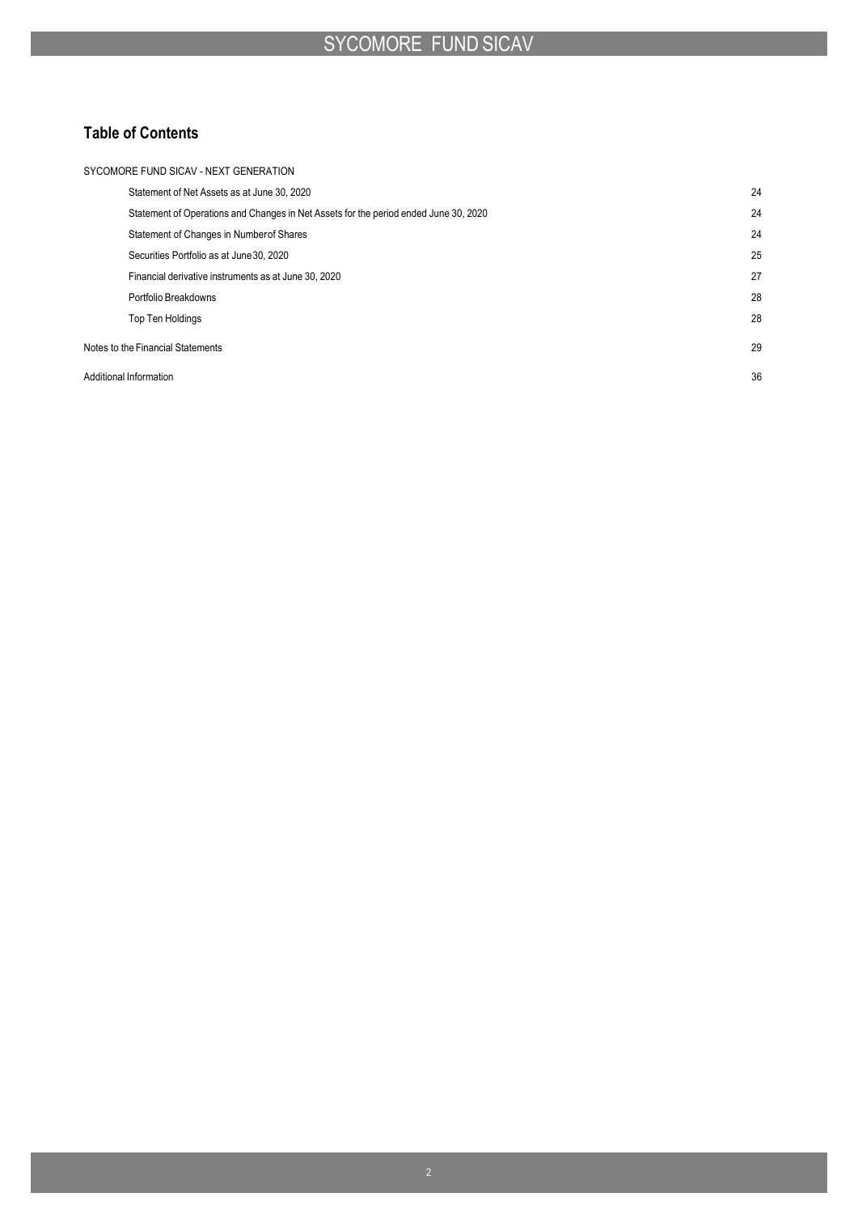## Table of Contents

| | |
|---|---|
| SYCOMORE FUND SICAV - NEXT GENERATION | |
| Statement of Net Assets as at June 30, 2020 | 24 |
| Statement of Operations and Changes in Net Assets for the period ended June 30, 2020 | 24 |
| Statement of Changes in Number of Shares | 24 |
| Securities Portfolio as at June 30, 2020 | 25 |
| Financial derivative instruments as at June 30, 2020 | 27 |
| Portfolio Breakdowns | 28 |
| Top Ten Holdings | 28 |
| Notes to the Financial Statements | 29 |
| Additional Information | 36 |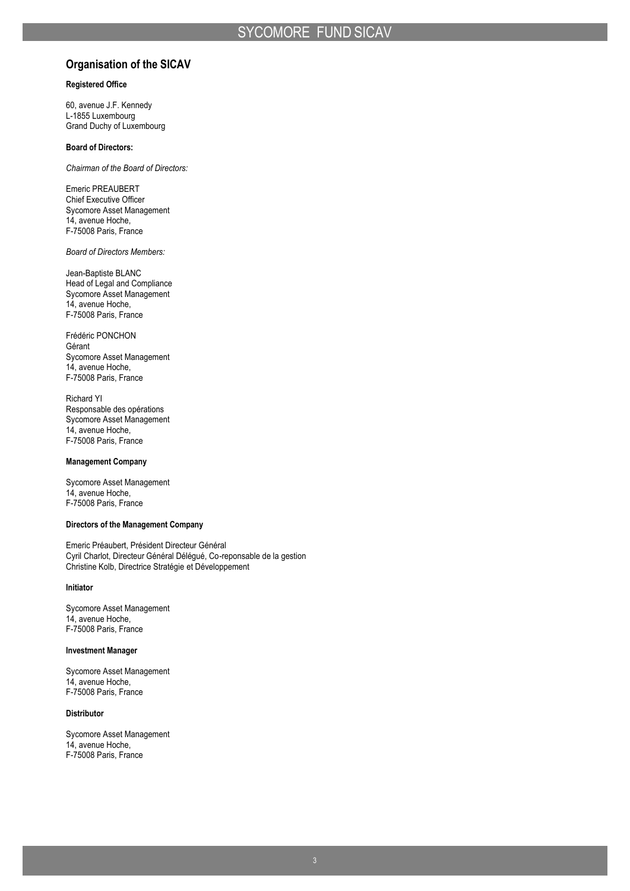## Organisation of the SICAV

**Registered Office**

60, avenue J.F. Kennedy
L-1855 Luxembourg
Grand Duchy of Luxembourg

**Board of Directors:**

*Chairman of the Board of Directors:*

Emeric PREAUBERT
Chief Executive Officer
Sycomore Asset Management
14, avenue Hoche,
F-75008 Paris, France

*Board of Directors Members:*

Jean-Baptiste BLANC
Head of Legal and Compliance
Sycomore Asset Management
14, avenue Hoche,
F-75008 Paris, France

Frédéric PONCHON
Gérant
Sycomore Asset Management
14, avenue Hoche,
F-75008 Paris, France

Richard YI
Responsable des opérations
Sycomore Asset Management
14, avenue Hoche,
F-75008 Paris, France

**Management Company**

Sycomore Asset Management
14, avenue Hoche,
F-75008 Paris, France

**Directors of the Management Company**

Emeric Préaubert, Président Directeur Général
Cyril Charlot, Directeur Général Délégué, Co-reponsable de la gestion
Christine Kolb, Directrice Stratégie et Développement

**Initiator**

Sycomore Asset Management
14, avenue Hoche,
F-75008 Paris, France

**Investment Manager**

Sycomore Asset Management
14, avenue Hoche,
F-75008 Paris, France

**Distributor**

Sycomore Asset Management
14, avenue Hoche,
F-75008 Paris, France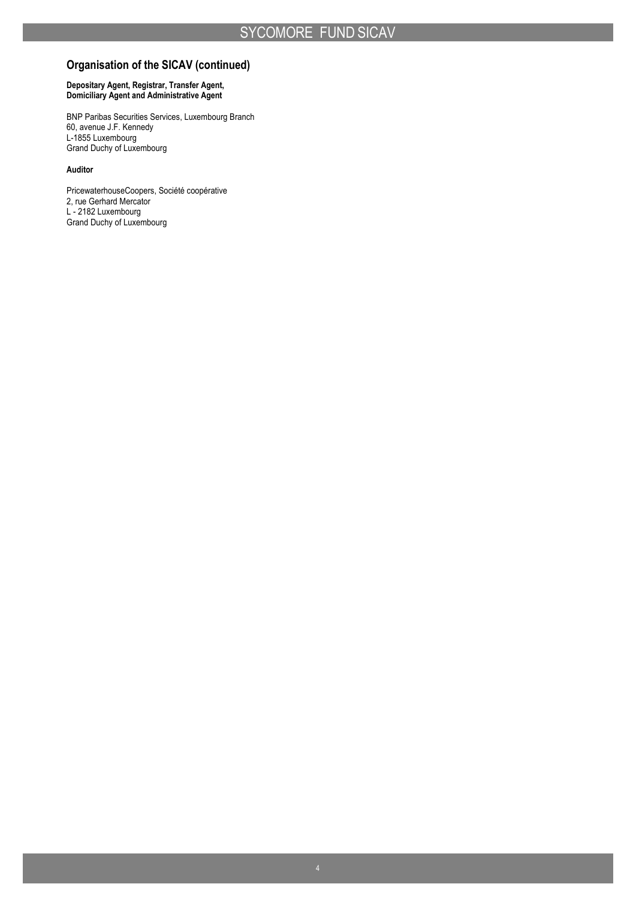## Organisation of the SICAV (continued)

**Depositary Agent, Registrar, Transfer Agent, Domiciliary Agent and Administrative Agent**

BNP Paribas Securities Services, Luxembourg Branch
60, avenue J.F. Kennedy
L-1855 Luxembourg
Grand Duchy of Luxembourg

**Auditor**

PricewaterhouseCoopers, Société coopérative
2, rue Gerhard Mercator
L - 2182 Luxembourg
Grand Duchy of Luxembourg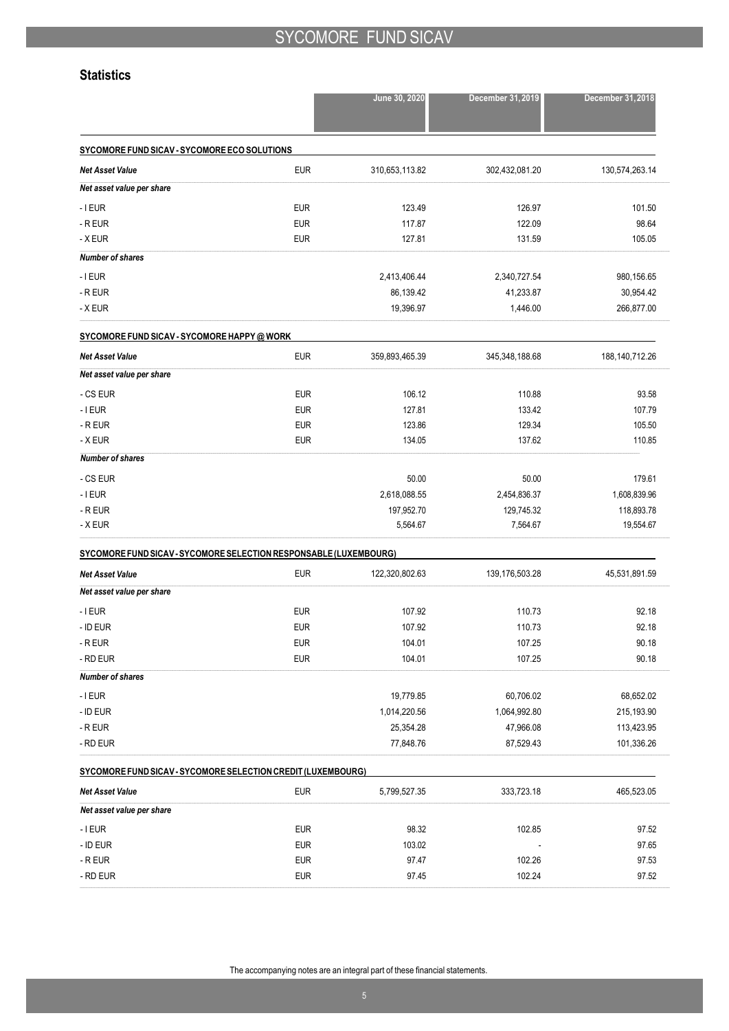## Statistics

| | | June 30, 2020 | December 31, 2019 | December 31, 2018 |
|---|---|---|---|---|
| **SYCOMORE FUND SICAV - SYCOMORE ECO SOLUTIONS** | | | | |
| ***Net Asset Value*** | EUR | 310,653,113.82 | 302,432,081.20 | 130,574,263.14 |
| ***Net asset value per share*** | | | | |
| - I EUR | EUR | 123.49 | 126.97 | 101.50 |
| - R EUR | EUR | 117.87 | 122.09 | 98.64 |
| - X EUR | EUR | 127.81 | 131.59 | 105.05 |
| ***Number of shares*** | | | | |
| - I EUR | | 2,413,406.44 | 2,340,727.54 | 980,156.65 |
| - R EUR | | 86,139.42 | 41,233.87 | 30,954.42 |
| - X EUR | | 19,396.97 | 1,446.00 | 266,877.00 |
| **SYCOMORE FUND SICAV - SYCOMORE HAPPY @ WORK** | | | | |
| ***Net Asset Value*** | EUR | 359,893,465.39 | 345,348,188.68 | 188,140,712.26 |
| ***Net asset value per share*** | | | | |
| - CS EUR | EUR | 106.12 | 110.88 | 93.58 |
| - I EUR | EUR | 127.81 | 133.42 | 107.79 |
| - R EUR | EUR | 123.86 | 129.34 | 105.50 |
| - X EUR | EUR | 134.05 | 137.62 | 110.85 |
| ***Number of shares*** | | | | |
| - CS EUR | | 50.00 | 50.00 | 179.61 |
| - I EUR | | 2,618,088.55 | 2,454,836.37 | 1,608,839.96 |
| - R EUR | | 197,952.70 | 129,745.32 | 118,893.78 |
| - X EUR | | 5,564.67 | 7,564.67 | 19,554.67 |
| **SYCOMORE FUND SICAV - SYCOMORE SELECTION RESPONSABLE (LUXEMBOURG)** | | | | |
| ***Net Asset Value*** | EUR | 122,320,802.63 | 139,176,503.28 | 45,531,891.59 |
| ***Net asset value per share*** | | | | |
| - I EUR | EUR | 107.92 | 110.73 | 92.18 |
| - ID EUR | EUR | 107.92 | 110.73 | 92.18 |
| - R EUR | EUR | 104.01 | 107.25 | 90.18 |
| - RD EUR | EUR | 104.01 | 107.25 | 90.18 |
| ***Number of shares*** | | | | |
| - I EUR | | 19,779.85 | 60,706.02 | 68,652.02 |
| - ID EUR | | 1,014,220.56 | 1,064,992.80 | 215,193.90 |
| - R EUR | | 25,354.28 | 47,966.08 | 113,423.95 |
| - RD EUR | | 77,848.76 | 87,529.43 | 101,336.26 |
| **SYCOMORE FUND SICAV - SYCOMORE SELECTION CREDIT (LUXEMBOURG)** | | | | |
| ***Net Asset Value*** | EUR | 5,799,527.35 | 333,723.18 | 465,523.05 |
| ***Net asset value per share*** | | | | |
| - I EUR | EUR | 98.32 | 102.85 | 97.52 |
| - ID EUR | EUR | 103.02 | - | 97.65 |
| - R EUR | EUR | 97.47 | 102.26 | 97.53 |
| - RD EUR | EUR | 97.45 | 102.24 | 97.52 |

The accompanying notes are an integral part of these financial statements.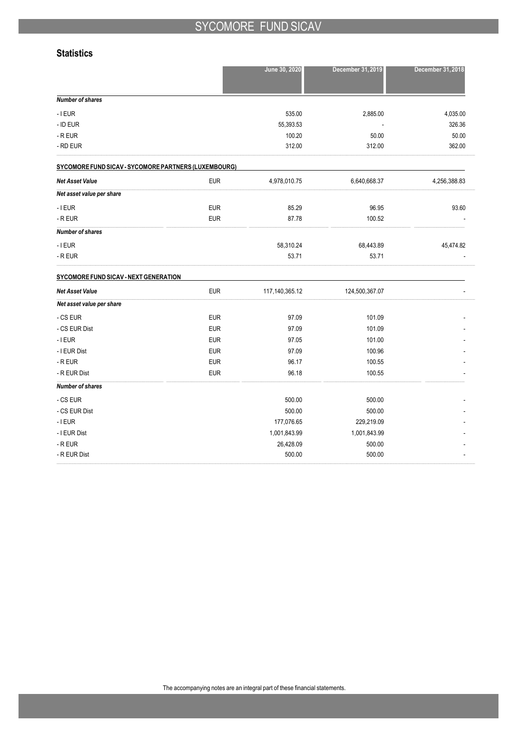## Statistics

| | | June 30, 2020 | December 31, 2019 | December 31, 2018 |
|---|---|---|---|---|
| ***Number of shares*** | | | | |
| - I EUR | | 535.00 | 2,885.00 | 4,035.00 |
| - ID EUR | | 55,393.53 | - | 326.36 |
| - R EUR | | 100.20 | 50.00 | 50.00 |
| - RD EUR | | 312.00 | 312.00 | 362.00 |
| **SYCOMORE FUND SICAV - SYCOMORE PARTNERS (LUXEMBOURG)** | | | | |
| ***Net Asset Value*** | EUR | 4,978,010.75 | 6,640,668.37 | 4,256,388.83 |
| ***Net asset value per share*** | | | | |
| - I EUR | EUR | 85.29 | 96.95 | 93.60 |
| - R EUR | EUR | 87.78 | 100.52 | - |
| ***Number of shares*** | | | | |
| - I EUR | | 58,310.24 | 68,443.89 | 45,474.82 |
| - R EUR | | 53.71 | 53.71 | - |
| **SYCOMORE FUND SICAV - NEXT GENERATION** | | | | |
| ***Net Asset Value*** | EUR | 117,140,365.12 | 124,500,367.07 | - |
| ***Net asset value per share*** | | | | |
| - CS EUR | EUR | 97.09 | 101.09 | - |
| - CS EUR Dist | EUR | 97.09 | 101.09 | - |
| - I EUR | EUR | 97.05 | 101.00 | - |
| - I EUR Dist | EUR | 97.09 | 100.96 | - |
| - R EUR | EUR | 96.17 | 100.55 | - |
| - R EUR Dist | EUR | 96.18 | 100.55 | - |
| ***Number of shares*** | | | | |
| - CS EUR | | 500.00 | 500.00 | - |
| - CS EUR Dist | | 500.00 | 500.00 | - |
| - I EUR | | 177,076.65 | 229,219.09 | - |
| - I EUR Dist | | 1,001,843.99 | 1,001,843.99 | - |
| - R EUR | | 26,428.09 | 500.00 | - |
| - R EUR Dist | | 500.00 | 500.00 | - |

The accompanying notes are an integral part of these financial statements.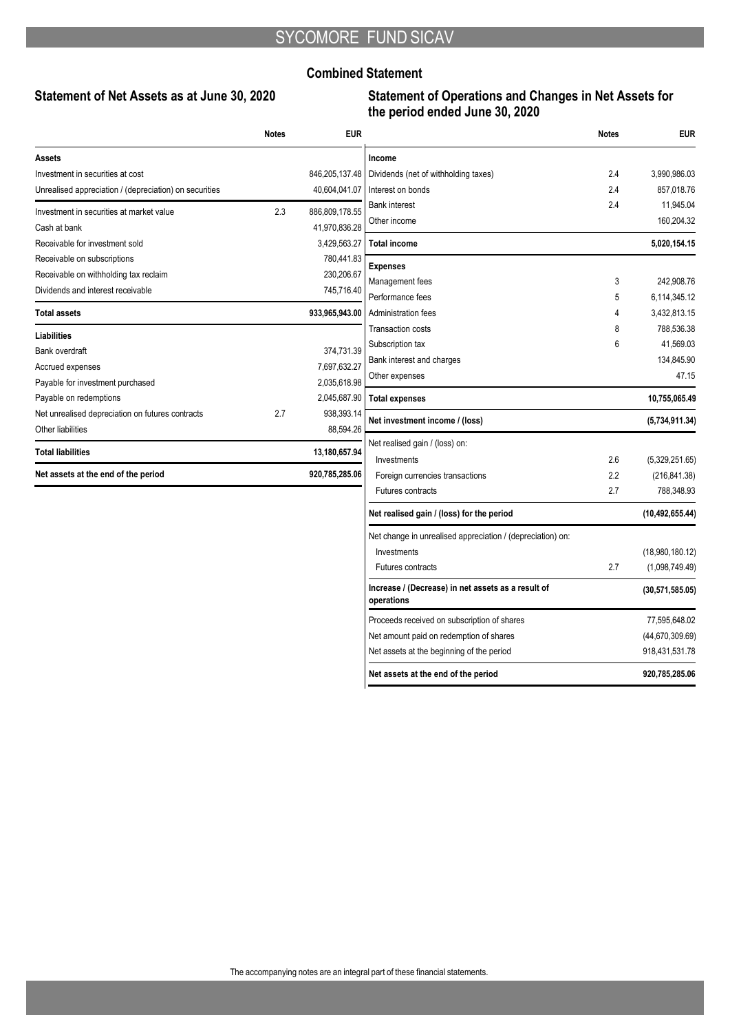# SYCOMORE FUND SICAV

## Combined Statement

### Statement of Net Assets as at June 30, 2020

| | Notes | EUR |
|---|---|---|
| **Assets** | | |
| Investment in securities at cost | | 846,205,137.48 |
| Unrealised appreciation / (depreciation) on securities | | 40,604,041.07 |
| Investment in securities at market value | 2.3 | 886,809,178.55 |
| Cash at bank | | 41,970,836.28 |
| Receivable for investment sold | | 3,429,563.27 |
| Receivable on subscriptions | | 780,441.83 |
| Receivable on withholding tax reclaim | | 230,206.67 |
| Dividends and interest receivable | | 745,716.40 |
| **Total assets** | | **933,965,943.00** |
| **Liabilities** | | |
| Bank overdraft | | 374,731.39 |
| Accrued expenses | | 7,697,632.27 |
| Payable for investment purchased | | 2,035,618.98 |
| Payable on redemptions | | 2,045,687.90 |
| Net unrealised depreciation on futures contracts | 2.7 | 938,393.14 |
| Other liabilities | | 88,594.26 |
| **Total liabilities** | | **13,180,657.94** |
| **Net assets at the end of the period** | | **920,785,285.06** |

### Statement of Operations and Changes in Net Assets for the period ended June 30, 2020

| | Notes | EUR |
|---|---|---|
| **Income** | | |
| Dividends (net of withholding taxes) | 2.4 | 3,990,986.03 |
| Interest on bonds | 2.4 | 857,018.76 |
| Bank interest | 2.4 | 11,945.04 |
| Other income | | 160,204.32 |
| **Total income** | | **5,020,154.15** |
| **Expenses** | | |
| Management fees | 3 | 242,908.76 |
| Performance fees | 5 | 6,114,345.12 |
| Administration fees | 4 | 3,432,813.15 |
| Transaction costs | 8 | 788,536.38 |
| Subscription tax | 6 | 41,569.03 |
| Bank interest and charges | | 134,845.90 |
| Other expenses | | 47.15 |
| **Total expenses** | | **10,755,065.49** |
| **Net investment income / (loss)** | | **(5,734,911.34)** |
| Net realised gain / (loss) on: | | |
| Investments | 2.6 | (5,329,251.65) |
| Foreign currencies transactions | 2.2 | (216,841.38) |
| Futures contracts | 2.7 | 788,348.93 |
| **Net realised gain / (loss) for the period** | | **(10,492,655.44)** |
| Net change in unrealised appreciation / (depreciation) on: | | |
| Investments | | (18,980,180.12) |
| Futures contracts | 2.7 | (1,098,749.49) |
| **Increase / (Decrease) in net assets as a result of operations** | | **(30,571,585.05)** |
| Proceeds received on subscription of shares | | 77,595,648.02 |
| Net amount paid on redemption of shares | | (44,670,309.69) |
| Net assets at the beginning of the period | | 918,431,531.78 |
| **Net assets at the end of the period** | | **920,785,285.06** |

The accompanying notes are an integral part of these financial statements.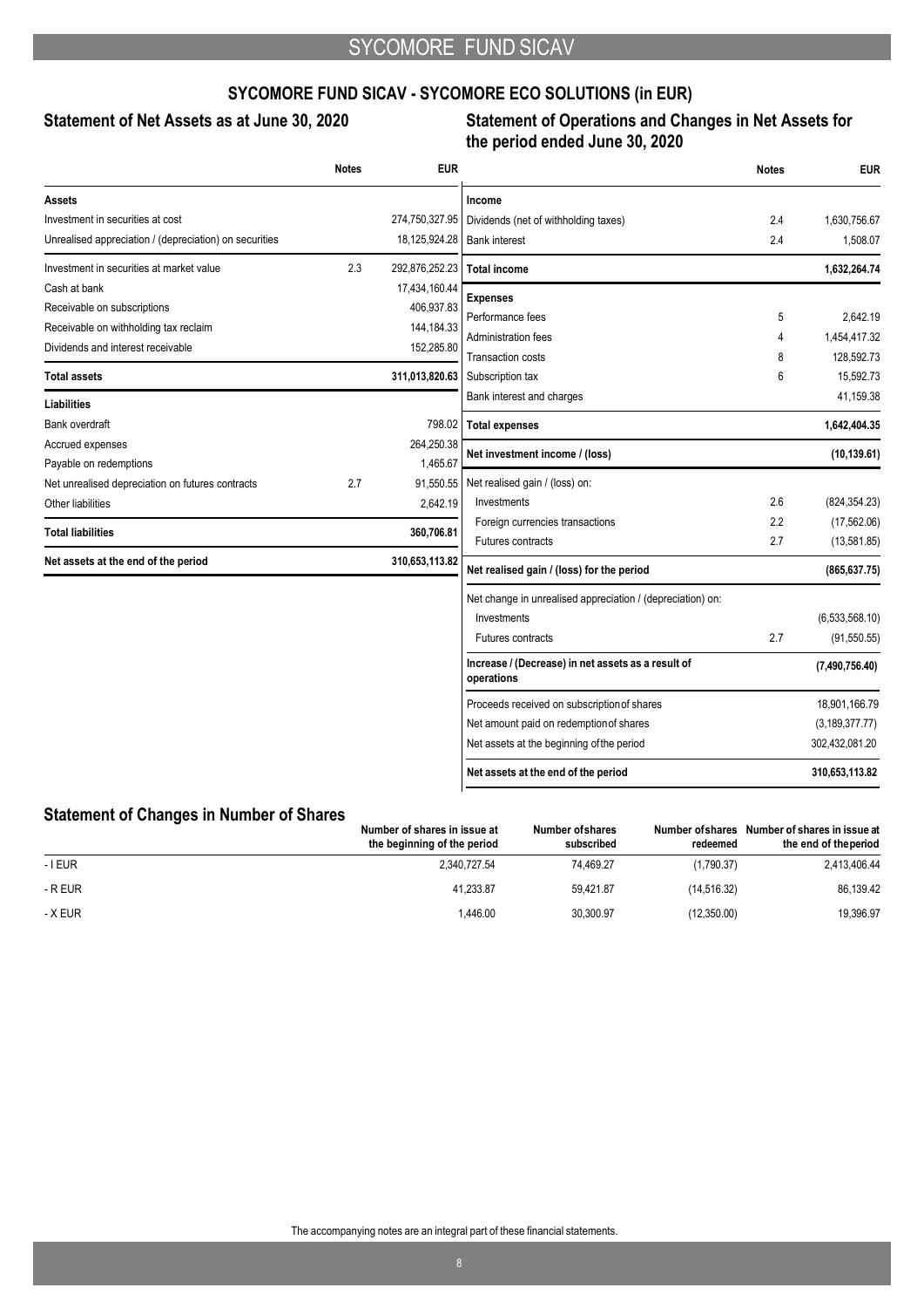## SYCOMORE FUND SICAV - SYCOMORE ECO SOLUTIONS (in EUR)

### Statement of Net Assets as at June 30, 2020

| | Notes | EUR |
|---|---|---|
| **Assets** | | |
| Investment in securities at cost | | 274,750,327.95 |
| Unrealised appreciation / (depreciation) on securities | | 18,125,924.28 |
| Investment in securities at market value | 2.3 | 292,876,252.23 |
| Cash at bank | | 17,434,160.44 |
| Receivable on subscriptions | | 406,937.83 |
| Receivable on withholding tax reclaim | | 144,184.33 |
| Dividends and interest receivable | | 152,285.80 |
| **Total assets** | | **311,013,820.63** |
| **Liabilities** | | |
| Bank overdraft | | 798.02 |
| Accrued expenses | | 264,250.38 |
| Payable on redemptions | | 1,465.67 |
| Net unrealised depreciation on futures contracts | 2.7 | 91,550.55 |
| Other liabilities | | 2,642.19 |
| **Total liabilities** | | **360,706.81** |
| **Net assets at the end of the period** | | **310,653,113.82** |

### Statement of Operations and Changes in Net Assets for the period ended June 30, 2020

| | Notes | EUR |
|---|---|---|
| **Income** | | |
| Dividends (net of withholding taxes) | 2.4 | 1,630,756.67 |
| Bank interest | 2.4 | 1,508.07 |
| **Total income** | | **1,632,264.74** |
| **Expenses** | | |
| Performance fees | 5 | 2,642.19 |
| Administration fees | 4 | 1,454,417.32 |
| Transaction costs | 8 | 128,592.73 |
| Subscription tax | 6 | 15,592.73 |
| Bank interest and charges | | 41,159.38 |
| **Total expenses** | | **1,642,404.35** |
| **Net investment income / (loss)** | | **(10,139.61)** |
| Net realised gain / (loss) on: | | |
| Investments | 2.6 | (824,354.23) |
| Foreign currencies transactions | 2.2 | (17,562.06) |
| Futures contracts | 2.7 | (13,581.85) |
| **Net realised gain / (loss) for the period** | | **(865,637.75)** |
| Net change in unrealised appreciation / (depreciation) on: | | |
| Investments | | (6,533,568.10) |
| Futures contracts | 2.7 | (91,550.55) |
| **Increase / (Decrease) in net assets as a result of operations** | | **(7,490,756.40)** |
| Proceeds received on subscription of shares | | 18,901,166.79 |
| Net amount paid on redemption of shares | | (3,189,377.77) |
| Net assets at the beginning of the period | | 302,432,081.20 |
| **Net assets at the end of the period** | | **310,653,113.82** |

### Statement of Changes in Number of Shares

| | Number of shares in issue at the beginning of the period | Number of shares subscribed | Number of shares redeemed | Number of shares in issue at the end of the period |
|---|---|---|---|---|
| - I EUR | 2,340,727.54 | 74,469.27 | (1,790.37) | 2,413,406.44 |
| - R EUR | 41,233.87 | 59,421.87 | (14,516.32) | 86,139.42 |
| - X EUR | 1,446.00 | 30,300.97 | (12,350.00) | 19,396.97 |

The accompanying notes are an integral part of these financial statements.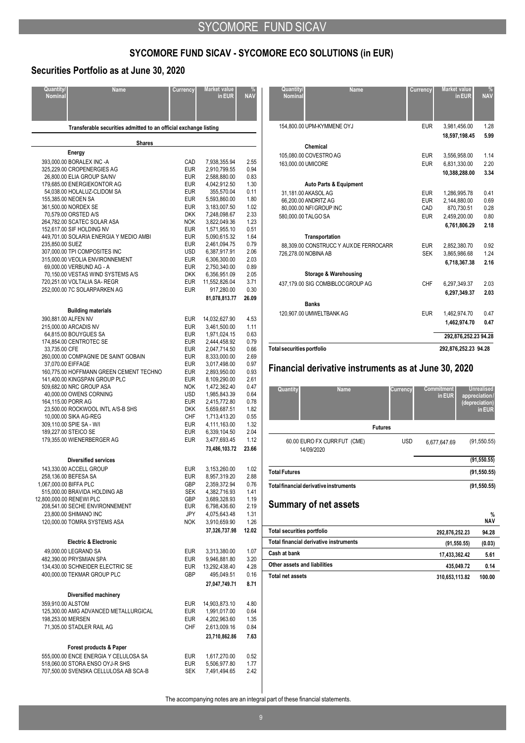## SYCOMORE FUND SICAV - SYCOMORE ECO SOLUTIONS (in EUR)

### Securities Portfolio as at June 30, 2020

| Quantity/ Nominal | Name | Currency | Market value in EUR | % NAV |
|---|---|---|---|---|
| | **Transferable securities admitted to an official exchange listing** | | | |
| | **Shares** | | | |
| | **Energy** | | | |
| 393,000.00 | BORALEX INC -A | CAD | 7,938,355.94 | 2.55 |
| 325,229.00 | CROPENERGIES AG | EUR | 2,910,799.55 | 0.94 |
| 26,800.00 | ELIA GROUP SA/NV | EUR | 2,588,880.00 | 0.83 |
| 179,685.00 | ENERGIEKONTOR AG | EUR | 4,042,912.50 | 1.30 |
| 54,038.00 | HOLALUZ-CLIDOM SA | EUR | 355,570.04 | 0.11 |
| 155,385.00 | NEOEN SA | EUR | 5,593,860.00 | 1.80 |
| 361,500.00 | NORDEX SE | EUR | 3,183,007.50 | 1.02 |
| 70,579.00 | ORSTED A/S | DKK | 7,248,098.67 | 2.33 |
| 264,782.00 | SCATEC SOLAR ASA | NOK | 3,822,049.36 | 1.23 |
| 152,617.00 | SIF HOLDING NV | EUR | 1,571,955.10 | 0.51 |
| 449,701.00 | SOLARIA ENERGIA Y MEDIO AMBI | EUR | 5,090,615.32 | 1.64 |
| 235,850.00 | SUEZ | EUR | 2,461,094.75 | 0.79 |
| 307,000.00 | TPI COMPOSITES INC | USD | 6,387,917.91 | 2.06 |
| 315,000.00 | VEOLIA ENVIRONNEMENT | EUR | 6,306,300.00 | 2.03 |
| 69,000.00 | VERBUND AG - A | EUR | 2,750,340.00 | 0.89 |
| 70,150.00 | VESTAS WIND SYSTEMS A/S | DKK | 6,356,951.09 | 2.05 |
| 720,251.00 | VOLTALIA SA- REGR | EUR | 11,552,826.04 | 3.71 |
| 252,000.00 | 7C SOLARPARKEN AG | EUR | 917,280.00 | 0.30 |
| | | | **81,078,813.77** | **26.09** |
| | **Building materials** | | | |
| 390,881.00 | ALFEN NV | EUR | 14,032,627.90 | 4.53 |
| 215,000.00 | ARCADIS NV | EUR | 3,461,500.00 | 1.11 |
| 64,815.00 | BOUYGUES SA | EUR | 1,971,024.15 | 0.63 |
| 174,854.00 | CENTROTEC SE | EUR | 2,444,458.92 | 0.79 |
| 33,735.00 | CFE | EUR | 2,047,714.50 | 0.66 |
| 260,000.00 | COMPAGNIE DE SAINT GOBAIN | EUR | 8,333,000.00 | 2.69 |
| 37,070.00 | EIFFAGE | EUR | 3,017,498.00 | 0.97 |
| 160,775.00 | HOFFMANN GREEN CEMENT TECHNO | EUR | 2,893,950.00 | 0.93 |
| 141,400.00 | KINGSPAN GROUP PLC | EUR | 8,109,290.00 | 2.61 |
| 509,682.00 | NRC GROUP ASA | NOK | 1,472,362.40 | 0.47 |
| 40,000.00 | OWENS CORNING | USD | 1,985,843.39 | 0.64 |
| 164,115.00 | PORR AG | EUR | 2,415,772.80 | 0.78 |
| 23,500.00 | ROCKWOOL INTL A/S-B SHS | DKK | 5,659,687.51 | 1.82 |
| 10,000.00 | SIKA AG-REG | CHF | 1,713,413.20 | 0.55 |
| 309,110.00 | SPIE SA - W/I | EUR | 4,111,163.00 | 1.32 |
| 189,227.00 | STEICO SE | EUR | 6,339,104.50 | 2.04 |
| 179,355.00 | WIENERBERGER AG | EUR | 3,477,693.45 | 1.12 |
| | | | **73,486,103.72** | **23.66** |
| | **Diversified services** | | | |
| 143,330.00 | ACCELL GROUP | EUR | 3,153,260.00 | 1.02 |
| 258,136.00 | BEFESA SA | EUR | 8,957,319.20 | 2.88 |
| 1,067,000.00 | BIFFA PLC | GBP | 2,359,372.94 | 0.76 |
| 515,000.00 | BRAVIDA HOLDING AB | SEK | 4,382,716.93 | 1.41 |
| 12,800,000.00 | RENEWI PLC | GBP | 3,689,328.93 | 1.19 |
| 208,541.00 | SECHE ENVIRONNEMENT | EUR | 6,798,436.60 | 2.19 |
| 23,800.00 | SHIMANO INC | JPY | 4,075,643.48 | 1.31 |
| 120,000.00 | TOMRA SYSTEMS ASA | NOK | 3,910,659.90 | 1.26 |
| | | | **37,326,737.98** | **12.02** |
| | **Electric & Electronic** | | | |
| 49,000.00 | LEGRAND SA | EUR | 3,313,380.00 | 1.07 |
| 482,390.00 | PRYSMIAN SPA | EUR | 9,946,881.80 | 3.20 |
| 134,430.00 | SCHNEIDER ELECTRIC SE | EUR | 13,292,438.40 | 4.28 |
| 400,000.00 | TEKMAR GROUP PLC | GBP | 495,049.51 | 0.16 |
| | | | **27,047,749.71** | **8.71** |
| | **Diversified machinery** | | | |
| 359,910.00 | ALSTOM | EUR | 14,903,873.10 | 4.80 |
| 125,300.00 | AMG ADVANCED METALLURGICAL | EUR | 1,991,017.00 | 0.64 |
| 198,253.00 | MERSEN | EUR | 4,202,963.60 | 1.35 |
| 71,305.00 | STADLER RAIL AG | CHF | 2,613,009.16 | 0.84 |
| | | | **23,710,862.86** | **7.63** |
| | **Forest products & Paper** | | | |
| 555,000.00 | ENCE ENERGIA Y CELULOSA SA | EUR | 1,617,270.00 | 0.52 |
| 518,060.00 | STORA ENSO OYJ-R SHS | EUR | 5,506,977.80 | 1.77 |
| 707,500.00 | SVENSKA CELLULOSA AB SCA-B | SEK | 7,491,494.65 | 2.42 |
| 154,800.00 | UPM-KYMMENE OYJ | EUR | 3,981,456.00 | 1.28 |
| | | | **18,597,198.45** | **5.99** |
| | **Chemical** | | | |
| 105,080.00 | COVESTRO AG | EUR | 3,556,958.00 | 1.14 |
| 163,000.00 | UMICORE | EUR | 6,831,330.00 | 2.20 |
| | | | **10,388,288.00** | **3.34** |
| | **Auto Parts & Equipment** | | | |
| 31,181.00 | AKASOL AG | EUR | 1,286,995.78 | 0.41 |
| 66,200.00 | ANDRITZ AG | EUR | 2,144,880.00 | 0.69 |
| 80,000.00 | NFI GROUP INC | CAD | 870,730.51 | 0.28 |
| 580,000.00 | TALGO SA | EUR | 2,459,200.00 | 0.80 |
| | | | **6,761,806.29** | **2.18** |
| | **Transportation** | | | |
| 88,309.00 | CONSTRUCC Y AUX DE FERROCARR | EUR | 2,852,380.70 | 0.92 |
| 726,278.00 | NOBINA AB | SEK | 3,865,986.68 | 1.24 |
| | | | **6,718,367.38** | **2.16** |
| | **Storage & Warehousing** | | | |
| 437,179.00 | SIG COMBIBLOC GROUP AG | CHF | 6,297,349.37 | 2.03 |
| | | | **6,297,349.37** | **2.03** |
| | **Banks** | | | |
| 120,907.00 | UMWELTBANK AG | EUR | 1,462,974.70 | 0.47 |
| | | | **1,462,974.70** | **0.47** |
| | | | **292,876,252.23** | **94.28** |
| **Total securities portfolio** | | | **292,876,252.23** | **94.28** |

### Financial derivative instruments as at June 30, 2020

| Quantity | Name | Currency | Commitment in EUR | Unrealised appreciation / (depreciation) in EUR |
|---|---|---|---|---|
| | **Futures** | | | |
| 60.00 | EURO FX CURR FUT (CME) 14/09/2020 | USD | 6,677,647.69 | (91,550.55) |
| | | | | **(91,550.55)** |
| **Total Futures** | | | | **(91,550.55)** |
| **Total financial derivative instruments** | | | | **(91,550.55)** |

### Summary of net assets

| | | % NAV |
|---|---|---|
| Total securities portfolio | 292,876,252.23 | 94.28 |
| Total financial derivative instruments | (91,550.55) | (0.03) |
| Cash at bank | 17,433,362.42 | 5.61 |
| Other assets and liabilities | 435,049.72 | 0.14 |
| **Total net assets** | **310,653,113.82** | **100.00** |

The accompanying notes are an integral part of these financial statements.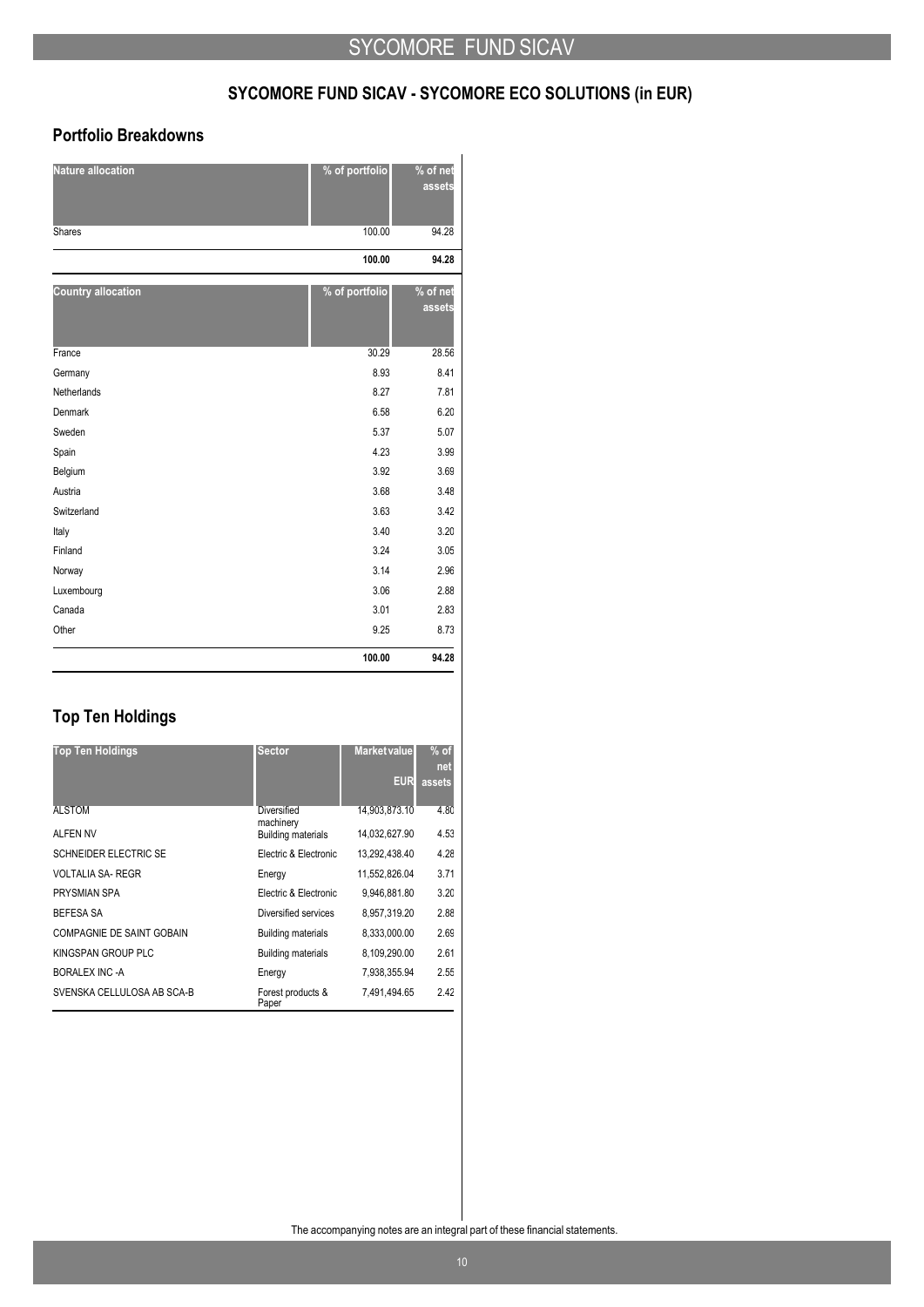## SYCOMORE FUND SICAV - SYCOMORE ECO SOLUTIONS (in EUR)

### Portfolio Breakdowns

| Nature allocation | % of portfolio | % of net assets |
|---|---|---|
| Shares | 100.00 | 94.28 |
| | **100.00** | **94.28** |

| Country allocation | % of portfolio | % of net assets |
|---|---|---|
| France | 30.29 | 28.56 |
| Germany | 8.93 | 8.41 |
| Netherlands | 8.27 | 7.81 |
| Denmark | 6.58 | 6.20 |
| Sweden | 5.37 | 5.07 |
| Spain | 4.23 | 3.99 |
| Belgium | 3.92 | 3.69 |
| Austria | 3.68 | 3.48 |
| Switzerland | 3.63 | 3.42 |
| Italy | 3.40 | 3.20 |
| Finland | 3.24 | 3.05 |
| Norway | 3.14 | 2.96 |
| Luxembourg | 3.06 | 2.88 |
| Canada | 3.01 | 2.83 |
| Other | 9.25 | 8.73 |
| | **100.00** | **94.28** |

### Top Ten Holdings

| Top Ten Holdings | Sector | Market value EUR | % of net assets |
|---|---|---|---|
| ALSTOM | Diversified machinery | 14,903,873.10 | 4.80 |
| ALFEN NV | Building materials | 14,032,627.90 | 4.53 |
| SCHNEIDER ELECTRIC SE | Electric & Electronic | 13,292,438.40 | 4.28 |
| VOLTALIA SA- REGR | Energy | 11,552,826.04 | 3.71 |
| PRYSMIAN SPA | Electric & Electronic | 9,946,881.80 | 3.20 |
| BEFESA SA | Diversified services | 8,957,319.20 | 2.88 |
| COMPAGNIE DE SAINT GOBAIN | Building materials | 8,333,000.00 | 2.69 |
| KINGSPAN GROUP PLC | Building materials | 8,109,290.00 | 2.61 |
| BORALEX INC -A | Energy | 7,938,355.94 | 2.55 |
| SVENSKA CELLULOSA AB SCA-B | Forest products & Paper | 7,491,494.65 | 2.42 |

The accompanying notes are an integral part of these financial statements.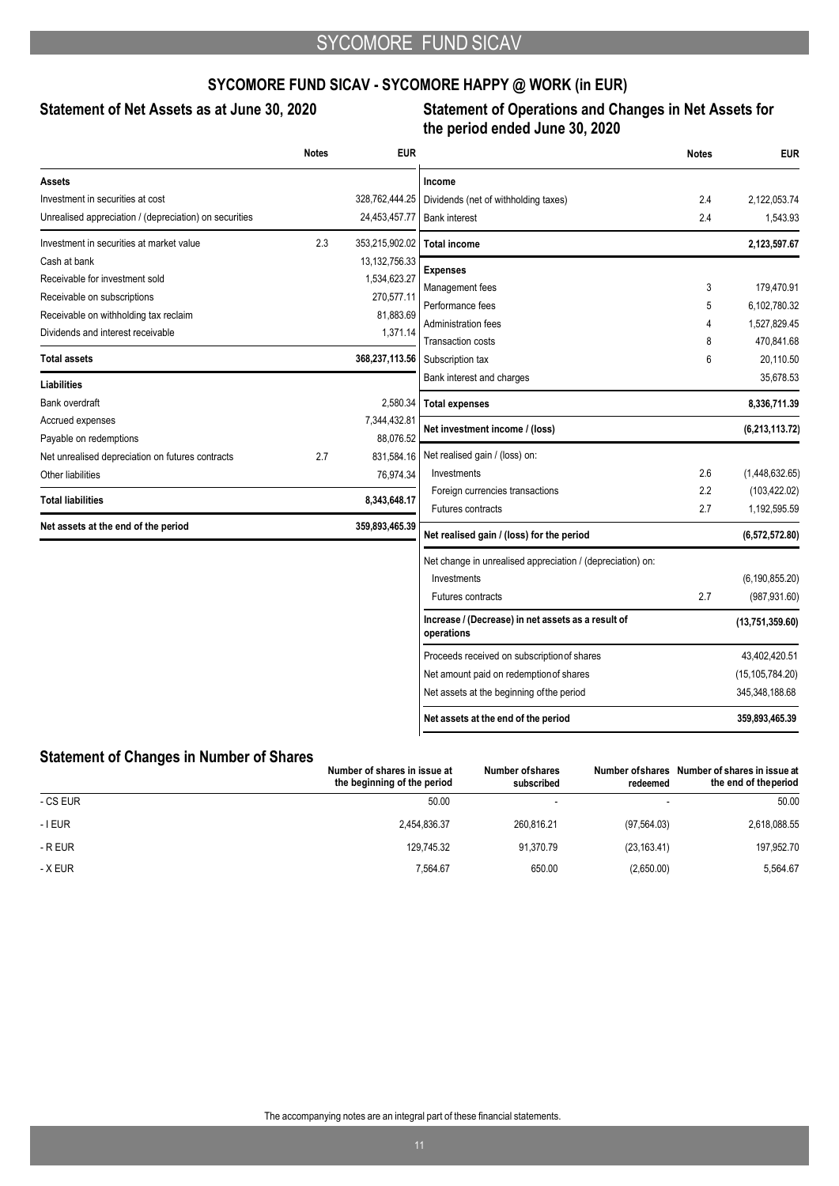## SYCOMORE FUND SICAV - SYCOMORE HAPPY @ WORK (in EUR)

### Statement of Net Assets as at June 30, 2020

| | Notes | EUR |
|---|---|---|
| **Assets** | | |
| Investment in securities at cost | | 328,762,444.25 |
| Unrealised appreciation / (depreciation) on securities | | 24,453,457.77 |
| Investment in securities at market value | 2.3 | 353,215,902.02 |
| Cash at bank | | 13,132,756.33 |
| Receivable for investment sold | | 1,534,623.27 |
| Receivable on subscriptions | | 270,577.11 |
| Receivable on withholding tax reclaim | | 81,883.69 |
| Dividends and interest receivable | | 1,371.14 |
| **Total assets** | | **368,237,113.56** |
| **Liabilities** | | |
| Bank overdraft | | 2,580.34 |
| Accrued expenses | | 7,344,432.81 |
| Payable on redemptions | | 88,076.52 |
| Net unrealised depreciation on futures contracts | 2.7 | 831,584.16 |
| Other liabilities | | 76,974.34 |
| **Total liabilities** | | **8,343,648.17** |
| **Net assets at the end of the period** | | **359,893,465.39** |

### Statement of Operations and Changes in Net Assets for the period ended June 30, 2020

| | Notes | EUR |
|---|---|---|
| **Income** | | |
| Dividends (net of withholding taxes) | 2.4 | 2,122,053.74 |
| Bank interest | 2.4 | 1,543.93 |
| **Total income** | | **2,123,597.67** |
| **Expenses** | | |
| Management fees | 3 | 179,470.91 |
| Performance fees | 5 | 6,102,780.32 |
| Administration fees | 4 | 1,527,829.45 |
| Transaction costs | 8 | 470,841.68 |
| Subscription tax | 6 | 20,110.50 |
| Bank interest and charges | | 35,678.53 |
| **Total expenses** | | **8,336,711.39** |
| **Net investment income / (loss)** | | **(6,213,113.72)** |
| Net realised gain / (loss) on: | | |
| Investments | 2.6 | (1,448,632.65) |
| Foreign currencies transactions | 2.2 | (103,422.02) |
| Futures contracts | 2.7 | 1,192,595.59 |
| **Net realised gain / (loss) for the period** | | **(6,572,572.80)** |
| Net change in unrealised appreciation / (depreciation) on: | | |
| Investments | | (6,190,855.20) |
| Futures contracts | 2.7 | (987,931.60) |
| **Increase / (Decrease) in net assets as a result of operations** | | **(13,751,359.60)** |
| Proceeds received on subscription of shares | | 43,402,420.51 |
| Net amount paid on redemption of shares | | (15,105,784.20) |
| Net assets at the beginning of the period | | 345,348,188.68 |
| **Net assets at the end of the period** | | **359,893,465.39** |

### Statement of Changes in Number of Shares

| | Number of shares in issue at the beginning of the period | Number of shares subscribed | Number of shares redeemed | Number of shares in issue at the end of the period |
|---|---|---|---|---|
| - CS EUR | 50.00 | - | - | 50.00 |
| - I EUR | 2,454,836.37 | 260,816.21 | (97,564.03) | 2,618,088.55 |
| - R EUR | 129,745.32 | 91,370.79 | (23,163.41) | 197,952.70 |
| - X EUR | 7,564.67 | 650.00 | (2,650.00) | 5,564.67 |

The accompanying notes are an integral part of these financial statements.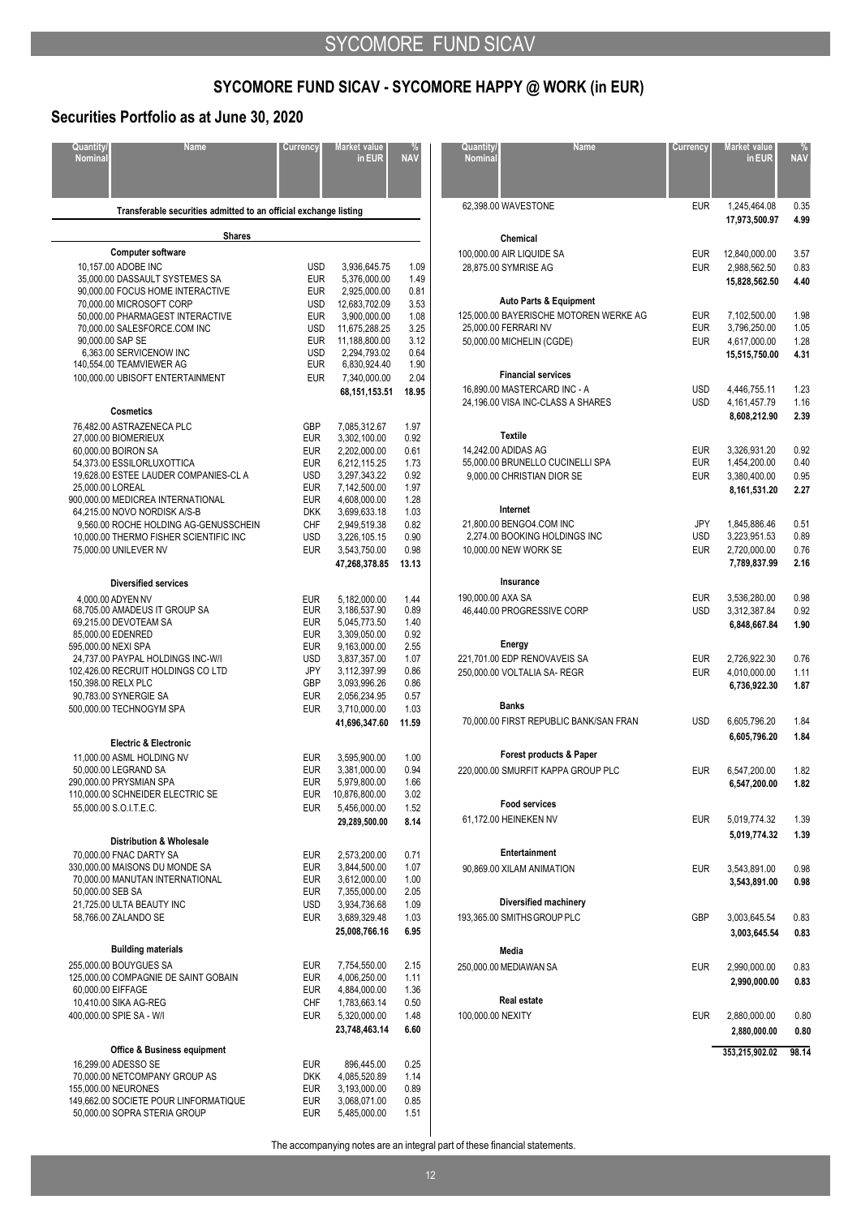## SYCOMORE FUND SICAV - SYCOMORE HAPPY @ WORK (in EUR)

## Securities Portfolio as at June 30, 2020

| Quantity/ Nominal | Name | Currency | Market value in EUR | % NAV |
|---|---|---|---|---|
| | **Transferable securities admitted to an official exchange listing** | | | |
| | **Shares** | | | |
| | **Computer software** | | | |
| 10,157.00 | ADOBE INC | USD | 3,936,645.75 | 1.09 |
| 35,000.00 | DASSAULT SYSTEMES SA | EUR | 5,376,000.00 | 1.49 |
| 90,000.00 | FOCUS HOME INTERACTIVE | EUR | 2,925,000.00 | 0.81 |
| 70,000.00 | MICROSOFT CORP | USD | 12,683,702.09 | 3.53 |
| 50,000.00 | PHARMAGEST INTERACTIVE | EUR | 3,900,000.00 | 1.08 |
| 70,000.00 | SALESFORCE.COM INC | USD | 11,675,288.25 | 3.25 |
| 90,000.00 | SAP SE | EUR | 11,188,800.00 | 3.12 |
| 6,363.00 | SERVICENOW INC | USD | 2,294,793.02 | 0.64 |
| 140,554.00 | TEAMVIEWER AG | EUR | 6,830,924.40 | 1.90 |
| 100,000.00 | UBISOFT ENTERTAINMENT | EUR | 7,340,000.00 | 2.04 |
| | | | **68,151,153.51** | **18.95** |
| | **Cosmetics** | | | |
| 76,482.00 | ASTRAZENECA PLC | GBP | 7,085,312.67 | 1.97 |
| 27,000.00 | BIOMERIEUX | EUR | 3,302,100.00 | 0.92 |
| 60,000.00 | BOIRON SA | EUR | 2,202,000.00 | 0.61 |
| 54,373.00 | ESSILORLUXOTTICA | EUR | 6,212,115.25 | 1.73 |
| 19,628.00 | ESTEE LAUDER COMPANIES-CL A | USD | 3,297,343.22 | 0.92 |
| 25,000.00 | LOREAL | EUR | 7,142,500.00 | 1.97 |
| 900,000.00 | MEDICREA INTERNATIONAL | EUR | 4,608,000.00 | 1.28 |
| 64,215.00 | NOVO NORDISK A/S-B | DKK | 3,699,633.18 | 1.03 |
| 9,560.00 | ROCHE HOLDING AG-GENUSSCHEIN | CHF | 2,949,519.38 | 0.82 |
| 10,000.00 | THERMO FISHER SCIENTIFIC INC | USD | 3,226,105.15 | 0.90 |
| 75,000.00 | UNILEVER NV | EUR | 3,543,750.00 | 0.98 |
| | | | **47,268,378.85** | **13.13** |
| | **Diversified services** | | | |
| 4,000.00 | ADYEN NV | EUR | 5,182,000.00 | 1.44 |
| 68,705.00 | AMADEUS IT GROUP SA | EUR | 3,186,537.90 | 0.89 |
| 69,215.00 | DEVOTEAM SA | EUR | 5,045,773.50 | 1.40 |
| 85,000.00 | EDENRED | EUR | 3,309,050.00 | 0.92 |
| 595,000.00 | NEXI SPA | EUR | 9,163,000.00 | 2.55 |
| 24,737.00 | PAYPAL HOLDINGS INC-W/I | USD | 3,837,357.00 | 1.07 |
| 102,426.00 | RECRUIT HOLDINGS CO LTD | JPY | 3,112,397.99 | 0.86 |
| 150,398.00 | RELX PLC | GBP | 3,093,996.26 | 0.86 |
| 90,783.00 | SYNERGIE SA | EUR | 2,056,234.95 | 0.57 |
| 500,000.00 | TECHNOGYM SPA | EUR | 3,710,000.00 | 1.03 |
| | | | **41,696,347.60** | **11.59** |
| | **Electric & Electronic** | | | |
| 11,000.00 | ASML HOLDING NV | EUR | 3,595,900.00 | 1.00 |
| 50,000.00 | LEGRAND SA | EUR | 3,381,000.00 | 0.94 |
| 290,000.00 | PRYSMIAN SPA | EUR | 5,979,800.00 | 1.66 |
| 110,000.00 | SCHNEIDER ELECTRIC SE | EUR | 10,876,800.00 | 3.02 |
| 55,000.00 | S.O.I.T.E.C. | EUR | 5,456,000.00 | 1.52 |
| | | | **29,289,500.00** | **8.14** |
| | **Distribution & Wholesale** | | | |
| 70,000.00 | FNAC DARTY SA | EUR | 2,573,200.00 | 0.71 |
| 330,000.00 | MAISONS DU MONDE SA | EUR | 3,844,500.00 | 1.07 |
| 70,000.00 | MANUTAN INTERNATIONAL | EUR | 3,612,000.00 | 1.00 |
| 50,000.00 | SEB SA | EUR | 7,355,000.00 | 2.05 |
| 21,725.00 | ULTA BEAUTY INC | USD | 3,934,736.68 | 1.09 |
| 58,766.00 | ZALANDO SE | EUR | 3,689,329.48 | 1.03 |
| | | | **25,008,766.16** | **6.95** |
| | **Building materials** | | | |
| 255,000.00 | BOUYGUES SA | EUR | 7,754,550.00 | 2.15 |
| 125,000.00 | COMPAGNIE DE SAINT GOBAIN | EUR | 4,006,250.00 | 1.11 |
| 60,000.00 | EIFFAGE | EUR | 4,884,000.00 | 1.36 |
| 10,410.00 | SIKA AG-REG | CHF | 1,783,663.14 | 0.50 |
| 400,000.00 | SPIE SA - W/I | EUR | 5,320,000.00 | 1.48 |
| | | | **23,748,463.14** | **6.60** |
| | **Office & Business equipment** | | | |
| 16,299.00 | ADESSO SE | EUR | 896,445.00 | 0.25 |
| 70,000.00 | NETCOMPANY GROUP AS | DKK | 4,085,520.89 | 1.14 |
| 155,000.00 | NEURONES | EUR | 3,193,000.00 | 0.89 |
| 149,662.00 | SOCIETE POUR LINFORMATIQUE | EUR | 3,068,071.00 | 0.85 |
| 50,000.00 | SOPRA STERIA GROUP | EUR | 5,485,000.00 | 1.51 |
| 62,398.00 | WAVESTONE | EUR | 1,245,464.08 | 0.35 |
| | | | **17,973,500.97** | **4.99** |
| | **Chemical** | | | |
| 100,000.00 | AIR LIQUIDE SA | EUR | 12,840,000.00 | 3.57 |
| 28,875.00 | SYMRISE AG | EUR | 2,988,562.50 | 0.83 |
| | | | **15,828,562.50** | **4.40** |
| | **Auto Parts & Equipment** | | | |
| 125,000.00 | BAYERISCHE MOTOREN WERKE AG | EUR | 7,102,500.00 | 1.98 |
| 25,000.00 | FERRARI NV | EUR | 3,796,250.00 | 1.05 |
| 50,000.00 | MICHELIN (CGDE) | EUR | 4,617,000.00 | 1.28 |
| | | | **15,515,750.00** | **4.31** |
| | **Financial services** | | | |
| 16,890.00 | MASTERCARD INC - A | USD | 4,446,755.11 | 1.23 |
| 24,196.00 | VISA INC-CLASS A SHARES | USD | 4,161,457.79 | 1.16 |
| | | | **8,608,212.90** | **2.39** |
| | **Textile** | | | |
| 14,242.00 | ADIDAS AG | EUR | 3,326,931.20 | 0.92 |
| 55,000.00 | BRUNELLO CUCINELLI SPA | EUR | 1,454,200.00 | 0.40 |
| 9,000.00 | CHRISTIAN DIOR SE | EUR | 3,380,400.00 | 0.95 |
| | | | **8,161,531.20** | **2.27** |
| | **Internet** | | | |
| 21,800.00 | BENGO4.COM INC | JPY | 1,845,886.46 | 0.51 |
| 2,274.00 | BOOKING HOLDINGS INC | USD | 3,223,951.53 | 0.89 |
| 10,000.00 | NEW WORK SE | EUR | 2,720,000.00 | 0.76 |
| | | | **7,789,837.99** | **2.16** |
| | **Insurance** | | | |
| 190,000.00 | AXA SA | EUR | 3,536,280.00 | 0.98 |
| 46,440.00 | PROGRESSIVE CORP | USD | 3,312,387.84 | 0.92 |
| | | | **6,848,667.84** | **1.90** |
| | **Energy** | | | |
| 221,701.00 | EDP RENOVAVEIS SA | EUR | 2,726,922.30 | 0.76 |
| 250,000.00 | VOLTALIA SA- REGR | EUR | 4,010,000.00 | 1.11 |
| | | | **6,736,922.30** | **1.87** |
| | **Banks** | | | |
| 70,000.00 | FIRST REPUBLIC BANK/SAN FRAN | USD | 6,605,796.20 | 1.84 |
| | | | **6,605,796.20** | **1.84** |
| | **Forest products & Paper** | | | |
| 220,000.00 | SMURFIT KAPPA GROUP PLC | EUR | 6,547,200.00 | 1.82 |
| | | | **6,547,200.00** | **1.82** |
| | **Food services** | | | |
| 61,172.00 | HEINEKEN NV | EUR | 5,019,774.32 | 1.39 |
| | | | **5,019,774.32** | **1.39** |
| | **Entertainment** | | | |
| 90,869.00 | XILAM ANIMATION | EUR | 3,543,891.00 | 0.98 |
| | | | **3,543,891.00** | **0.98** |
| | **Diversified machinery** | | | |
| 193,365.00 | SMITHS GROUP PLC | GBP | 3,003,645.54 | 0.83 |
| | | | **3,003,645.54** | **0.83** |
| | **Media** | | | |
| 250,000.00 | MEDIAWAN SA | EUR | 2,990,000.00 | 0.83 |
| | | | **2,990,000.00** | **0.83** |
| | **Real estate** | | | |
| 100,000.00 | NEXITY | EUR | 2,880,000.00 | 0.80 |
| | | | **2,880,000.00** | **0.80** |
| | | | **353,215,902.02** | **98.14** |

The accompanying notes are an integral part of these financial statements.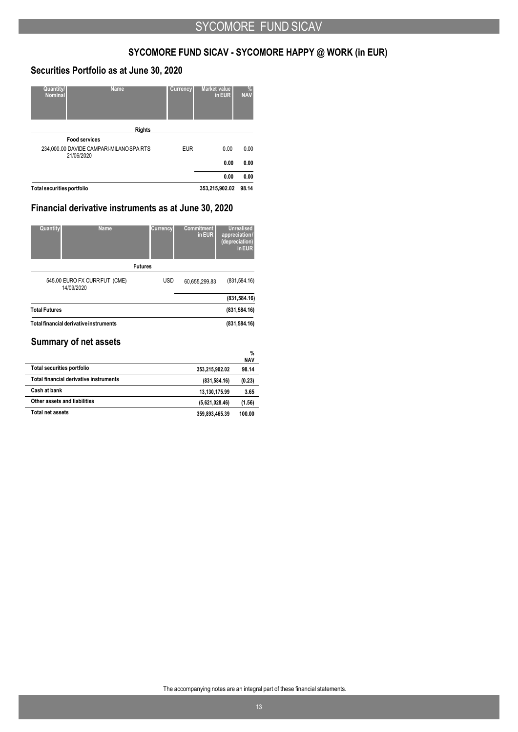## SYCOMORE FUND SICAV - SYCOMORE HAPPY @ WORK (in EUR)

### Securities Portfolio as at June 30, 2020

| Quantity/ Nominal | Name | Currency | Market value in EUR | % NAV |
|---|---|---|---|---|
| | **Rights** | | | |
| | **Food services** | | | |
| 234,000.00 | DAVIDE CAMPARI-MILANO SPA RTS 21/06/2020 | EUR | 0.00 | 0.00 |
| | | | **0.00** | **0.00** |
| | | | **0.00** | **0.00** |
| **Total securities portfolio** | | | **353,215,902.02** | **98.14** |

### Financial derivative instruments as at June 30, 2020

| Quantity | Name | Currency | Commitment in EUR | Unrealised appreciation / (depreciation) in EUR |
|---|---|---|---|---|
| | **Futures** | | | |
| 545.00 | EURO FX CURR FUT (CME) 14/09/2020 | USD | 60,655,299.83 | (831,584.16) |
| | | | | **(831,584.16)** |
| **Total Futures** | | | | **(831,584.16)** |
| **Total financial derivative instruments** | | | | **(831,584.16)** |

### Summary of net assets

| | | % NAV |
|---|---|---|
| **Total securities portfolio** | 353,215,902.02 | 98.14 |
| **Total financial derivative instruments** | (831,584.16) | (0.23) |
| **Cash at bank** | 13,130,175.99 | 3.65 |
| **Other assets and liabilities** | (5,621,028.46) | (1.56) |
| **Total net assets** | 359,893,465.39 | 100.00 |

The accompanying notes are an integral part of these financial statements.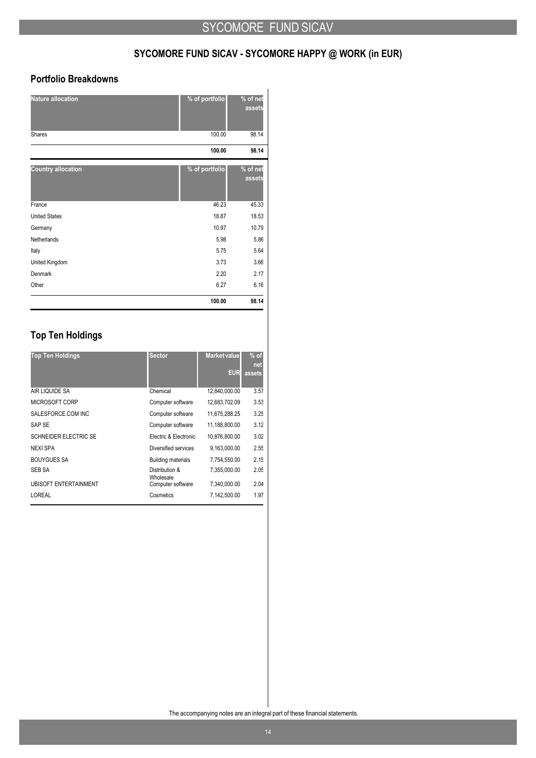## SYCOMORE FUND SICAV - SYCOMORE HAPPY @ WORK (in EUR)

### Portfolio Breakdowns

| Nature allocation | % of portfolio | % of net assets |
|---|---|---|
| Shares | 100.00 | 98.14 |
| | **100.00** | **98.14** |

| Country allocation | % of portfolio | % of net assets |
|---|---|---|
| France | 46.23 | 45.33 |
| United States | 18.87 | 18.53 |
| Germany | 10.97 | 10.79 |
| Netherlands | 5.98 | 5.86 |
| Italy | 5.75 | 5.64 |
| United Kingdom | 3.73 | 3.66 |
| Denmark | 2.20 | 2.17 |
| Other | 6.27 | 6.16 |
| | **100.00** | **98.14** |

## Top Ten Holdings

| Top Ten Holdings | Sector | Market value EUR | % of net assets |
|---|---|---|---|
| AIR LIQUIDE SA | Chemical | 12,840,000.00 | 3.57 |
| MICROSOFT CORP | Computer software | 12,683,702.09 | 3.53 |
| SALESFORCE.COM INC | Computer software | 11,675,288.25 | 3.25 |
| SAP SE | Computer software | 11,188,800.00 | 3.12 |
| SCHNEIDER ELECTRIC SE | Electric & Electronic | 10,876,800.00 | 3.02 |
| NEXI SPA | Diversified services | 9,163,000.00 | 2.55 |
| BOUYGUES SA | Building materials | 7,754,550.00 | 2.15 |
| SEB SA | Distribution & Wholesale | 7,355,000.00 | 2.05 |
| UBISOFT ENTERTAINMENT | Computer software | 7,340,000.00 | 2.04 |
| LOREAL | Cosmetics | 7,142,500.00 | 1.97 |

The accompanying notes are an integral part of these financial statements.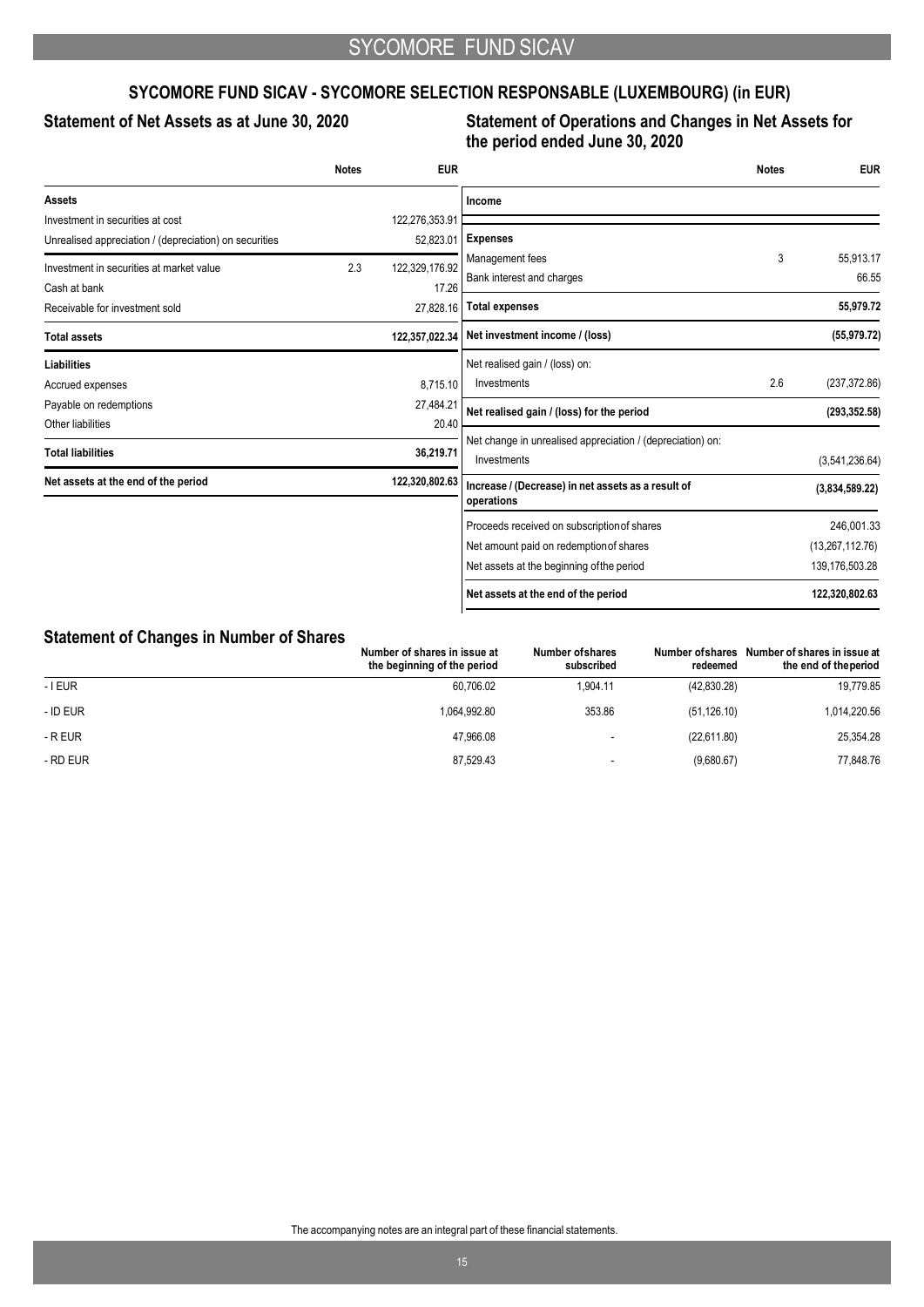## SYCOMORE FUND SICAV - SYCOMORE SELECTION RESPONSABLE (LUXEMBOURG) (in EUR)

### Statement of Net Assets as at June 30, 2020

| | Notes | EUR |
|---|---|---|
| **Assets** | | |
| Investment in securities at cost | | 122,276,353.91 |
| Unrealised appreciation / (depreciation) on securities | | 52,823.01 |
| Investment in securities at market value | 2.3 | 122,329,176.92 |
| Cash at bank | | 17.26 |
| Receivable for investment sold | | 27,828.16 |
| **Total assets** | | **122,357,022.34** |
| **Liabilities** | | |
| Accrued expenses | | 8,715.10 |
| Payable on redemptions | | 27,484.21 |
| Other liabilities | | 20.40 |
| **Total liabilities** | | **36,219.71** |
| **Net assets at the end of the period** | | **122,320,802.63** |

### Statement of Operations and Changes in Net Assets for the period ended June 30, 2020

| | Notes | EUR |
|---|---|---|
| **Income** | | |
| **Expenses** | | |
| Management fees | 3 | 55,913.17 |
| Bank interest and charges | | 66.55 |
| **Total expenses** | | **55,979.72** |
| **Net investment income / (loss)** | | **(55,979.72)** |
| Net realised gain / (loss) on: | | |
| Investments | 2.6 | (237,372.86) |
| **Net realised gain / (loss) for the period** | | **(293,352.58)** |
| Net change in unrealised appreciation / (depreciation) on: | | |
| Investments | | (3,541,236.64) |
| **Increase / (Decrease) in net assets as a result of operations** | | **(3,834,589.22)** |
| Proceeds received on subscription of shares | | 246,001.33 |
| Net amount paid on redemption of shares | | (13,267,112.76) |
| Net assets at the beginning of the period | | 139,176,503.28 |
| **Net assets at the end of the period** | | **122,320,802.63** |

### Statement of Changes in Number of Shares

| | Number of shares in issue at the beginning of the period | Number of shares subscribed | Number of shares redeemed | Number of shares in issue at the end of the period |
|---|---|---|---|---|
| - I EUR | 60,706.02 | 1,904.11 | (42,830.28) | 19,779.85 |
| - ID EUR | 1,064,992.80 | 353.86 | (51,126.10) | 1,014,220.56 |
| - R EUR | 47,966.08 | - | (22,611.80) | 25,354.28 |
| - RD EUR | 87,529.43 | - | (9,680.67) | 77,848.76 |

The accompanying notes are an integral part of these financial statements.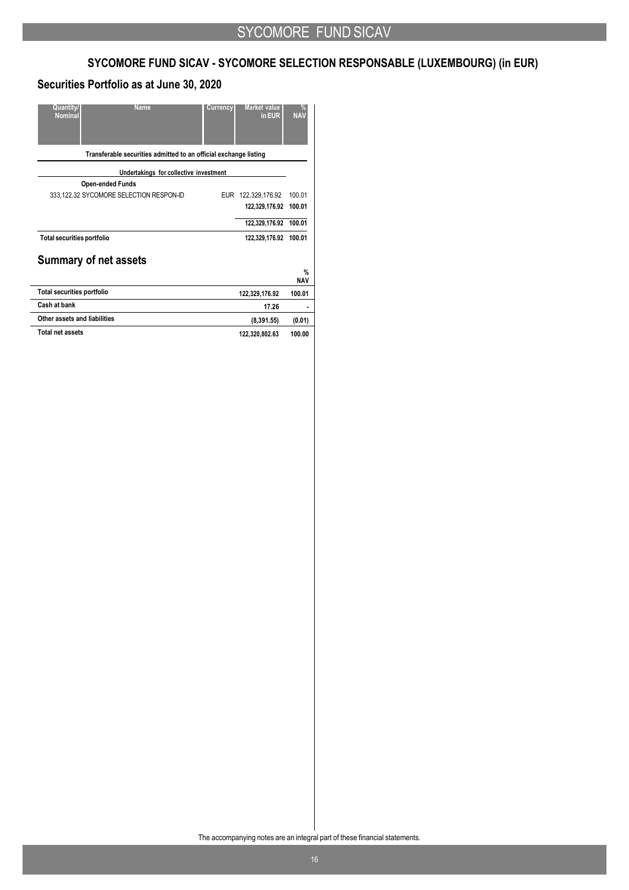# SYCOMORE FUND SICAV - SYCOMORE SELECTION RESPONSABLE (LUXEMBOURG) (in EUR)

## Securities Portfolio as at June 30, 2020

| Quantity/ Nominal | Name | Currency | Market value in EUR | % NAV |
|---|---|---|---|---|
| **Transferable securities admitted to an official exchange listing** | | | | |
| **Undertakings for collective investment** | | | | |
| **Open-ended Funds** | | | | |
| 333,122.32 | SYCOMORE SELECTION RESPON-ID | EUR | 122,329,176.92 | 100.01 |
| | | | **122,329,176.92** | **100.01** |
| | | | **122,329,176.92** | **100.01** |
| **Total securities portfolio** | | | **122,329,176.92** | **100.01** |

## Summary of net assets

| | | % NAV |
|---|---|---|
| **Total securities portfolio** | **122,329,176.92** | **100.01** |
| **Cash at bank** | **17.26** | **-** |
| **Other assets and liabilities** | **(8,391.55)** | **(0.01)** |
| **Total net assets** | **122,320,802.63** | **100.00** |

The accompanying notes are an integral part of these financial statements.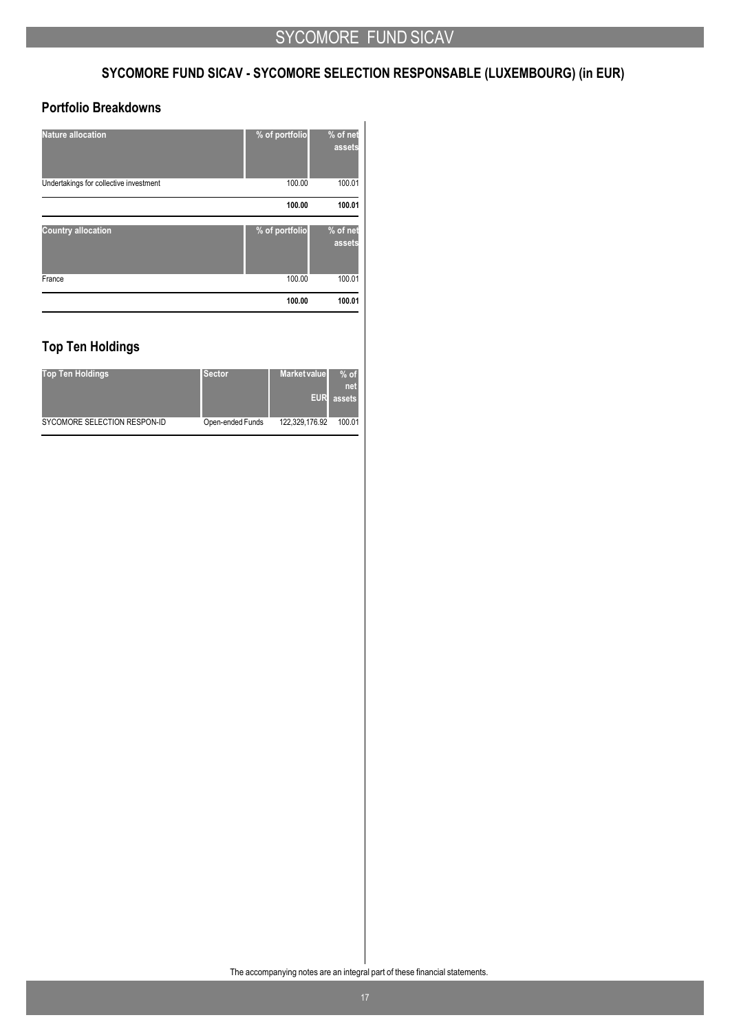## SYCOMORE FUND SICAV - SYCOMORE SELECTION RESPONSABLE (LUXEMBOURG) (in EUR)

### Portfolio Breakdowns

| Nature allocation | % of portfolio | % of net assets |
|---|---|---|
| Undertakings for collective investment | 100.00 | 100.01 |
| | **100.00** | **100.01** |

| Country allocation | % of portfolio | % of net assets |
|---|---|---|
| France | 100.00 | 100.01 |
| | **100.00** | **100.01** |

### Top Ten Holdings

| Top Ten Holdings | Sector | Market value EUR | % of net assets |
|---|---|---|---|
| SYCOMORE SELECTION RESPON-ID | Open-ended Funds | 122,329,176.92 | 100.01 |

The accompanying notes are an integral part of these financial statements.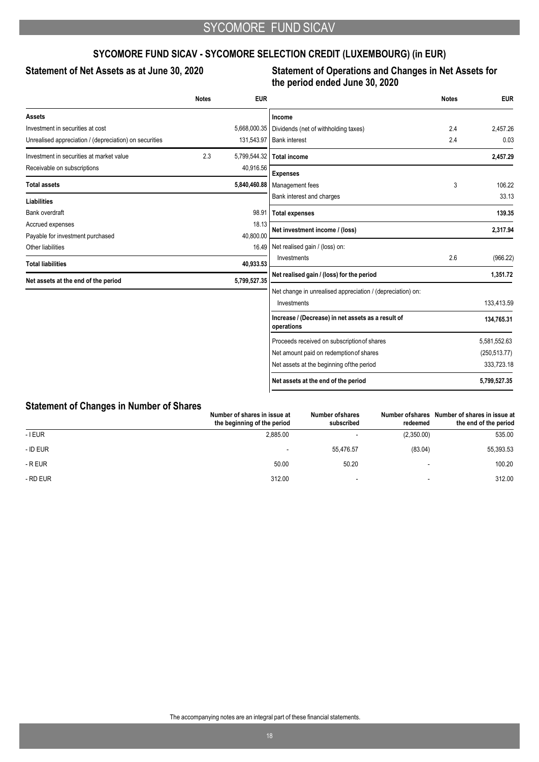## SYCOMORE FUND SICAV - SYCOMORE SELECTION CREDIT (LUXEMBOURG) (in EUR)

### Statement of Net Assets as at June 30, 2020

| | Notes | EUR |
|---|---|---|
| **Assets** | | |
| Investment in securities at cost | | 5,668,000.35 |
| Unrealised appreciation / (depreciation) on securities | | 131,543.97 |
| Investment in securities at market value | 2.3 | 5,799,544.32 |
| Receivable on subscriptions | | 40,916.56 |
| **Total assets** | | **5,840,460.88** |
| **Liabilities** | | |
| Bank overdraft | | 98.91 |
| Accrued expenses | | 18.13 |
| Payable for investment purchased | | 40,800.00 |
| Other liabilities | | 16.49 |
| **Total liabilities** | | **40,933.53** |
| **Net assets at the end of the period** | | **5,799,527.35** |

### Statement of Operations and Changes in Net Assets for the period ended June 30, 2020

| | Notes | EUR |
|---|---|---|
| **Income** | | |
| Dividends (net of withholding taxes) | 2.4 | 2,457.26 |
| Bank interest | 2.4 | 0.03 |
| **Total income** | | **2,457.29** |
| **Expenses** | | |
| Management fees | 3 | 106.22 |
| Bank interest and charges | | 33.13 |
| **Total expenses** | | **139.35** |
| **Net investment income / (loss)** | | **2,317.94** |
| Net realised gain / (loss) on: | | |
| Investments | 2.6 | (966.22) |
| **Net realised gain / (loss) for the period** | | **1,351.72** |
| Net change in unrealised appreciation / (depreciation) on: | | |
| Investments | | 133,413.59 |
| **Increase / (Decrease) in net assets as a result of operations** | | **134,765.31** |
| Proceeds received on subscription of shares | | 5,581,552.63 |
| Net amount paid on redemption of shares | | (250,513.77) |
| Net assets at the beginning of the period | | 333,723.18 |
| **Net assets at the end of the period** | | **5,799,527.35** |

### Statement of Changes in Number of Shares

| | Number of shares in issue at the beginning of the period | Number of shares subscribed | Number of shares redeemed | Number of shares in issue at the end of the period |
|---|---|---|---|---|
| - I EUR | 2,885.00 | - | (2,350.00) | 535.00 |
| - ID EUR | - | 55,476.57 | (83.04) | 55,393.53 |
| - R EUR | 50.00 | 50.20 | - | 100.20 |
| - RD EUR | 312.00 | - | - | 312.00 |

The accompanying notes are an integral part of these financial statements.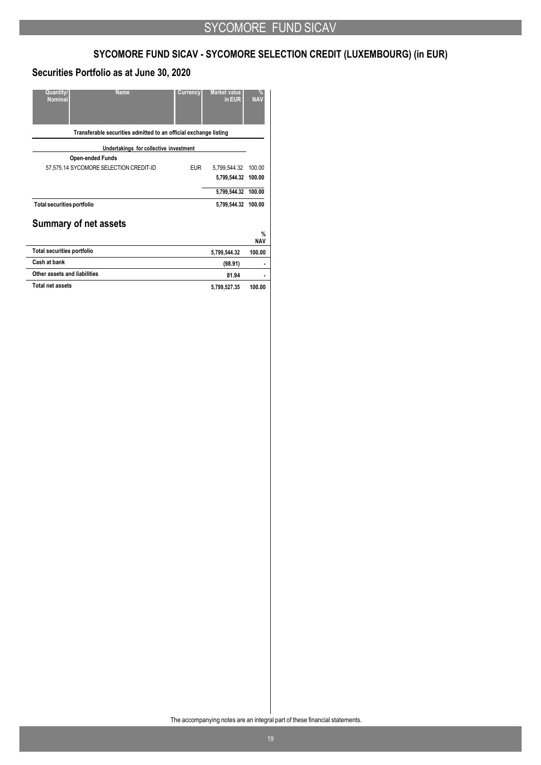## SYCOMORE FUND SICAV - SYCOMORE SELECTION CREDIT (LUXEMBOURG) (in EUR)

### Securities Portfolio as at June 30, 2020

| Quantity/ Nominal | Name | Currency | Market value in EUR | % NAV |
|---|---|---|---|---|
| | **Transferable securities admitted to an official exchange listing** | | | |
| | **Undertakings for collective investment** | | | |
| | **Open-ended Funds** | | | |
| 57,575.14 | SYCOMORE SELECTION CREDIT-ID | EUR | 5,799,544.32 | 100.00 |
| | | | **5,799,544.32** | **100.00** |
| | | | **5,799,544.32** | **100.00** |
| **Total securities portfolio** | | | **5,799,544.32** | **100.00** |

### Summary of net assets

| | | % NAV |
|---|---|---|
| **Total securities portfolio** | **5,799,544.32** | **100.00** |
| **Cash at bank** | **(98.91)** | **-** |
| **Other assets and liabilities** | **81.94** | **-** |
| **Total net assets** | **5,799,527.35** | **100.00** |

The accompanying notes are an integral part of these financial statements.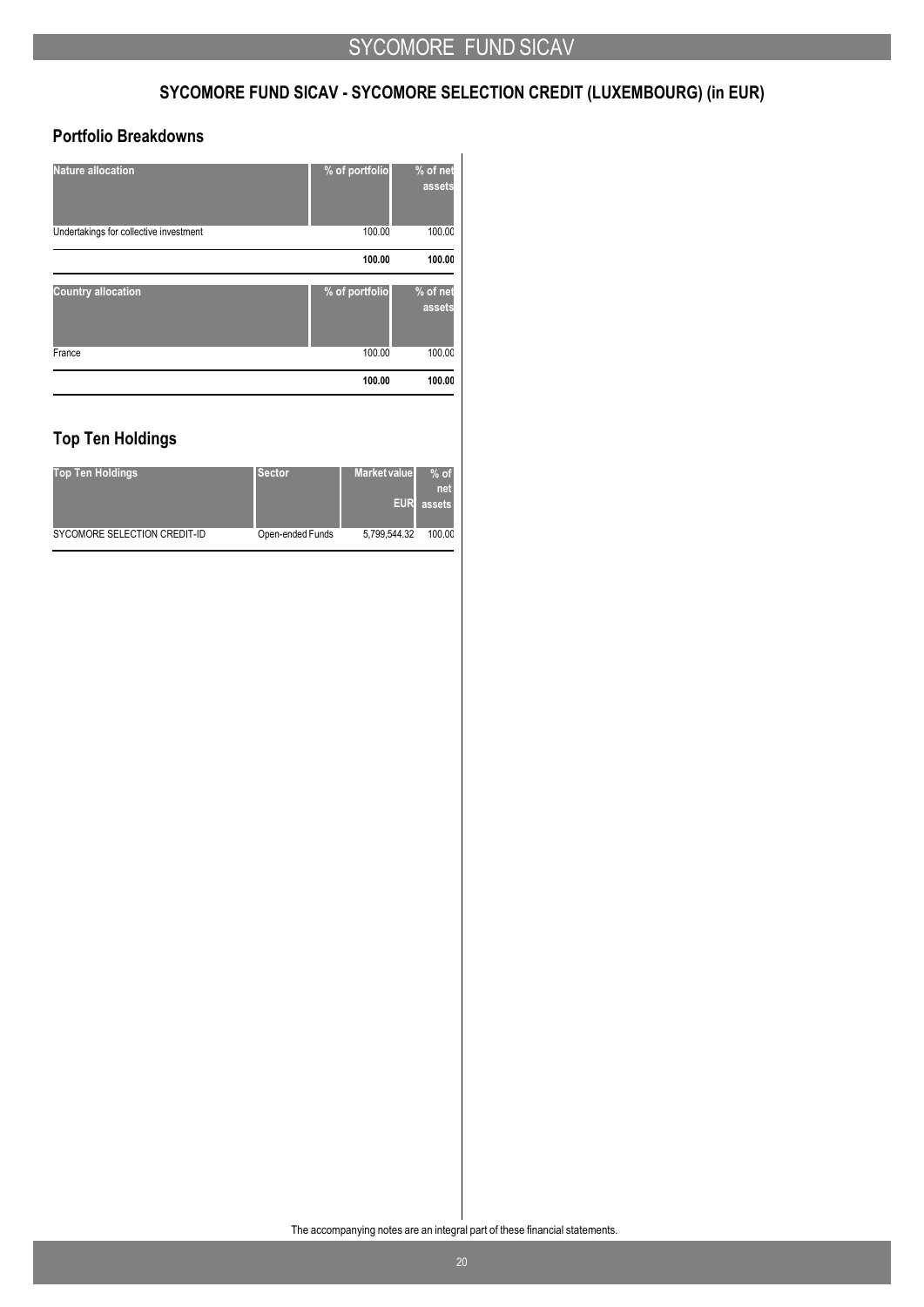## SYCOMORE FUND SICAV - SYCOMORE SELECTION CREDIT (LUXEMBOURG) (in EUR)

### Portfolio Breakdowns

| Nature allocation | % of portfolio | % of net assets |
|---|---|---|
| Undertakings for collective investment | 100.00 | 100.00 |
| | **100.00** | **100.00** |

| Country allocation | % of portfolio | % of net assets |
|---|---|---|
| France | 100.00 | 100.00 |
| | **100.00** | **100.00** |

### Top Ten Holdings

| Top Ten Holdings | Sector | Market value EUR | % of net assets |
|---|---|---|---|
| SYCOMORE SELECTION CREDIT-ID | Open-ended Funds | 5,799,544.32 | 100.00 |

The accompanying notes are an integral part of these financial statements.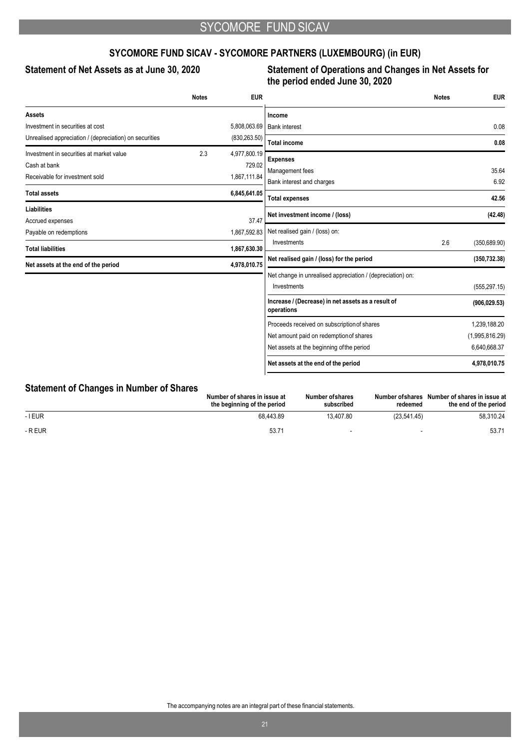## SYCOMORE FUND SICAV - SYCOMORE PARTNERS (LUXEMBOURG) (in EUR)

### Statement of Net Assets as at June 30, 2020

| | Notes | EUR |
|---|---|---|
| **Assets** | | |
| Investment in securities at cost | | 5,808,063.69 |
| Unrealised appreciation / (depreciation) on securities | | (830,263.50) |
| Investment in securities at market value | 2.3 | 4,977,800.19 |
| Cash at bank | | 729.02 |
| Receivable for investment sold | | 1,867,111.84 |
| **Total assets** | | **6,845,641.05** |
| **Liabilities** | | |
| Accrued expenses | | 37.47 |
| Payable on redemptions | | 1,867,592.83 |
| **Total liabilities** | | **1,867,630.30** |
| **Net assets at the end of the period** | | **4,978,010.75** |

### Statement of Operations and Changes in Net Assets for the period ended June 30, 2020

| | Notes | EUR |
|---|---|---|
| **Income** | | |
| Bank interest | | 0.08 |
| **Total income** | | **0.08** |
| **Expenses** | | |
| Management fees | | 35.64 |
| Bank interest and charges | | 6.92 |
| **Total expenses** | | **42.56** |
| **Net investment income / (loss)** | | **(42.48)** |
| Net realised gain / (loss) on: | | |
| Investments | 2.6 | (350,689.90) |
| **Net realised gain / (loss) for the period** | | **(350,732.38)** |
| Net change in unrealised appreciation / (depreciation) on: | | |
| Investments | | (555,297.15) |
| **Increase / (Decrease) in net assets as a result of operations** | | **(906,029.53)** |
| Proceeds received on subscription of shares | | 1,239,188.20 |
| Net amount paid on redemption of shares | | (1,995,816.29) |
| Net assets at the beginning of the period | | 6,640,668.37 |
| **Net assets at the end of the period** | | **4,978,010.75** |

### Statement of Changes in Number of Shares

| | Number of shares in issue at the beginning of the period | Number of shares subscribed | Number of shares redeemed | Number of shares in issue at the end of the period |
|---|---|---|---|---|
| - I EUR | 68,443.89 | 13,407.80 | (23,541.45) | 58,310.24 |
| - R EUR | 53.71 | - | - | 53.71 |

The accompanying notes are an integral part of these financial statements.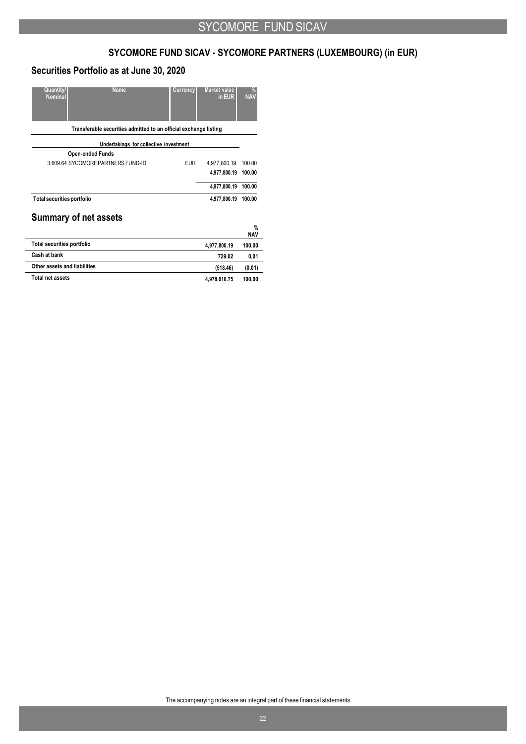## SYCOMORE FUND SICAV - SYCOMORE PARTNERS (LUXEMBOURG) (in EUR)

### Securities Portfolio as at June 30, 2020

| Quantity/ Nominal | Name | Currency | Market value in EUR | % NAV |
|---|---|---|---|---|
| | **Transferable securities admitted to an official exchange listing** | | | |
| | **Undertakings for collective investment** | | | |
| | **Open-ended Funds** | | | |
| 3,609.64 | SYCOMORE PARTNERS FUND-ID | EUR | 4,977,800.19 | 100.00 |
| | | | **4,977,800.19** | **100.00** |
| | | | **4,977,800.19** | **100.00** |
| **Total securities portfolio** | | | **4,977,800.19** | **100.00** |

### Summary of net assets

| | | % NAV |
|---|---|---|
| **Total securities portfolio** | **4,977,800.19** | **100.00** |
| **Cash at bank** | **729.02** | **0.01** |
| **Other assets and liabilities** | **(518.46)** | **(0.01)** |
| **Total net assets** | **4,978,010.75** | **100.00** |

The accompanying notes are an integral part of these financial statements.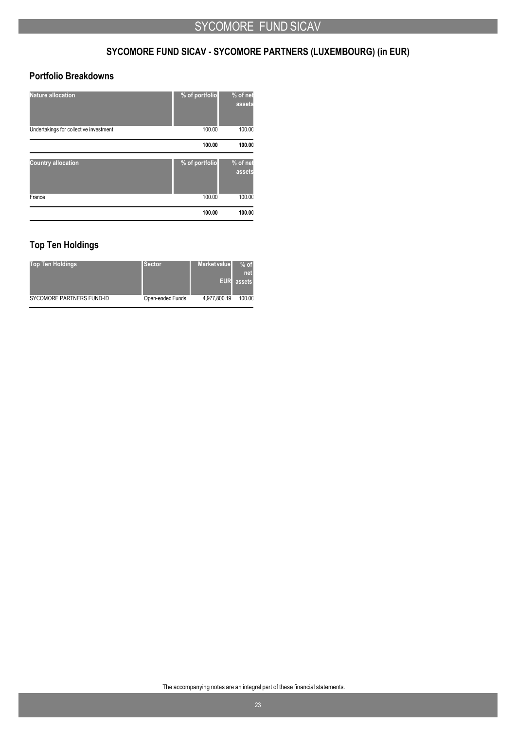## SYCOMORE FUND SICAV - SYCOMORE PARTNERS (LUXEMBOURG) (in EUR)

### Portfolio Breakdowns

| Nature allocation | % of portfolio | % of net assets |
|---|---|---|
| Undertakings for collective investment | 100.00 | 100.00 |
| | **100.00** | **100.00** |

| Country allocation | % of portfolio | % of net assets |
|---|---|---|
| France | 100.00 | 100.00 |
| | **100.00** | **100.00** |

### Top Ten Holdings

| Top Ten Holdings | Sector | Market value EUR | % of net assets |
|---|---|---|---|
| SYCOMORE PARTNERS FUND-ID | Open-ended Funds | 4,977,800.19 | 100.00 |

The accompanying notes are an integral part of these financial statements.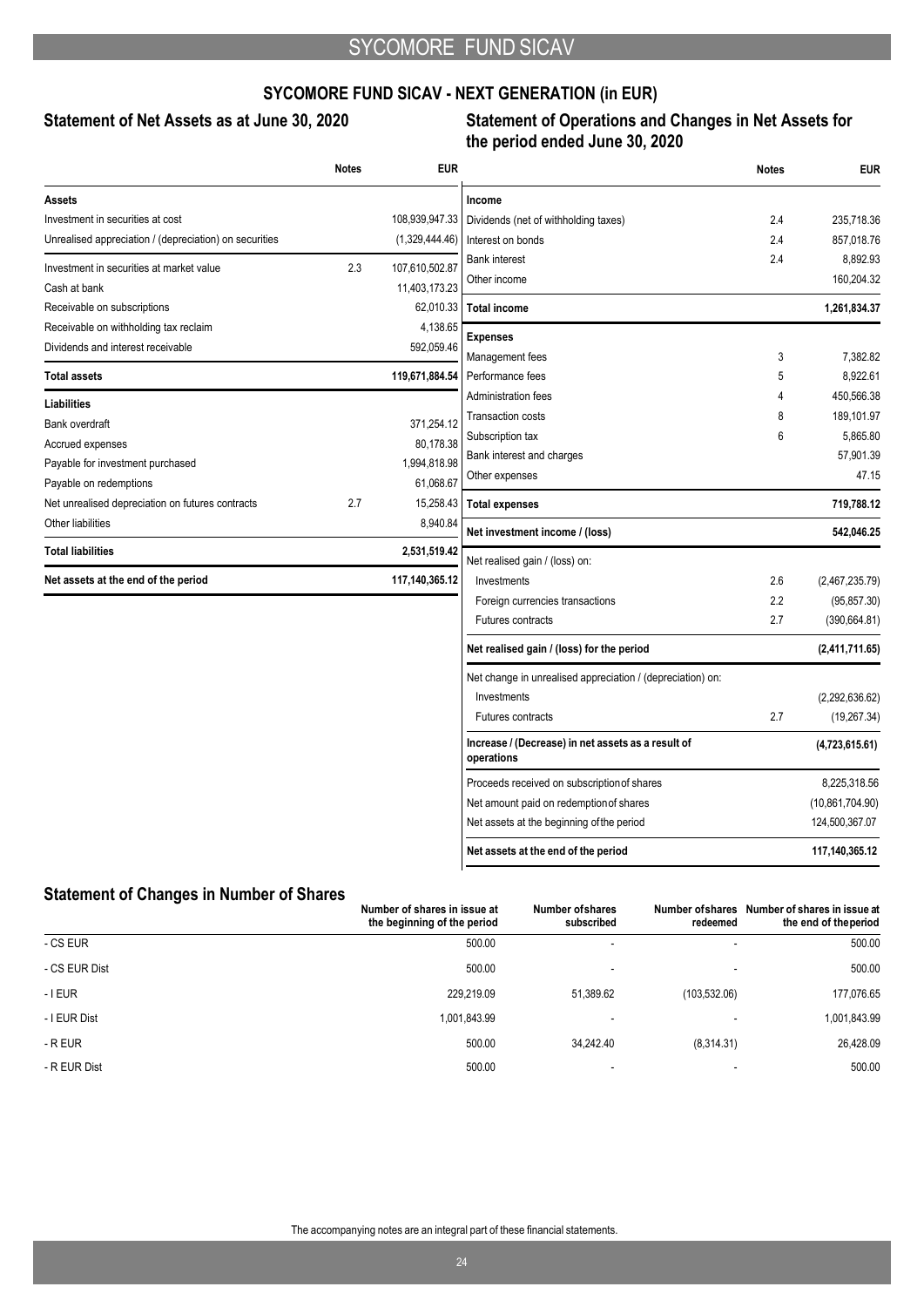## SYCOMORE FUND SICAV - NEXT GENERATION (in EUR)

### Statement of Net Assets as at June 30, 2020

| | Notes | EUR |
|---|---|---|
| **Assets** | | |
| Investment in securities at cost | | 108,939,947.33 |
| Unrealised appreciation / (depreciation) on securities | | (1,329,444.46) |
| Investment in securities at market value | 2.3 | 107,610,502.87 |
| Cash at bank | | 11,403,173.23 |
| Receivable on subscriptions | | 62,010.33 |
| Receivable on withholding tax reclaim | | 4,138.65 |
| Dividends and interest receivable | | 592,059.46 |
| **Total assets** | | **119,671,884.54** |
| **Liabilities** | | |
| Bank overdraft | | 371,254.12 |
| Accrued expenses | | 80,178.38 |
| Payable for investment purchased | | 1,994,818.98 |
| Payable on redemptions | | 61,068.67 |
| Net unrealised depreciation on futures contracts | 2.7 | 15,258.43 |
| Other liabilities | | 8,940.84 |
| **Total liabilities** | | **2,531,519.42** |
| **Net assets at the end of the period** | | **117,140,365.12** |

### Statement of Operations and Changes in Net Assets for the period ended June 30, 2020

| | Notes | EUR |
|---|---|---|
| **Income** | | |
| Dividends (net of withholding taxes) | 2.4 | 235,718.36 |
| Interest on bonds | 2.4 | 857,018.76 |
| Bank interest | 2.4 | 8,892.93 |
| Other income | | 160,204.32 |
| **Total income** | | **1,261,834.37** |
| **Expenses** | | |
| Management fees | 3 | 7,382.82 |
| Performance fees | 5 | 8,922.61 |
| Administration fees | 4 | 450,566.38 |
| Transaction costs | 8 | 189,101.97 |
| Subscription tax | 6 | 5,865.80 |
| Bank interest and charges | | 57,901.39 |
| Other expenses | | 47.15 |
| **Total expenses** | | **719,788.12** |
| **Net investment income / (loss)** | | **542,046.25** |
| Net realised gain / (loss) on: | | |
| Investments | 2.6 | (2,467,235.79) |
| Foreign currencies transactions | 2.2 | (95,857.30) |
| Futures contracts | 2.7 | (390,664.81) |
| **Net realised gain / (loss) for the period** | | **(2,411,711.65)** |
| Net change in unrealised appreciation / (depreciation) on: | | |
| Investments | | (2,292,636.62) |
| Futures contracts | 2.7 | (19,267.34) |
| **Increase / (Decrease) in net assets as a result of operations** | | **(4,723,615.61)** |
| Proceeds received on subscription of shares | | 8,225,318.56 |
| Net amount paid on redemption of shares | | (10,861,704.90) |
| Net assets at the beginning of the period | | 124,500,367.07 |
| **Net assets at the end of the period** | | **117,140,365.12** |

### Statement of Changes in Number of Shares

| | Number of shares in issue at the beginning of the period | Number of shares subscribed | Number of shares redeemed | Number of shares in issue at the end of the period |
|---|---|---|---|---|
| - CS EUR | 500.00 | - | - | 500.00 |
| - CS EUR Dist | 500.00 | - | - | 500.00 |
| - I EUR | 229,219.09 | 51,389.62 | (103,532.06) | 177,076.65 |
| - I EUR Dist | 1,001,843.99 | - | - | 1,001,843.99 |
| - R EUR | 500.00 | 34,242.40 | (8,314.31) | 26,428.09 |
| - R EUR Dist | 500.00 | - | - | 500.00 |

The accompanying notes are an integral part of these financial statements.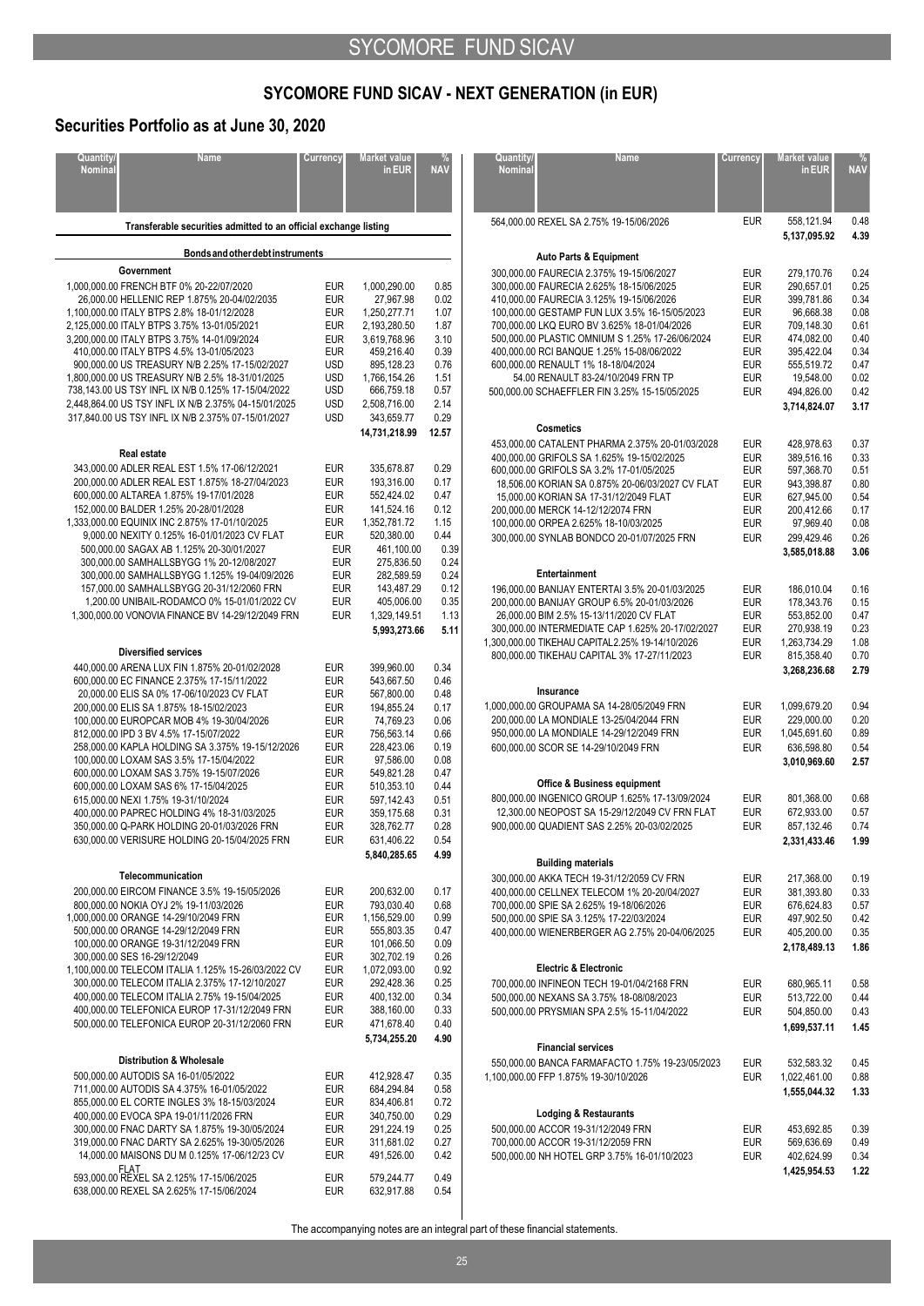## SYCOMORE FUND SICAV - NEXT GENERATION (in EUR)

### Securities Portfolio as at June 30, 2020

| Quantity/ Nominal | Name | Currency | Market value in EUR | % NAV |
|---|---|---|---|---|
| | **Transferable securities admitted to an official exchange listing** | | | |
| | **Bonds and other debt instruments** | | | |
| | **Government** | | | |
| 1,000,000.00 | FRENCH BTF 0% 20-22/07/2020 | EUR | 1,000,290.00 | 0.85 |
| 26,000.00 | HELLENIC REP 1.875% 20-04/02/2035 | EUR | 27,967.98 | 0.02 |
| 1,100,000.00 | ITALY BTPS 2.8% 18-01/12/2028 | EUR | 1,250,277.71 | 1.07 |
| 2,125,000.00 | ITALY BTPS 3.75% 13-01/05/2021 | EUR | 2,193,280.50 | 1.87 |
| 3,200,000.00 | ITALY BTPS 3.75% 14-01/09/2024 | EUR | 3,619,768.96 | 3.10 |
| 410,000.00 | ITALY BTPS 4.5% 13-01/05/2023 | EUR | 459,216.40 | 0.39 |
| 900,000.00 | US TREASURY N/B 2.25% 17-15/02/2027 | USD | 895,128.23 | 0.76 |
| 1,800,000.00 | US TREASURY N/B 2.5% 18-31/01/2025 | USD | 1,766,154.26 | 1.51 |
| 738,143.00 | US TSY INFL IX N/B 0.125% 17-15/04/2022 | USD | 666,759.18 | 0.57 |
| 2,448,864.00 | US TSY INFL IX N/B 2.375% 04-15/01/2025 | USD | 2,508,716.00 | 2.14 |
| 317,840.00 | US TSY INFL IX N/B 2.375% 07-15/01/2027 | USD | 343,659.77 | 0.29 |
| | | | **14,731,218.99** | **12.57** |
| | **Real estate** | | | |
| 343,000.00 | ADLER REAL EST 1.5% 17-06/12/2021 | EUR | 335,678.87 | 0.29 |
| 200,000.00 | ADLER REAL EST 1.875% 18-27/04/2023 | EUR | 193,316.00 | 0.17 |
| 600,000.00 | ALTAREA 1.875% 19-17/01/2028 | EUR | 552,424.02 | 0.47 |
| 152,000.00 | BALDER 1.25% 20-28/01/2028 | EUR | 141,524.16 | 0.12 |
| 1,333,000.00 | EQUINIX INC 2.875% 17-01/10/2025 | EUR | 1,352,781.72 | 1.15 |
| 9,000.00 | NEXITY 0.125% 16-01/01/2023 CV FLAT | EUR | 520,380.00 | 0.44 |
| 500,000.00 | SAGAX AB 1.125% 20-30/01/2027 | EUR | 461,100.00 | 0.39 |
| 300,000.00 | SAMHALLSBYGG 1% 20-12/08/2027 | EUR | 275,836.50 | 0.24 |
| 300,000.00 | SAMHALLSBYGG 1.125% 19-04/09/2026 | EUR | 282,589.59 | 0.24 |
| 157,000.00 | SAMHALLSBYGG 20-31/12/2060 FRN | EUR | 143,487.29 | 0.12 |
| 1,200.00 | UNIBAIL-RODAMCO 0% 15-01/01/2022 CV | EUR | 405,006.00 | 0.35 |
| 1,300,000.00 | VONOVIA FINANCE BV 14-29/12/2049 FRN | EUR | 1,329,149.51 | 1.13 |
| | | | **5,993,273.66** | **5.11** |
| | **Diversified services** | | | |
| 440,000.00 | ARENA LUX FIN 1.875% 20-01/02/2028 | EUR | 399,960.00 | 0.34 |
| 600,000.00 | EC FINANCE 2.375% 17-15/11/2022 | EUR | 543,667.50 | 0.46 |
| 20,000.00 | ELIS SA 0% 17-06/10/2023 CV FLAT | EUR | 567,800.00 | 0.48 |
| 200,000.00 | ELIS SA 1.875% 18-15/02/2023 | EUR | 194,855.24 | 0.17 |
| 100,000.00 | EUROPCAR MOB 4% 19-30/04/2026 | EUR | 74,769.23 | 0.06 |
| 812,000.00 | IPD 3 BV 4.5% 17-15/07/2022 | EUR | 756,563.14 | 0.66 |
| 258,000.00 | KAPLA HOLDING SA 3.375% 19-15/12/2026 | EUR | 228,423.06 | 0.19 |
| 100,000.00 | LOXAM SAS 3.5% 17-15/04/2022 | EUR | 97,586.00 | 0.08 |
| 600,000.00 | LOXAM SAS 3.75% 19-15/07/2026 | EUR | 549,821.28 | 0.47 |
| 600,000.00 | LOXAM SAS 6% 17-15/04/2025 | EUR | 510,353.10 | 0.44 |
| 615,000.00 | NEXI 1.75% 19-31/10/2024 | EUR | 597,142.43 | 0.51 |
| 400,000.00 | PAPREC HOLDING 4% 18-31/03/2025 | EUR | 359,175.68 | 0.31 |
| 350,000.00 | Q-PARK HOLDING 20-01/03/2026 FRN | EUR | 328,762.77 | 0.28 |
| 630,000.00 | VERISURE HOLDING 20-15/04/2025 FRN | EUR | 631,406.22 | 0.54 |
| | | | **5,840,285.65** | **4.99** |
| | **Telecommunication** | | | |
| 200,000.00 | EIRCOM FINANCE 3.5% 19-15/05/2026 | EUR | 200,632.00 | 0.17 |
| 800,000.00 | NOKIA OYJ 2% 19-11/03/2026 | EUR | 793,030.40 | 0.68 |
| 1,000,000.00 | ORANGE 14-29/10/2049 FRN | EUR | 1,156,529.00 | 0.99 |
| 500,000.00 | ORANGE 14-29/12/2049 FRN | EUR | 555,803.35 | 0.47 |
| 100,000.00 | ORANGE 19-31/12/2049 FRN | EUR | 101,066.50 | 0.09 |
| 300,000.00 | SES 16-29/12/2049 | EUR | 302,702.19 | 0.26 |
| 1,100,000.00 | TELECOM ITALIA 1.125% 15-26/03/2022 CV | EUR | 1,072,093.00 | 0.92 |
| 300,000.00 | TELECOM ITALIA 2.375% 17-12/10/2027 | EUR | 292,428.36 | 0.25 |
| 400,000.00 | TELECOM ITALIA 2.75% 19-15/04/2025 | EUR | 400,132.00 | 0.34 |
| 400,000.00 | TELEFONICA EUROP 17-31/12/2049 FRN | EUR | 388,160.00 | 0.33 |
| 500,000.00 | TELEFONICA EUROP 20-31/12/2060 FRN | EUR | 471,678.40 | 0.40 |
| | | | **5,734,255.20** | **4.90** |
| | **Distribution & Wholesale** | | | |
| 500,000.00 | AUTODIS SA 16-01/05/2022 | EUR | 412,928.47 | 0.35 |
| 711,000.00 | AUTODIS SA 4.375% 16-01/05/2022 | EUR | 684,294.84 | 0.58 |
| 855,000.00 | EL CORTE INGLES 3% 18-15/03/2024 | EUR | 834,406.81 | 0.72 |
| 400,000.00 | EVOCA SPA 19-01/11/2026 FRN | EUR | 340,750.00 | 0.29 |
| 300,000.00 | FNAC DARTY SA 1.875% 19-30/05/2024 | EUR | 291,224.19 | 0.25 |
| 319,000.00 | FNAC DARTY SA 2.625% 19-30/05/2026 | EUR | 311,681.02 | 0.27 |
| 14,000.00 | MAISONS DU M 0.125% 17-06/12/23 CV FLAT | EUR | 491,526.00 | 0.42 |
| 593,000.00 | REXEL SA 2.125% 17-15/06/2025 | EUR | 579,244.77 | 0.49 |
| 638,000.00 | REXEL SA 2.625% 17-15/06/2024 | EUR | 632,917.88 | 0.54 |
| 564,000.00 | REXEL SA 2.75% 19-15/06/2026 | EUR | 558,121.94 | 0.48 |
| | | | **5,137,095.92** | **4.39** |
| | **Auto Parts & Equipment** | | | |
| 300,000.00 | FAURECIA 2.375% 19-15/06/2027 | EUR | 279,170.76 | 0.24 |
| 300,000.00 | FAURECIA 2.625% 18-15/06/2025 | EUR | 290,657.01 | 0.25 |
| 410,000.00 | FAURECIA 3.125% 19-15/06/2026 | EUR | 399,781.86 | 0.34 |
| 100,000.00 | GESTAMP FUN LUX 3.5% 16-15/05/2023 | EUR | 96,668.38 | 0.08 |
| 700,000.00 | LKQ EURO BV 3.625% 18-01/04/2026 | EUR | 709,148.30 | 0.61 |
| 500,000.00 | PLASTIC OMNIUM S 1.25% 17-26/06/2024 | EUR | 474,082.00 | 0.40 |
| 400,000.00 | RCI BANQUE 1.25% 15-08/06/2022 | EUR | 395,422.04 | 0.34 |
| 600,000.00 | RENAULT 1% 18-18/04/2024 | EUR | 555,519.72 | 0.47 |
| 54.00 | RENAULT 83-24/10/2049 FRN TP | EUR | 19,548.00 | 0.02 |
| 500,000.00 | SCHAEFFLER FIN 3.25% 15-15/05/2025 | EUR | 494,826.00 | 0.42 |
| | | | **3,714,824.07** | **3.17** |
| | **Cosmetics** | | | |
| 453,000.00 | CATALENT PHARMA 2.375% 20-01/03/2028 | EUR | 428,978.63 | 0.37 |
| 400,000.00 | GRIFOLS SA 1.625% 19-15/02/2025 | EUR | 389,516.16 | 0.33 |
| 600,000.00 | GRIFOLS SA 3.2% 17-01/05/2025 | EUR | 597,368.70 | 0.51 |
| 18,506.00 | KORIAN SA 0.875% 20-06/03/2027 CV FLAT | EUR | 943,398.87 | 0.80 |
| 15,000.00 | KORIAN SA 17-31/12/2049 FLAT | EUR | 627,945.00 | 0.54 |
| 200,000.00 | MERCK 14-12/12/2074 FRN | EUR | 200,412.66 | 0.17 |
| 100,000.00 | ORPEA 2.625% 18-10/03/2025 | EUR | 97,969.40 | 0.08 |
| 300,000.00 | SYNLAB BONDCO 20-01/07/2025 FRN | EUR | 299,429.46 | 0.26 |
| | | | **3,585,018.88** | **3.06** |
| | **Entertainment** | | | |
| 196,000.00 | BANIJAY ENTERTAI 3.5% 20-01/03/2025 | EUR | 186,010.04 | 0.16 |
| 200,000.00 | BANIJAY GROUP 6.5% 20-01/03/2026 | EUR | 178,343.76 | 0.15 |
| 26,000.00 | BIM 2.5% 15-13/11/2020 CV FLAT | EUR | 553,852.00 | 0.47 |
| 300,000.00 | INTERMEDIATE CAP 1.625% 20-17/02/2027 | EUR | 270,938.19 | 0.23 |
| 1,300,000.00 | TIKEHAU CAPITAL2.25% 19-14/10/2026 | EUR | 1,263,734.29 | 1.08 |
| 800,000.00 | TIKEHAU CAPITAL 3% 17-27/11/2023 | EUR | 815,358.40 | 0.70 |
| | | | **3,268,236.68** | **2.79** |
| | **Insurance** | | | |
| 1,000,000.00 | GROUPAMA SA 14-28/05/2049 FRN | EUR | 1,099,679.20 | 0.94 |
| 200,000.00 | LA MONDIALE 13-25/04/2044 FRN | EUR | 229,000.00 | 0.20 |
| 950,000.00 | LA MONDIALE 14-29/12/2049 FRN | EUR | 1,045,691.60 | 0.89 |
| 600,000.00 | SCOR SE 14-29/10/2049 FRN | EUR | 636,598.80 | 0.54 |
| | | | **3,010,969.60** | **2.57** |
| | **Office & Business equipment** | | | |
| 800,000.00 | INGENICO GROUP 1.625% 17-13/09/2024 | EUR | 801,368.00 | 0.68 |
| 12,300.00 | NEOPOST SA 15-29/12/2049 CV FRN FLAT | EUR | 672,933.00 | 0.57 |
| 900,000.00 | QUADIENT SAS 2.25% 20-03/02/2025 | EUR | 857,132.46 | 0.74 |
| | | | **2,331,433.46** | **1.99** |
| | **Building materials** | | | |
| 300,000.00 | AKKA TECH 19-31/12/2059 CV FRN | EUR | 217,368.00 | 0.19 |
| 400,000.00 | CELLNEX TELECOM 1% 20-20/04/2027 | EUR | 381,393.80 | 0.33 |
| 700,000.00 | SPIE SA 2.625% 19-18/06/2026 | EUR | 676,624.83 | 0.57 |
| 500,000.00 | SPIE SA 3.125% 17-22/03/2024 | EUR | 497,902.50 | 0.42 |
| 400,000.00 | WIENERBERGER AG 2.75% 20-04/06/2025 | EUR | 405,200.00 | 0.35 |
| | | | **2,178,489.13** | **1.86** |
| | **Electric & Electronic** | | | |
| 700,000.00 | INFINEON TECH 19-01/04/2168 FRN | EUR | 680,965.11 | 0.58 |
| 500,000.00 | NEXANS SA 3.75% 18-08/08/2023 | EUR | 513,722.00 | 0.44 |
| 500,000.00 | PRYSMIAN SPA 2.5% 15-11/04/2022 | EUR | 504,850.00 | 0.43 |
| | | | **1,699,537.11** | **1.45** |
| | **Financial services** | | | |
| 550,000.00 | BANCA FARMAFACTO 1.75% 19-23/05/2023 | EUR | 532,583.32 | 0.45 |
| 1,100,000.00 | FFP 1.875% 19-30/10/2026 | EUR | 1,022,461.00 | 0.88 |
| | | | **1,555,044.32** | **1.33** |
| | **Lodging & Restaurants** | | | |
| 500,000.00 | ACCOR 19-31/12/2049 FRN | EUR | 453,692.85 | 0.39 |
| 700,000.00 | ACCOR 19-31/12/2059 FRN | EUR | 569,636.69 | 0.49 |
| 500,000.00 | NH HOTEL GRP 3.75% 16-01/10/2023 | EUR | 402,624.99 | 0.34 |
| | | | **1,425,954.53** | **1.22** |

The accompanying notes are an integral part of these financial statements.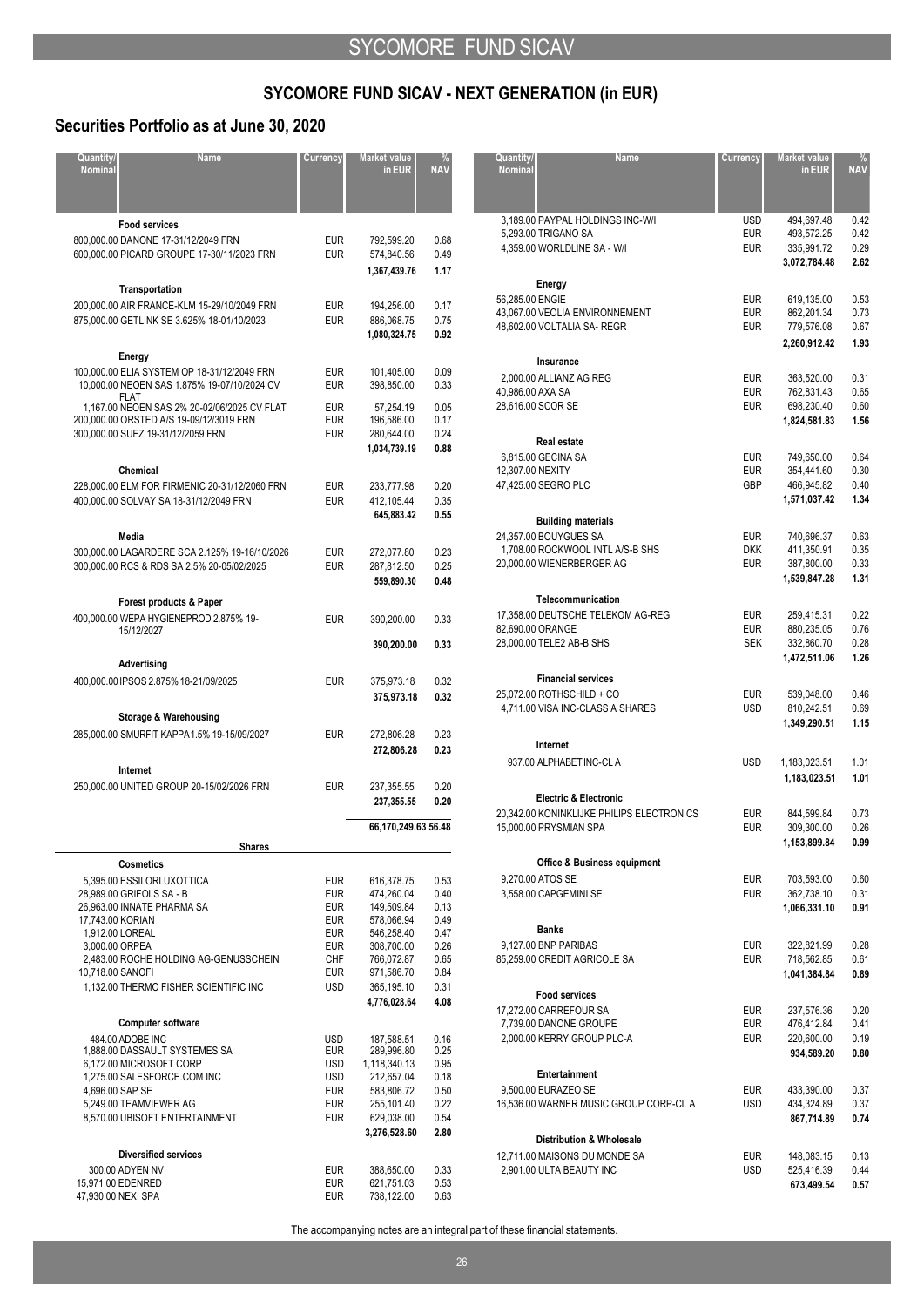## SYCOMORE FUND SICAV - NEXT GENERATION (in EUR)

## Securities Portfolio as at June 30, 2020

| Quantity/ Nominal | Name | Currency | Market value in EUR | % NAV |
|---|---|---|---|---|
| | **Food services** | | | |
| 800,000.00 | DANONE 17-31/12/2049 FRN | EUR | 792,599.20 | 0.68 |
| 600,000.00 | PICARD GROUPE 17-30/11/2023 FRN | EUR | 574,840.56 | 0.49 |
| | | | **1,367,439.76** | **1.17** |
| | **Transportation** | | | |
| 200,000.00 | AIR FRANCE-KLM 15-29/10/2049 FRN | EUR | 194,256.00 | 0.17 |
| 875,000.00 | GETLINK SE 3.625% 18-01/10/2023 | EUR | 886,068.75 | 0.75 |
| | | | **1,080,324.75** | **0.92** |
| | **Energy** | | | |
| 100,000.00 | ELIA SYSTEM OP 18-31/12/2049 FRN | EUR | 101,405.00 | 0.09 |
| 10,000.00 | NEOEN SAS 1.875% 19-07/10/2024 CV FLAT | EUR | 398,850.00 | 0.33 |
| 1,167.00 | NEOEN SAS 2% 20-02/06/2025 CV FLAT | EUR | 57,254.19 | 0.05 |
| 200,000.00 | ORSTED A/S 19-09/12/3019 FRN | EUR | 196,586.00 | 0.17 |
| 300,000.00 | SUEZ 19-31/12/2059 FRN | EUR | 280,644.00 | 0.24 |
| | | | **1,034,739.19** | **0.88** |
| | **Chemical** | | | |
| 228,000.00 | ELM FOR FIRMENIC 20-31/12/2060 FRN | EUR | 233,777.98 | 0.20 |
| 400,000.00 | SOLVAY SA 18-31/12/2049 FRN | EUR | 412,105.44 | 0.35 |
| | | | **645,883.42** | **0.55** |
| | **Media** | | | |
| 300,000.00 | LAGARDERE SCA 2.125% 19-16/10/2026 | EUR | 272,077.80 | 0.23 |
| 300,000.00 | RCS & RDS SA 2.5% 20-05/02/2025 | EUR | 287,812.50 | 0.25 |
| | | | **559,890.30** | **0.48** |
| | **Forest products & Paper** | | | |
| 400,000.00 | WEPA HYGIENEPROD 2.875% 19-15/12/2027 | EUR | 390,200.00 | 0.33 |
| | | | **390,200.00** | **0.33** |
| | **Advertising** | | | |
| 400,000.00 | IPSOS 2.875% 18-21/09/2025 | EUR | 375,973.18 | 0.32 |
| | | | **375,973.18** | **0.32** |
| | **Storage & Warehousing** | | | |
| 285,000.00 | SMURFIT KAPPA 1.5% 19-15/09/2027 | EUR | 272,806.28 | 0.23 |
| | | | **272,806.28** | **0.23** |
| | **Internet** | | | |
| 250,000.00 | UNITED GROUP 20-15/02/2026 FRN | EUR | 237,355.55 | 0.20 |
| | | | **237,355.55** | **0.20** |
| | | | **66,170,249.63** | **56.48** |
| | **Shares** | | | |
| | **Cosmetics** | | | |
| 5,395.00 | ESSILORLUXOTTICA | EUR | 616,378.75 | 0.53 |
| 28,989.00 | GRIFOLS SA - B | EUR | 474,260.04 | 0.40 |
| 26,963.00 | INNATE PHARMA SA | EUR | 149,509.84 | 0.13 |
| 17,743.00 | KORIAN | EUR | 578,066.94 | 0.49 |
| 1,912.00 | LOREAL | EUR | 546,258.40 | 0.47 |
| 3,000.00 | ORPEA | EUR | 308,700.00 | 0.26 |
| 2,483.00 | ROCHE HOLDING AG-GENUSSCHEIN | CHF | 766,072.87 | 0.65 |
| 10,718.00 | SANOFI | EUR | 971,586.70 | 0.84 |
| 1,132.00 | THERMO FISHER SCIENTIFIC INC | USD | 365,195.10 | 0.31 |
| | | | **4,776,028.64** | **4.08** |
| | **Computer software** | | | |
| 484.00 | ADOBE INC | USD | 187,588.51 | 0.16 |
| 1,888.00 | DASSAULT SYSTEMES SA | EUR | 289,996.80 | 0.25 |
| 6,172.00 | MICROSOFT CORP | USD | 1,118,340.13 | 0.95 |
| 1,275.00 | SALESFORCE.COM INC | USD | 212,657.04 | 0.18 |
| 4,696.00 | SAP SE | EUR | 583,806.72 | 0.50 |
| 5,249.00 | TEAMVIEWER AG | EUR | 255,101.40 | 0.22 |
| 8,570.00 | UBISOFT ENTERTAINMENT | EUR | 629,038.00 | 0.54 |
| | | | **3,276,528.60** | **2.80** |
| | **Diversified services** | | | |
| 300.00 | ADYEN NV | EUR | 388,650.00 | 0.33 |
| 15,971.00 | EDENRED | EUR | 621,751.03 | 0.53 |
| 47,930.00 | NEXI SPA | EUR | 738,122.00 | 0.63 |
| 3,189.00 | PAYPAL HOLDINGS INC-W/I | USD | 494,697.48 | 0.42 |
| 5,293.00 | TRIGANO SA | EUR | 493,572.25 | 0.42 |
| 4,359.00 | WORLDLINE SA - W/I | EUR | 335,991.72 | 0.29 |
| | | | **3,072,784.48** | **2.62** |
| | **Energy** | | | |
| 56,285.00 | ENGIE | EUR | 619,135.00 | 0.53 |
| 43,067.00 | VEOLIA ENVIRONNEMENT | EUR | 862,201.34 | 0.73 |
| 48,602.00 | VOLTALIA SA- REGR | EUR | 779,576.08 | 0.67 |
| | | | **2,260,912.42** | **1.93** |
| | **Insurance** | | | |
| 2,000.00 | ALLIANZ AG REG | EUR | 363,520.00 | 0.31 |
| 40,986.00 | AXA SA | EUR | 762,831.43 | 0.65 |
| 28,616.00 | SCOR SE | EUR | 698,230.40 | 0.60 |
| | | | **1,824,581.83** | **1.56** |
| | **Real estate** | | | |
| 6,815.00 | GECINA SA | EUR | 749,650.00 | 0.64 |
| 12,307.00 | NEXITY | EUR | 354,441.60 | 0.30 |
| 47,425.00 | SEGRO PLC | GBP | 466,945.82 | 0.40 |
| | | | **1,571,037.42** | **1.34** |
| | **Building materials** | | | |
| 24,357.00 | BOUYGUES SA | EUR | 740,696.37 | 0.63 |
| 1,708.00 | ROCKWOOL INTL A/S-B SHS | DKK | 411,350.91 | 0.35 |
| 20,000.00 | WIENERBERGER AG | EUR | 387,800.00 | 0.33 |
| | | | **1,539,847.28** | **1.31** |
| | **Telecommunication** | | | |
| 17,358.00 | DEUTSCHE TELEKOM AG-REG | EUR | 259,415.31 | 0.22 |
| 82,690.00 | ORANGE | EUR | 880,235.05 | 0.76 |
| 28,000.00 | TELE2 AB-B SHS | SEK | 332,860.70 | 0.28 |
| | | | **1,472,511.06** | **1.26** |
| | **Financial services** | | | |
| 25,072.00 | ROTHSCHILD + CO | EUR | 539,048.00 | 0.46 |
| 4,711.00 | VISA INC-CLASS A SHARES | USD | 810,242.51 | 0.69 |
| | | | **1,349,290.51** | **1.15** |
| | **Internet** | | | |
| 937.00 | ALPHABET INC-CL A | USD | 1,183,023.51 | 1.01 |
| | | | **1,183,023.51** | **1.01** |
| | **Electric & Electronic** | | | |
| 20,342.00 | KONINKLIJKE PHILIPS ELECTRONICS | EUR | 844,599.84 | 0.73 |
| 15,000.00 | PRYSMIAN SPA | EUR | 309,300.00 | 0.26 |
| | | | **1,153,899.84** | **0.99** |
| | **Office & Business equipment** | | | |
| 9,270.00 | ATOS SE | EUR | 703,593.00 | 0.60 |
| 3,558.00 | CAPGEMINI SE | EUR | 362,738.10 | 0.31 |
| | | | **1,066,331.10** | **0.91** |
| | **Banks** | | | |
| 9,127.00 | BNP PARIBAS | EUR | 322,821.99 | 0.28 |
| 85,259.00 | CREDIT AGRICOLE SA | EUR | 718,562.85 | 0.61 |
| | | | **1,041,384.84** | **0.89** |
| | **Food services** | | | |
| 17,272.00 | CARREFOUR SA | EUR | 237,576.36 | 0.20 |
| 7,739.00 | DANONE GROUPE | EUR | 476,412.84 | 0.41 |
| 2,000.00 | KERRY GROUP PLC-A | EUR | 220,600.00 | 0.19 |
| | | | **934,589.20** | **0.80** |
| | **Entertainment** | | | |
| 9,500.00 | EURAZEO SE | EUR | 433,390.00 | 0.37 |
| 16,536.00 | WARNER MUSIC GROUP CORP-CL A | USD | 434,324.89 | 0.37 |
| | | | **867,714.89** | **0.74** |
| | **Distribution & Wholesale** | | | |
| 12,711.00 | MAISONS DU MONDE SA | EUR | 148,083.15 | 0.13 |
| 2,901.00 | ULTA BEAUTY INC | USD | 525,416.39 | 0.44 |
| | | | **673,499.54** | **0.57** |

The accompanying notes are an integral part of these financial statements.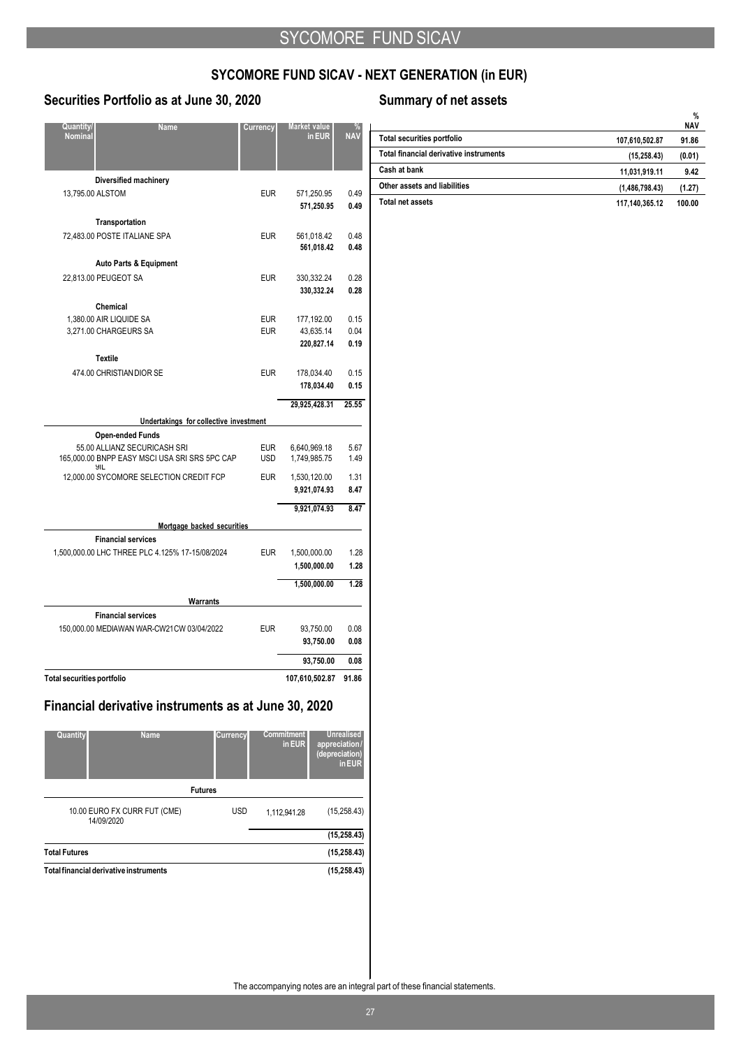## SYCOMORE FUND SICAV - NEXT GENERATION (in EUR)

### Securities Portfolio as at June 30, 2020

| Quantity/ Nominal | Name | Currency | Market value in EUR | % NAV |
|---|---|---|---|---|
| | **Diversified machinery** | | | |
| 13,795.00 | ALSTOM | EUR | 571,250.95 | 0.49 |
| | | | **571,250.95** | **0.49** |
| | **Transportation** | | | |
| 72,483.00 | POSTE ITALIANE SPA | EUR | 561,018.42 | 0.48 |
| | | | **561,018.42** | **0.48** |
| | **Auto Parts & Equipment** | | | |
| 22,813.00 | PEUGEOT SA | EUR | 330,332.24 | 0.28 |
| | | | **330,332.24** | **0.28** |
| | **Chemical** | | | |
| 1,380.00 | AIR LIQUIDE SA | EUR | 177,192.00 | 0.15 |
| 3,271.00 | CHARGEURS SA | EUR | 43,635.14 | 0.04 |
| | | | **220,827.14** | **0.19** |
| | **Textile** | | | |
| 474.00 | CHRISTIAN DIOR SE | EUR | 178,034.40 | 0.15 |
| | | | **178,034.40** | **0.15** |
| | | | **29,925,428.31** | **25.55** |
| | **Undertakings for collective investment** | | | |
| | **Open-ended Funds** | | | |
| 55.00 | ALLIANZ SECURICASH SRI | EUR | 6,640,969.18 | 5.67 |
| 165,000.00 | BNPP EASY MSCI USA SRI SRS 5PC CAP 9IL | USD | 1,749,985.75 | 1.49 |
| 12,000.00 | SYCOMORE SELECTION CREDIT FCP | EUR | 1,530,120.00 | 1.31 |
| | | | **9,921,074.93** | **8.47** |
| | | | **9,921,074.93** | **8.47** |
| | **Mortgage backed securities** | | | |
| | **Financial services** | | | |
| 1,500,000.00 | LHC THREE PLC 4.125% 17-15/08/2024 | EUR | 1,500,000.00 | 1.28 |
| | | | **1,500,000.00** | **1.28** |
| | | | **1,500,000.00** | **1.28** |
| | **Warrants** | | | |
| | **Financial services** | | | |
| 150,000.00 | MEDIAWAN WAR-CW21CW 03/04/2022 | EUR | 93,750.00 | 0.08 |
| | | | **93,750.00** | **0.08** |
| | | | **93,750.00** | **0.08** |
| **Total securities portfolio** | | | **107,610,502.87** | **91.86** |

### Financial derivative instruments as at June 30, 2020

| Quantity | Name | Currency | Commitment in EUR | Unrealised appreciation / (depreciation) in EUR |
|---|---|---|---|---|
| | **Futures** | | | |
| 10.00 | EURO FX CURR FUT (CME) 14/09/2020 | USD | 1,112,941.28 | (15,258.43) |
| | | | | **(15,258.43)** |
| **Total Futures** | | | | **(15,258.43)** |
| **Total financial derivative instruments** | | | | **(15,258.43)** |

### Summary of net assets

| | | % NAV |
|---|---|---|
| Total securities portfolio | 107,610,502.87 | 91.86 |
| Total financial derivative instruments | (15,258.43) | (0.01) |
| Cash at bank | 11,031,919.11 | 9.42 |
| Other assets and liabilities | (1,486,798.43) | (1.27) |
| **Total net assets** | **117,140,365.12** | **100.00** |

The accompanying notes are an integral part of these financial statements.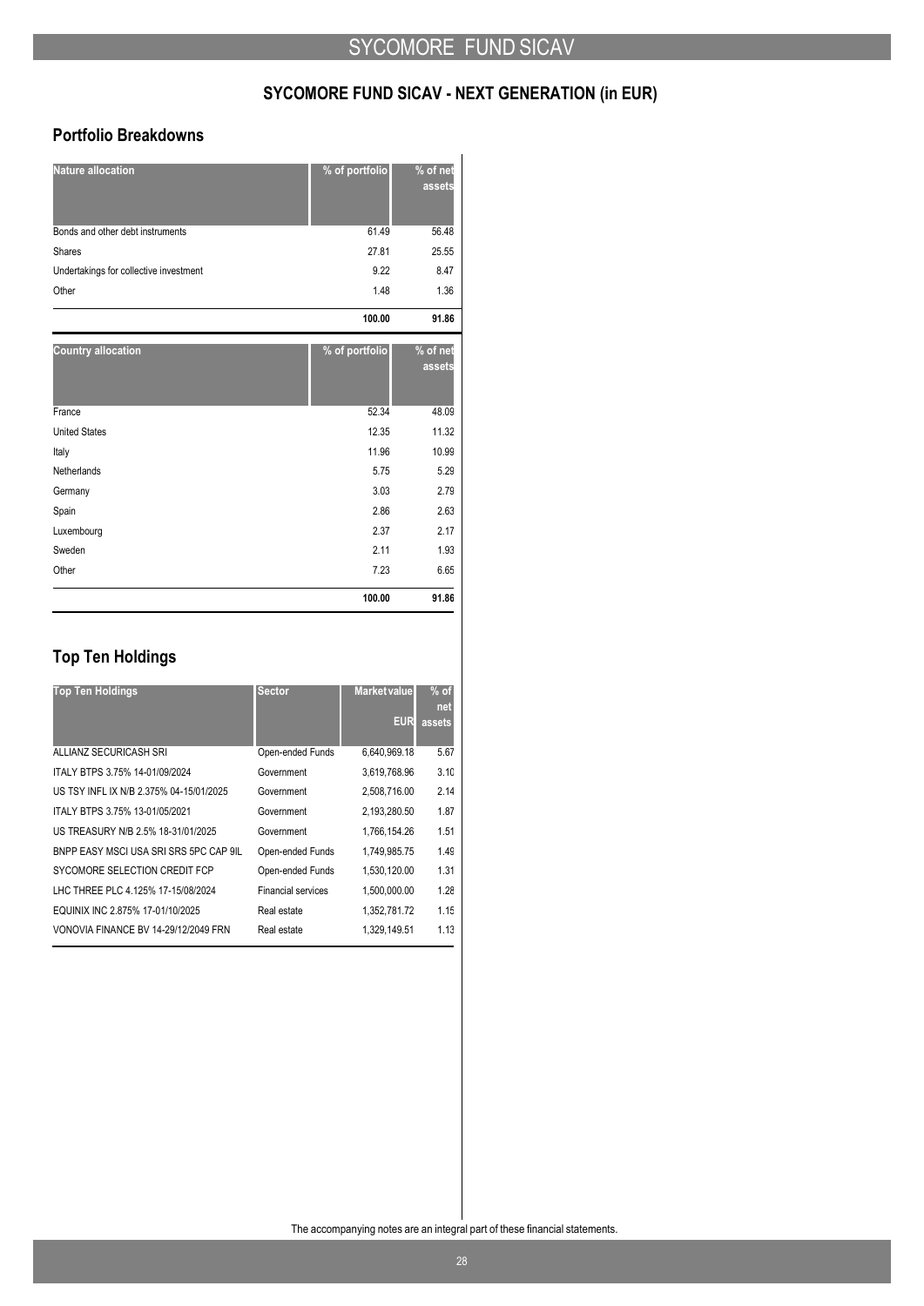## SYCOMORE FUND SICAV - NEXT GENERATION (in EUR)

### Portfolio Breakdowns

| Nature allocation | % of portfolio | % of net assets |
|---|---|---|
| Bonds and other debt instruments | 61.49 | 56.48 |
| Shares | 27.81 | 25.55 |
| Undertakings for collective investment | 9.22 | 8.47 |
| Other | 1.48 | 1.36 |
| | **100.00** | **91.86** |

| Country allocation | % of portfolio | % of net assets |
|---|---|---|
| France | 52.34 | 48.09 |
| United States | 12.35 | 11.32 |
| Italy | 11.96 | 10.99 |
| Netherlands | 5.75 | 5.29 |
| Germany | 3.03 | 2.79 |
| Spain | 2.86 | 2.63 |
| Luxembourg | 2.37 | 2.17 |
| Sweden | 2.11 | 1.93 |
| Other | 7.23 | 6.65 |
| | **100.00** | **91.86** |

## Top Ten Holdings

| Top Ten Holdings | Sector | Market value EUR | % of net assets |
|---|---|---|---|
| ALLIANZ SECURICASH SRI | Open-ended Funds | 6,640,969.18 | 5.67 |
| ITALY BTPS 3.75% 14-01/09/2024 | Government | 3,619,768.96 | 3.10 |
| US TSY INFL IX N/B 2.375% 04-15/01/2025 | Government | 2,508,716.00 | 2.14 |
| ITALY BTPS 3.75% 13-01/05/2021 | Government | 2,193,280.50 | 1.87 |
| US TREASURY N/B 2.5% 18-31/01/2025 | Government | 1,766,154.26 | 1.51 |
| BNPP EASY MSCI USA SRI SRS 5PC CAP 9IL | Open-ended Funds | 1,749,985.75 | 1.49 |
| SYCOMORE SELECTION CREDIT FCP | Open-ended Funds | 1,530,120.00 | 1.31 |
| LHC THREE PLC 4.125% 17-15/08/2024 | Financial services | 1,500,000.00 | 1.28 |
| EQUINIX INC 2.875% 17-01/10/2025 | Real estate | 1,352,781.72 | 1.15 |
| VONOVIA FINANCE BV 14-29/12/2049 FRN | Real estate | 1,329,149.51 | 1.13 |

The accompanying notes are an integral part of these financial statements.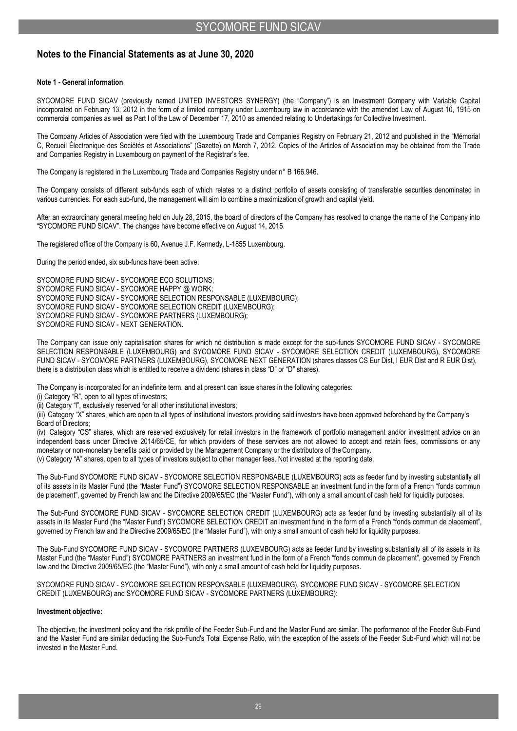## Notes to the Financial Statements as at June 30, 2020

### Note 1 - General information

SYCOMORE FUND SICAV (previously named UNITED INVESTORS SYNERGY) (the "Company") is an Investment Company with Variable Capital incorporated on February 13, 2012 in the form of a limited company under Luxembourg law in accordance with the amended Law of August 10, 1915 on commercial companies as well as Part I of the Law of December 17, 2010 as amended relating to Undertakings for Collective Investment.

The Company Articles of Association were filed with the Luxembourg Trade and Companies Registry on February 21, 2012 and published in the "Mémorial C, Recueil Électronique des Sociétés et Associations" (Gazette) on March 7, 2012. Copies of the Articles of Association may be obtained from the Trade and Companies Registry in Luxembourg on payment of the Registrar's fee.

The Company is registered in the Luxembourg Trade and Companies Registry under n° B 166.946.

The Company consists of different sub-funds each of which relates to a distinct portfolio of assets consisting of transferable securities denominated in various currencies. For each sub-fund, the management will aim to combine a maximization of growth and capital yield.

After an extraordinary general meeting held on July 28, 2015, the board of directors of the Company has resolved to change the name of the Company into "SYCOMORE FUND SICAV". The changes have become effective on August 14, 2015.

The registered office of the Company is 60, Avenue J.F. Kennedy, L-1855 Luxembourg.

During the period ended, six sub-funds have been active:

SYCOMORE FUND SICAV - SYCOMORE ECO SOLUTIONS;
SYCOMORE FUND SICAV - SYCOMORE HAPPY @ WORK;
SYCOMORE FUND SICAV - SYCOMORE SELECTION RESPONSABLE (LUXEMBOURG);
SYCOMORE FUND SICAV - SYCOMORE SELECTION CREDIT (LUXEMBOURG);
SYCOMORE FUND SICAV - SYCOMORE PARTNERS (LUXEMBOURG);
SYCOMORE FUND SICAV - NEXT GENERATION.

The Company can issue only capitalisation shares for which no distribution is made except for the sub-funds SYCOMORE FUND SICAV - SYCOMORE SELECTION RESPONSABLE (LUXEMBOURG) and SYCOMORE FUND SICAV - SYCOMORE SELECTION CREDIT (LUXEMBOURG), SYCOMORE FUND SICAV - SYCOMORE PARTNERS (LUXEMBOURG), SYCOMORE NEXT GENERATION (shares classes CS Eur Dist, I EUR Dist and R EUR Dist), there is a distribution class which is entitled to receive a dividend (shares in class "D" or "D" shares).

The Company is incorporated for an indefinite term, and at present can issue shares in the following categories:

(i) Category "R", open to all types of investors;
(ii) Category "I", exclusively reserved for all other institutional investors;
(iii) Category "X" shares, which are open to all types of institutional investors providing said investors have been approved beforehand by the Company's Board of Directors;
(iv) Category "CS" shares, which are reserved exclusively for retail investors in the framework of portfolio management and/or investment advice on an independent basis under Directive 2014/65/CE, for which providers of these services are not allowed to accept and retain fees, commissions or any monetary or non-monetary benefits paid or provided by the Management Company or the distributors of the Company.
(v) Category "A" shares, open to all types of investors subject to other manager fees. Not invested at the reporting date.

The Sub-Fund SYCOMORE FUND SICAV - SYCOMORE SELECTION RESPONSABLE (LUXEMBOURG) acts as feeder fund by investing substantially all of its assets in its Master Fund (the "Master Fund") SYCOMORE SELECTION RESPONSABLE an investment fund in the form of a French "fonds commun de placement", governed by French law and the Directive 2009/65/EC (the "Master Fund"), with only a small amount of cash held for liquidity purposes.

The Sub-Fund SYCOMORE FUND SICAV - SYCOMORE SELECTION CREDIT (LUXEMBOURG) acts as feeder fund by investing substantially all of its assets in its Master Fund (the "Master Fund") SYCOMORE SELECTION CREDIT an investment fund in the form of a French "fonds commun de placement", governed by French law and the Directive 2009/65/EC (the "Master Fund"), with only a small amount of cash held for liquidity purposes.

The Sub-Fund SYCOMORE FUND SICAV - SYCOMORE PARTNERS (LUXEMBOURG) acts as feeder fund by investing substantially all of its assets in its Master Fund (the "Master Fund") SYCOMORE PARTNERS an investment fund in the form of a French "fonds commun de placement", governed by French law and the Directive 2009/65/EC (the "Master Fund"), with only a small amount of cash held for liquidity purposes.

SYCOMORE FUND SICAV - SYCOMORE SELECTION RESPONSABLE (LUXEMBOURG), SYCOMORE FUND SICAV - SYCOMORE SELECTION CREDIT (LUXEMBOURG) and SYCOMORE FUND SICAV - SYCOMORE PARTNERS (LUXEMBOURG):

**Investment objective:**

The objective, the investment policy and the risk profile of the Feeder Sub-Fund and the Master Fund are similar. The performance of the Feeder Sub-Fund and the Master Fund are similar deducting the Sub-Fund's Total Expense Ratio, with the exception of the assets of the Feeder Sub-Fund which will not be invested in the Master Fund.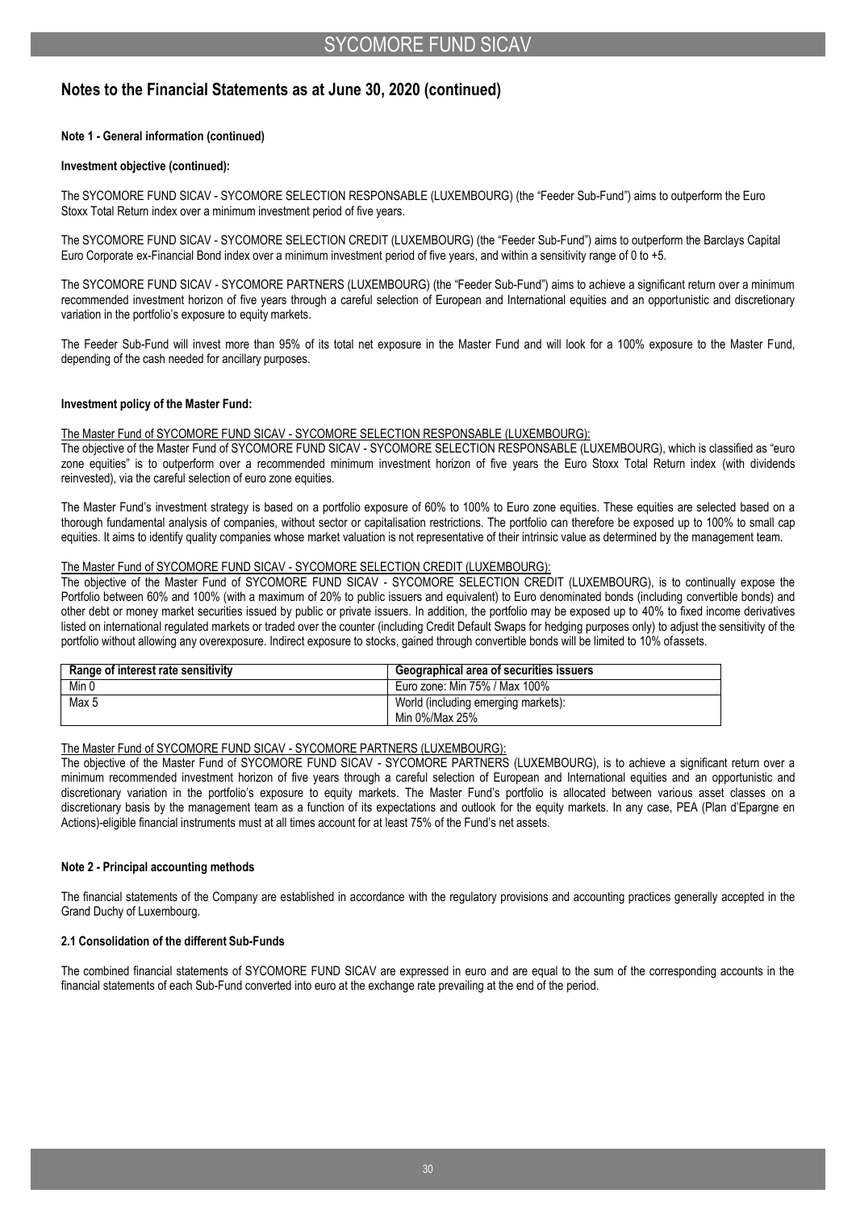## Notes to the Financial Statements as at June 30, 2020 (continued)

**Note 1 - General information (continued)**

**Investment objective (continued):**

The SYCOMORE FUND SICAV - SYCOMORE SELECTION RESPONSABLE (LUXEMBOURG) (the "Feeder Sub-Fund") aims to outperform the Euro Stoxx Total Return index over a minimum investment period of five years.

The SYCOMORE FUND SICAV - SYCOMORE SELECTION CREDIT (LUXEMBOURG) (the "Feeder Sub-Fund") aims to outperform the Barclays Capital Euro Corporate ex-Financial Bond index over a minimum investment period of five years, and within a sensitivity range of 0 to +5.

The SYCOMORE FUND SICAV - SYCOMORE PARTNERS (LUXEMBOURG) (the "Feeder Sub-Fund") aims to achieve a significant return over a minimum recommended investment horizon of five years through a careful selection of European and International equities and an opportunistic and discretionary variation in the portfolio's exposure to equity markets.

The Feeder Sub-Fund will invest more than 95% of its total net exposure in the Master Fund and will look for a 100% exposure to the Master Fund, depending of the cash needed for ancillary purposes.

**Investment policy of the Master Fund:**

The Master Fund of SYCOMORE FUND SICAV - SYCOMORE SELECTION RESPONSABLE (LUXEMBOURG):

The objective of the Master Fund of SYCOMORE FUND SICAV - SYCOMORE SELECTION RESPONSABLE (LUXEMBOURG), which is classified as "euro zone equities" is to outperform over a recommended minimum investment horizon of five years the Euro Stoxx Total Return index (with dividends reinvested), via the careful selection of euro zone equities.

The Master Fund's investment strategy is based on a portfolio exposure of 60% to 100% to Euro zone equities. These equities are selected based on a thorough fundamental analysis of companies, without sector or capitalisation restrictions. The portfolio can therefore be exposed up to 100% to small cap equities. It aims to identify quality companies whose market valuation is not representative of their intrinsic value as determined by the management team.

The Master Fund of SYCOMORE FUND SICAV - SYCOMORE SELECTION CREDIT (LUXEMBOURG):

The objective of the Master Fund of SYCOMORE FUND SICAV - SYCOMORE SELECTION CREDIT (LUXEMBOURG), is to continually expose the Portfolio between 60% and 100% (with a maximum of 20% to public issuers and equivalent) to Euro denominated bonds (including convertible bonds) and other debt or money market securities issued by public or private issuers. In addition, the portfolio may be exposed up to 40% to fixed income derivatives listed on international regulated markets or traded over the counter (including Credit Default Swaps for hedging purposes only) to adjust the sensitivity of the portfolio without allowing any overexposure. Indirect exposure to stocks, gained through convertible bonds will be limited to 10% ofassets.

| Range of interest rate sensitivity | Geographical area of securities issuers |
|---|---|
| Min 0 | Euro zone: Min 75% / Max 100% |
| Max 5 | World (including emerging markets): Min 0%/Max 25% |

The Master Fund of SYCOMORE FUND SICAV - SYCOMORE PARTNERS (LUXEMBOURG):

The objective of the Master Fund of SYCOMORE FUND SICAV - SYCOMORE PARTNERS (LUXEMBOURG), is to achieve a significant return over a minimum recommended investment horizon of five years through a careful selection of European and International equities and an opportunistic and discretionary variation in the portfolio's exposure to equity markets. The Master Fund's portfolio is allocated between various asset classes on a discretionary basis by the management team as a function of its expectations and outlook for the equity markets. In any case, PEA (Plan d'Epargne en Actions)-eligible financial instruments must at all times account for at least 75% of the Fund's net assets.

**Note 2 - Principal accounting methods**

The financial statements of the Company are established in accordance with the regulatory provisions and accounting practices generally accepted in the Grand Duchy of Luxembourg.

**2.1 Consolidation of the different Sub-Funds**

The combined financial statements of SYCOMORE FUND SICAV are expressed in euro and are equal to the sum of the corresponding accounts in the financial statements of each Sub-Fund converted into euro at the exchange rate prevailing at the end of the period.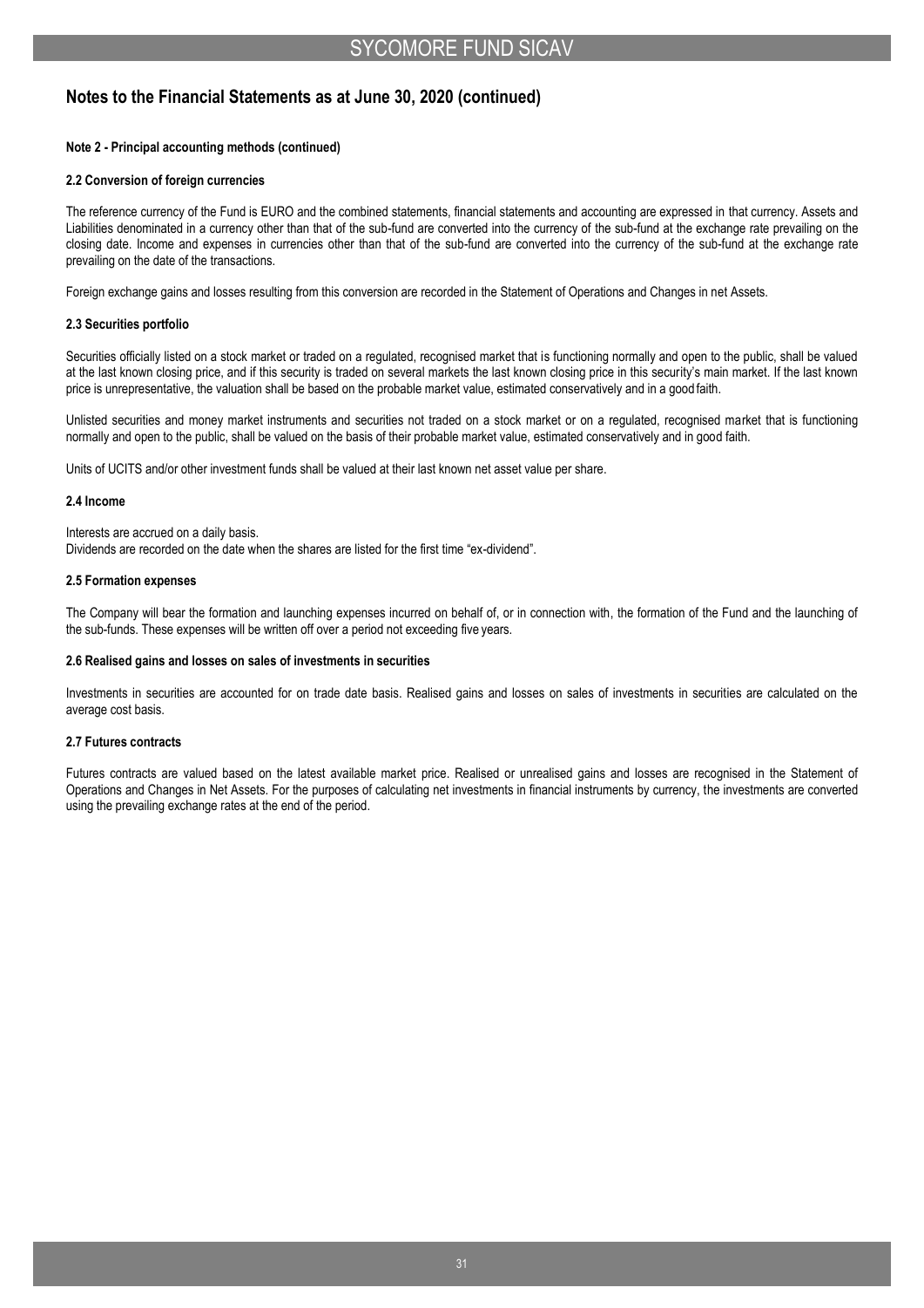## Notes to the Financial Statements as at June 30, 2020 (continued)

**Note 2 - Principal accounting methods (continued)**

**2.2 Conversion of foreign currencies**

The reference currency of the Fund is EURO and the combined statements, financial statements and accounting are expressed in that currency. Assets and Liabilities denominated in a currency other than that of the sub-fund are converted into the currency of the sub-fund at the exchange rate prevailing on the closing date. Income and expenses in currencies other than that of the sub-fund are converted into the currency of the sub-fund at the exchange rate prevailing on the date of the transactions.

Foreign exchange gains and losses resulting from this conversion are recorded in the Statement of Operations and Changes in net Assets.

**2.3 Securities portfolio**

Securities officially listed on a stock market or traded on a regulated, recognised market that is functioning normally and open to the public, shall be valued at the last known closing price, and if this security is traded on several markets the last known closing price in this security's main market. If the last known price is unrepresentative, the valuation shall be based on the probable market value, estimated conservatively and in a good faith.

Unlisted securities and money market instruments and securities not traded on a stock market or on a regulated, recognised market that is functioning normally and open to the public, shall be valued on the basis of their probable market value, estimated conservatively and in good faith.

Units of UCITS and/or other investment funds shall be valued at their last known net asset value per share.

**2.4 Income**

Interests are accrued on a daily basis.
Dividends are recorded on the date when the shares are listed for the first time "ex-dividend".

**2.5 Formation expenses**

The Company will bear the formation and launching expenses incurred on behalf of, or in connection with, the formation of the Fund and the launching of the sub-funds. These expenses will be written off over a period not exceeding five years.

**2.6 Realised gains and losses on sales of investments in securities**

Investments in securities are accounted for on trade date basis. Realised gains and losses on sales of investments in securities are calculated on the average cost basis.

**2.7 Futures contracts**

Futures contracts are valued based on the latest available market price. Realised or unrealised gains and losses are recognised in the Statement of Operations and Changes in Net Assets. For the purposes of calculating net investments in financial instruments by currency, the investments are converted using the prevailing exchange rates at the end of the period.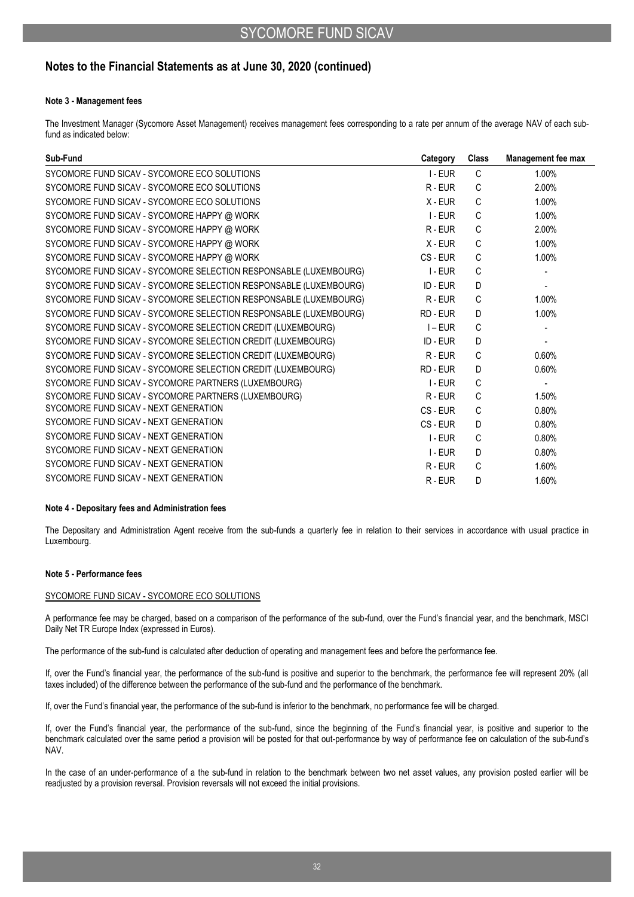## Notes to the Financial Statements as at June 30, 2020 (continued)

**Note 3 - Management fees**

The Investment Manager (Sycomore Asset Management) receives management fees corresponding to a rate per annum of the average NAV of each sub-fund as indicated below:

| Sub-Fund | Category | Class | Management fee max |
|---|---|---|---|
| SYCOMORE FUND SICAV - SYCOMORE ECO SOLUTIONS | I - EUR | C | 1.00% |
| SYCOMORE FUND SICAV - SYCOMORE ECO SOLUTIONS | R - EUR | C | 2.00% |
| SYCOMORE FUND SICAV - SYCOMORE ECO SOLUTIONS | X - EUR | C | 1.00% |
| SYCOMORE FUND SICAV - SYCOMORE HAPPY @ WORK | I - EUR | C | 1.00% |
| SYCOMORE FUND SICAV - SYCOMORE HAPPY @ WORK | R - EUR | C | 2.00% |
| SYCOMORE FUND SICAV - SYCOMORE HAPPY @ WORK | X - EUR | C | 1.00% |
| SYCOMORE FUND SICAV - SYCOMORE HAPPY @ WORK | CS - EUR | C | 1.00% |
| SYCOMORE FUND SICAV - SYCOMORE SELECTION RESPONSABLE (LUXEMBOURG) | I - EUR | C | - |
| SYCOMORE FUND SICAV - SYCOMORE SELECTION RESPONSABLE (LUXEMBOURG) | ID - EUR | D | - |
| SYCOMORE FUND SICAV - SYCOMORE SELECTION RESPONSABLE (LUXEMBOURG) | R - EUR | C | 1.00% |
| SYCOMORE FUND SICAV - SYCOMORE SELECTION RESPONSABLE (LUXEMBOURG) | RD - EUR | D | 1.00% |
| SYCOMORE FUND SICAV - SYCOMORE SELECTION CREDIT (LUXEMBOURG) | I – EUR | C | - |
| SYCOMORE FUND SICAV - SYCOMORE SELECTION CREDIT (LUXEMBOURG) | ID - EUR | D | - |
| SYCOMORE FUND SICAV - SYCOMORE SELECTION CREDIT (LUXEMBOURG) | R - EUR | C | 0.60% |
| SYCOMORE FUND SICAV - SYCOMORE SELECTION CREDIT (LUXEMBOURG) | RD - EUR | D | 0.60% |
| SYCOMORE FUND SICAV - SYCOMORE PARTNERS (LUXEMBOURG) | I - EUR | C | - |
| SYCOMORE FUND SICAV - SYCOMORE PARTNERS (LUXEMBOURG) | R - EUR | C | 1.50% |
| SYCOMORE FUND SICAV - NEXT GENERATION | CS - EUR | C | 0.80% |
| SYCOMORE FUND SICAV - NEXT GENERATION | CS - EUR | D | 0.80% |
| SYCOMORE FUND SICAV - NEXT GENERATION | I - EUR | C | 0.80% |
| SYCOMORE FUND SICAV - NEXT GENERATION | I - EUR | D | 0.80% |
| SYCOMORE FUND SICAV - NEXT GENERATION | R - EUR | C | 1.60% |
| SYCOMORE FUND SICAV - NEXT GENERATION | R - EUR | D | 1.60% |

**Note 4 - Depositary fees and Administration fees**

The Depositary and Administration Agent receive from the sub-funds a quarterly fee in relation to their services in accordance with usual practice in Luxembourg.

**Note 5 - Performance fees**

SYCOMORE FUND SICAV - SYCOMORE ECO SOLUTIONS

A performance fee may be charged, based on a comparison of the performance of the sub-fund, over the Fund's financial year, and the benchmark, MSCI Daily Net TR Europe Index (expressed in Euros).

The performance of the sub-fund is calculated after deduction of operating and management fees and before the performance fee.

If, over the Fund's financial year, the performance of the sub-fund is positive and superior to the benchmark, the performance fee will represent 20% (all taxes included) of the difference between the performance of the sub-fund and the performance of the benchmark.

If, over the Fund's financial year, the performance of the sub-fund is inferior to the benchmark, no performance fee will be charged.

If, over the Fund's financial year, the performance of the sub-fund, since the beginning of the Fund's financial year, is positive and superior to the benchmark calculated over the same period a provision will be posted for that out-performance by way of performance fee on calculation of the sub-fund's NAV.

In the case of an under-performance of a the sub-fund in relation to the benchmark between two net asset values, any provision posted earlier will be readjusted by a provision reversal. Provision reversals will not exceed the initial provisions.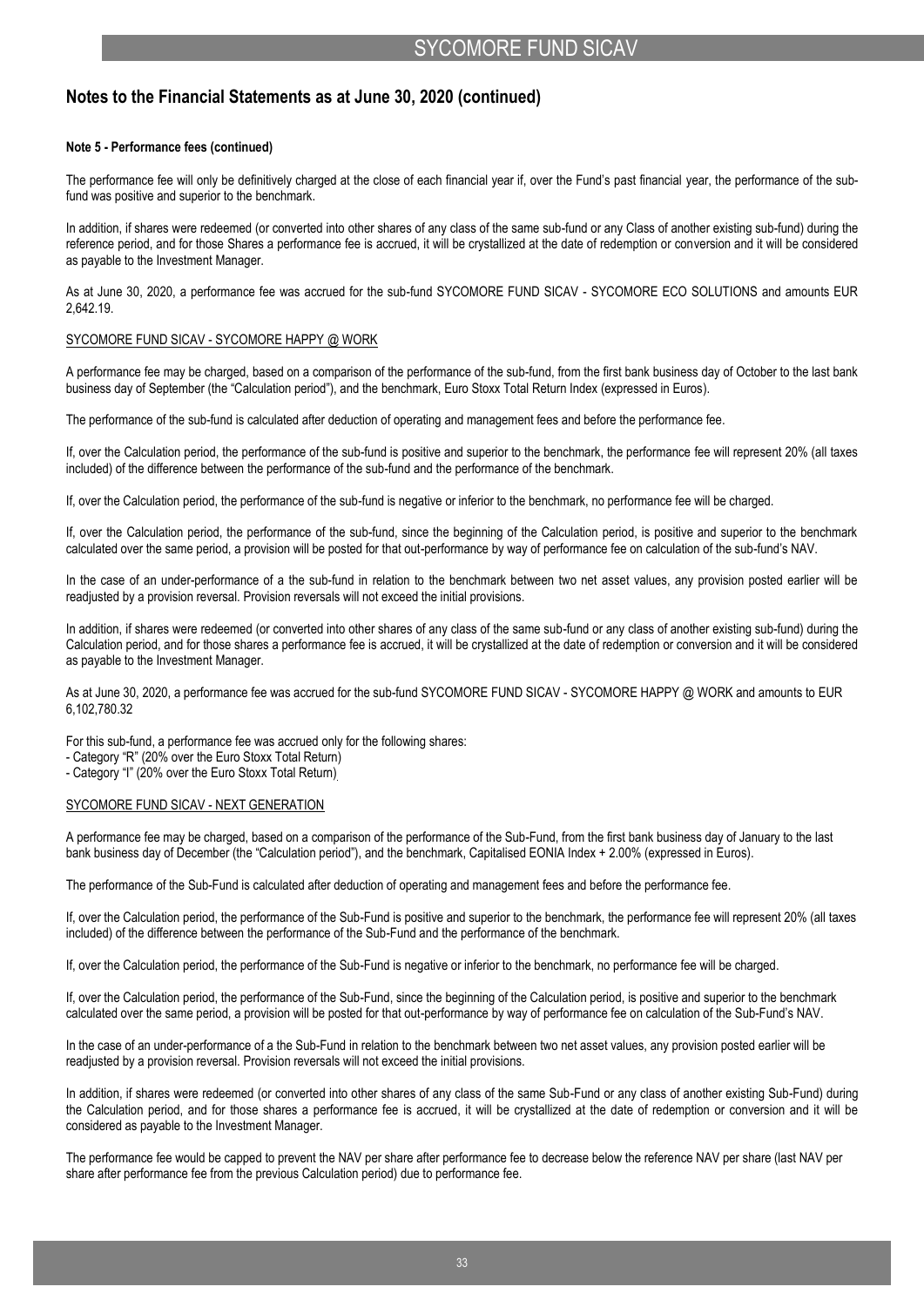## Notes to the Financial Statements as at June 30, 2020 (continued)

**Note 5 - Performance fees (continued)**

The performance fee will only be definitively charged at the close of each financial year if, over the Fund's past financial year, the performance of the sub-fund was positive and superior to the benchmark.

In addition, if shares were redeemed (or converted into other shares of any class of the same sub-fund or any Class of another existing sub-fund) during the reference period, and for those Shares a performance fee is accrued, it will be crystallized at the date of redemption or conversion and it will be considered as payable to the Investment Manager.

As at June 30, 2020, a performance fee was accrued for the sub-fund SYCOMORE FUND SICAV - SYCOMORE ECO SOLUTIONS and amounts EUR 2,642.19.

SYCOMORE FUND SICAV - SYCOMORE HAPPY @ WORK

A performance fee may be charged, based on a comparison of the performance of the sub-fund, from the first bank business day of October to the last bank business day of September (the "Calculation period"), and the benchmark, Euro Stoxx Total Return Index (expressed in Euros).

The performance of the sub-fund is calculated after deduction of operating and management fees and before the performance fee.

If, over the Calculation period, the performance of the sub-fund is positive and superior to the benchmark, the performance fee will represent 20% (all taxes included) of the difference between the performance of the sub-fund and the performance of the benchmark.

If, over the Calculation period, the performance of the sub-fund is negative or inferior to the benchmark, no performance fee will be charged.

If, over the Calculation period, the performance of the sub-fund, since the beginning of the Calculation period, is positive and superior to the benchmark calculated over the same period, a provision will be posted for that out-performance by way of performance fee on calculation of the sub-fund's NAV.

In the case of an under-performance of a the sub-fund in relation to the benchmark between two net asset values, any provision posted earlier will be readjusted by a provision reversal. Provision reversals will not exceed the initial provisions.

In addition, if shares were redeemed (or converted into other shares of any class of the same sub-fund or any class of another existing sub-fund) during the Calculation period, and for those shares a performance fee is accrued, it will be crystallized at the date of redemption or conversion and it will be considered as payable to the Investment Manager.

As at June 30, 2020, a performance fee was accrued for the sub-fund SYCOMORE FUND SICAV - SYCOMORE HAPPY @ WORK and amounts to EUR 6,102,780.32

For this sub-fund, a performance fee was accrued only for the following shares:
- Category "R" (20% over the Euro Stoxx Total Return)
- Category "I" (20% over the Euro Stoxx Total Return)

SYCOMORE FUND SICAV - NEXT GENERATION

A performance fee may be charged, based on a comparison of the performance of the Sub-Fund, from the first bank business day of January to the last bank business day of December (the "Calculation period"), and the benchmark, Capitalised EONIA Index + 2.00% (expressed in Euros).

The performance of the Sub-Fund is calculated after deduction of operating and management fees and before the performance fee.

If, over the Calculation period, the performance of the Sub-Fund is positive and superior to the benchmark, the performance fee will represent 20% (all taxes included) of the difference between the performance of the Sub-Fund and the performance of the benchmark.

If, over the Calculation period, the performance of the Sub-Fund is negative or inferior to the benchmark, no performance fee will be charged.

If, over the Calculation period, the performance of the Sub-Fund, since the beginning of the Calculation period, is positive and superior to the benchmark calculated over the same period, a provision will be posted for that out-performance by way of performance fee on calculation of the Sub-Fund's NAV.

In the case of an under-performance of a the Sub-Fund in relation to the benchmark between two net asset values, any provision posted earlier will be readjusted by a provision reversal. Provision reversals will not exceed the initial provisions.

In addition, if shares were redeemed (or converted into other shares of any class of the same Sub-Fund or any class of another existing Sub-Fund) during the Calculation period, and for those shares a performance fee is accrued, it will be crystallized at the date of redemption or conversion and it will be considered as payable to the Investment Manager.

The performance fee would be capped to prevent the NAV per share after performance fee to decrease below the reference NAV per share (last NAV per share after performance fee from the previous Calculation period) due to performance fee.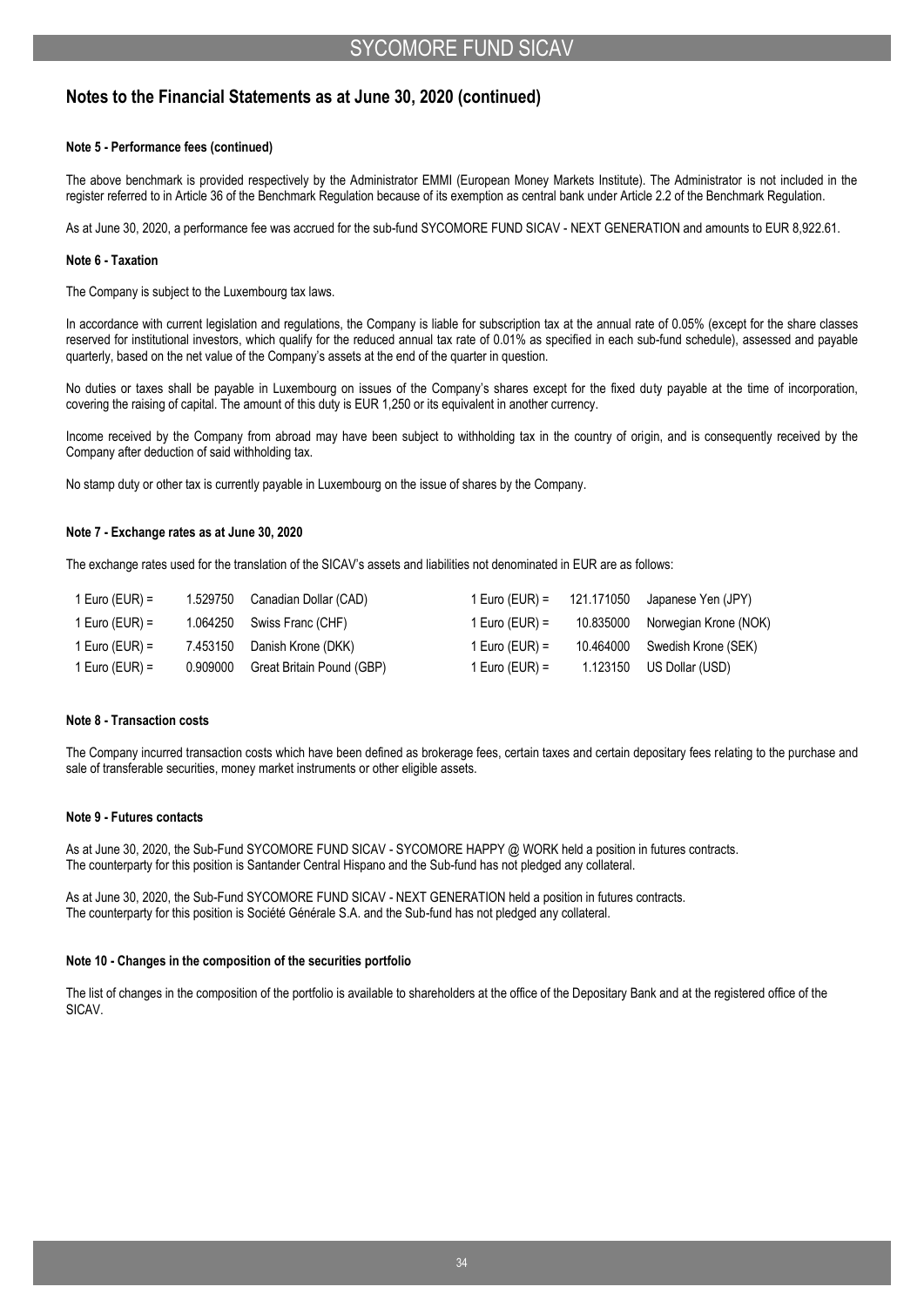## Notes to the Financial Statements as at June 30, 2020 (continued)

**Note 5 - Performance fees (continued)**

The above benchmark is provided respectively by the Administrator EMMI (European Money Markets Institute). The Administrator is not included in the register referred to in Article 36 of the Benchmark Regulation because of its exemption as central bank under Article 2.2 of the Benchmark Regulation.

As at June 30, 2020, a performance fee was accrued for the sub-fund SYCOMORE FUND SICAV - NEXT GENERATION and amounts to EUR 8,922.61.

**Note 6 - Taxation**

The Company is subject to the Luxembourg tax laws.

In accordance with current legislation and regulations, the Company is liable for subscription tax at the annual rate of 0.05% (except for the share classes reserved for institutional investors, which qualify for the reduced annual tax rate of 0.01% as specified in each sub-fund schedule), assessed and payable quarterly, based on the net value of the Company's assets at the end of the quarter in question.

No duties or taxes shall be payable in Luxembourg on issues of the Company's shares except for the fixed duty payable at the time of incorporation, covering the raising of capital. The amount of this duty is EUR 1,250 or its equivalent in another currency.

Income received by the Company from abroad may have been subject to withholding tax in the country of origin, and is consequently received by the Company after deduction of said withholding tax.

No stamp duty or other tax is currently payable in Luxembourg on the issue of shares by the Company.

**Note 7 - Exchange rates as at June 30, 2020**

The exchange rates used for the translation of the SICAV's assets and liabilities not denominated in EUR are as follows:

| | | | | | |
|---|---|---|---|---|---|
| 1 Euro (EUR) = | 1.529750 | Canadian Dollar (CAD) | 1 Euro (EUR) = | 121.171050 | Japanese Yen (JPY) |
| 1 Euro (EUR) = | 1.064250 | Swiss Franc (CHF) | 1 Euro (EUR) = | 10.835000 | Norwegian Krone (NOK) |
| 1 Euro (EUR) = | 7.453150 | Danish Krone (DKK) | 1 Euro (EUR) = | 10.464000 | Swedish Krone (SEK) |
| 1 Euro (EUR) = | 0.909000 | Great Britain Pound (GBP) | 1 Euro (EUR) = | 1.123150 | US Dollar (USD) |

**Note 8 - Transaction costs**

The Company incurred transaction costs which have been defined as brokerage fees, certain taxes and certain depositary fees relating to the purchase and sale of transferable securities, money market instruments or other eligible assets.

**Note 9 - Futures contacts**

As at June 30, 2020, the Sub-Fund SYCOMORE FUND SICAV - SYCOMORE HAPPY @ WORK held a position in futures contracts.
The counterparty for this position is Santander Central Hispano and the Sub-fund has not pledged any collateral.

As at June 30, 2020, the Sub-Fund SYCOMORE FUND SICAV - NEXT GENERATION held a position in futures contracts.
The counterparty for this position is Société Générale S.A. and the Sub-fund has not pledged any collateral.

**Note 10 - Changes in the composition of the securities portfolio**

The list of changes in the composition of the portfolio is available to shareholders at the office of the Depositary Bank and at the registered office of the SICAV.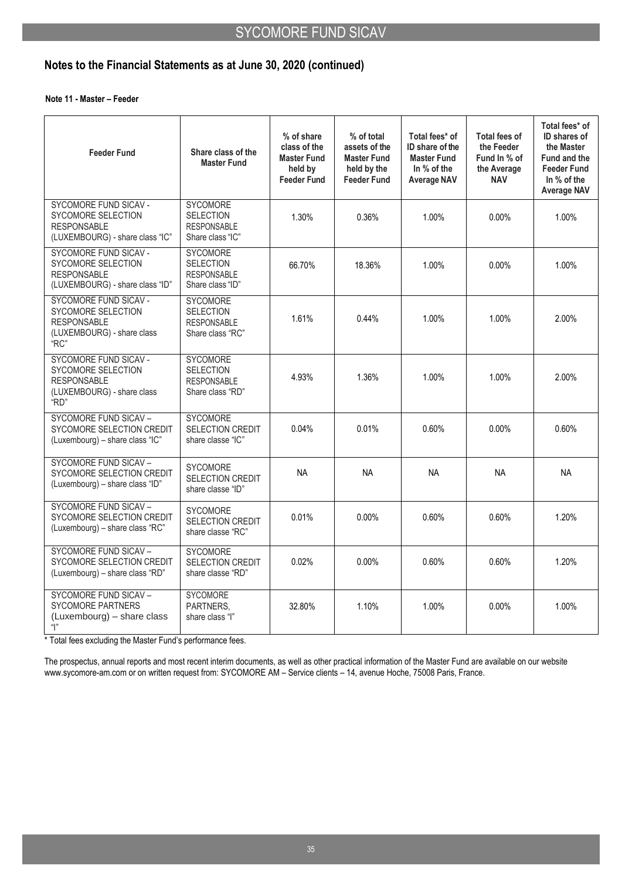## Notes to the Financial Statements as at June 30, 2020 (continued)

### Note 11 - Master – Feeder

| Feeder Fund | Share class of the Master Fund | % of share class of the Master Fund held by Feeder Fund | % of total assets of the Master Fund held by the Feeder Fund | Total fees* of ID share of the Master Fund In % of the Average NAV | Total fees of the Feeder Fund In % of the Average NAV | Total fees* of ID shares of the Master Fund and the Feeder Fund In % of the Average NAV |
|---|---|---|---|---|---|---|
| SYCOMORE FUND SICAV - SYCOMORE SELECTION RESPONSABLE (LUXEMBOURG) - share class "IC" | SYCOMORE SELECTION RESPONSABLE Share class "IC" | 1.30% | 0.36% | 1.00% | 0.00% | 1.00% |
| SYCOMORE FUND SICAV - SYCOMORE SELECTION RESPONSABLE (LUXEMBOURG) - share class "ID" | SYCOMORE SELECTION RESPONSABLE Share class "ID" | 66.70% | 18.36% | 1.00% | 0.00% | 1.00% |
| SYCOMORE FUND SICAV - SYCOMORE SELECTION RESPONSABLE (LUXEMBOURG) - share class "RC" | SYCOMORE SELECTION RESPONSABLE Share class "RC" | 1.61% | 0.44% | 1.00% | 1.00% | 2.00% |
| SYCOMORE FUND SICAV - SYCOMORE SELECTION RESPONSABLE (LUXEMBOURG) - share class "RD" | SYCOMORE SELECTION RESPONSABLE Share class "RD" | 4.93% | 1.36% | 1.00% | 1.00% | 2.00% |
| SYCOMORE FUND SICAV – SYCOMORE SELECTION CREDIT (Luxembourg) – share class "IC" | SYCOMORE SELECTION CREDIT share classe "IC" | 0.04% | 0.01% | 0.60% | 0.00% | 0.60% |
| SYCOMORE FUND SICAV – SYCOMORE SELECTION CREDIT (Luxembourg) – share class "ID" | SYCOMORE SELECTION CREDIT share classe "ID" | NA | NA | NA | NA | NA |
| SYCOMORE FUND SICAV – SYCOMORE SELECTION CREDIT (Luxembourg) – share class "RC" | SYCOMORE SELECTION CREDIT share classe "RC" | 0.01% | 0.00% | 0.60% | 0.60% | 1.20% |
| SYCOMORE FUND SICAV – SYCOMORE SELECTION CREDIT (Luxembourg) – share class "RD" | SYCOMORE SELECTION CREDIT share classe "RD" | 0.02% | 0.00% | 0.60% | 0.60% | 1.20% |
| SYCOMORE FUND SICAV – SYCOMORE PARTNERS (Luxembourg) – share class "I" | SYCOMORE PARTNERS, share class "I" | 32.80% | 1.10% | 1.00% | 0.00% | 1.00% |

\* Total fees excluding the Master Fund's performance fees.

The prospectus, annual reports and most recent interim documents, as well as other practical information of the Master Fund are available on our website www.sycomore-am.com or on written request from: SYCOMORE AM – Service clients – 14, avenue Hoche, 75008 Paris, France.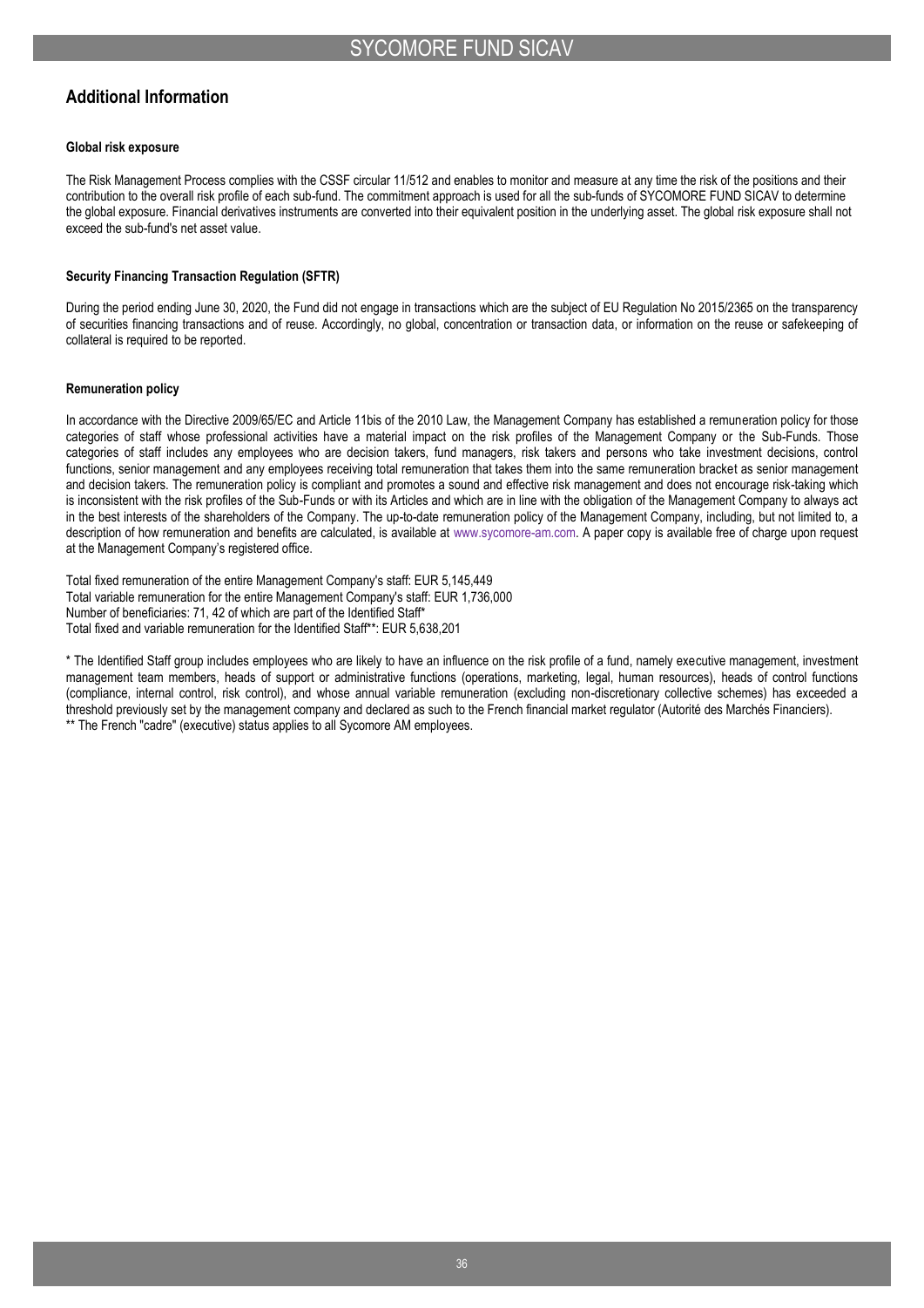## Additional Information

**Global risk exposure**

The Risk Management Process complies with the CSSF circular 11/512 and enables to monitor and measure at any time the risk of the positions and their contribution to the overall risk profile of each sub-fund. The commitment approach is used for all the sub-funds of SYCOMORE FUND SICAV to determine the global exposure. Financial derivatives instruments are converted into their equivalent position in the underlying asset. The global risk exposure shall not exceed the sub-fund's net asset value.

**Security Financing Transaction Regulation (SFTR)**

During the period ending June 30, 2020, the Fund did not engage in transactions which are the subject of EU Regulation No 2015/2365 on the transparency of securities financing transactions and of reuse. Accordingly, no global, concentration or transaction data, or information on the reuse or safekeeping of collateral is required to be reported.

**Remuneration policy**

In accordance with the Directive 2009/65/EC and Article 11bis of the 2010 Law, the Management Company has established a remuneration policy for those categories of staff whose professional activities have a material impact on the risk profiles of the Management Company or the Sub-Funds. Those categories of staff includes any employees who are decision takers, fund managers, risk takers and persons who take investment decisions, control functions, senior management and any employees receiving total remuneration that takes them into the same remuneration bracket as senior management and decision takers. The remuneration policy is compliant and promotes a sound and effective risk management and does not encourage risk-taking which is inconsistent with the risk profiles of the Sub-Funds or with its Articles and which are in line with the obligation of the Management Company to always act in the best interests of the shareholders of the Company. The up-to-date remuneration policy of the Management Company, including, but not limited to, a description of how remuneration and benefits are calculated, is available at www.sycomore-am.com. A paper copy is available free of charge upon request at the Management Company's registered office.

Total fixed remuneration of the entire Management Company's staff: EUR 5,145,449
Total variable remuneration for the entire Management Company's staff: EUR 1,736,000
Number of beneficiaries: 71, 42 of which are part of the Identified Staff*
Total fixed and variable remuneration for the Identified Staff**: EUR 5,638,201

* The Identified Staff group includes employees who are likely to have an influence on the risk profile of a fund, namely executive management, investment management team members, heads of support or administrative functions (operations, marketing, legal, human resources), heads of control functions (compliance, internal control, risk control), and whose annual variable remuneration (excluding non-discretionary collective schemes) has exceeded a threshold previously set by the management company and declared as such to the French financial market regulator (Autorité des Marchés Financiers).
** The French "cadre" (executive) status applies to all Sycomore AM employees.